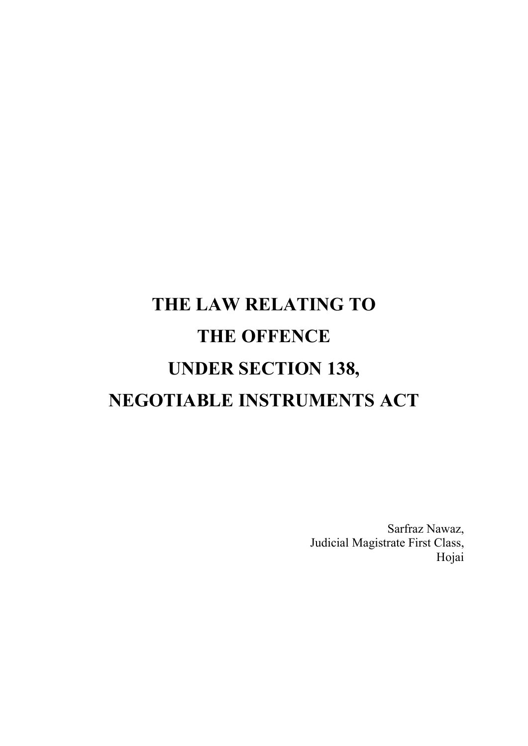# THE LAW RELATING TO THE OFFENCE UNDER SECTION 138, NEGOTIABLE INSTRUMENTS ACT

Sarfraz Nawaz,
Judicial Magistrate First Class,
Hojai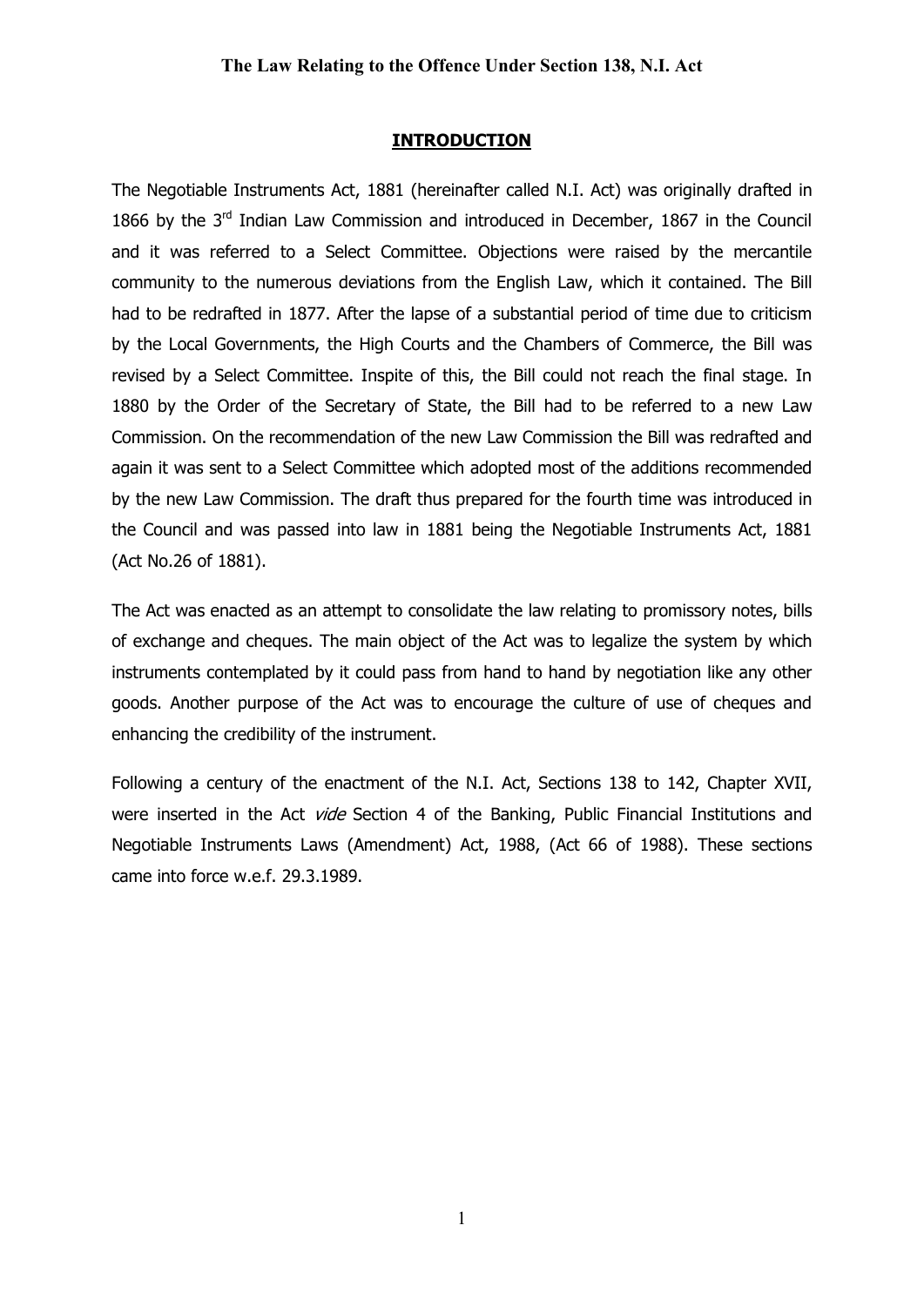## INTRODUCTION

The Negotiable Instruments Act, 1881 (hereinafter called N.I. Act) was originally drafted in 1866 by the 3rd Indian Law Commission and introduced in December, 1867 in the Council and it was referred to a Select Committee. Objections were raised by the mercantile community to the numerous deviations from the English Law, which it contained. The Bill had to be redrafted in 1877. After the lapse of a substantial period of time due to criticism by the Local Governments, the High Courts and the Chambers of Commerce, the Bill was revised by a Select Committee. Inspite of this, the Bill could not reach the final stage. In 1880 by the Order of the Secretary of State, the Bill had to be referred to a new Law Commission. On the recommendation of the new Law Commission the Bill was redrafted and again it was sent to a Select Committee which adopted most of the additions recommended by the new Law Commission. The draft thus prepared for the fourth time was introduced in the Council and was passed into law in 1881 being the Negotiable Instruments Act, 1881 (Act No.26 of 1881).

The Act was enacted as an attempt to consolidate the law relating to promissory notes, bills of exchange and cheques. The main object of the Act was to legalize the system by which instruments contemplated by it could pass from hand to hand by negotiation like any other goods. Another purpose of the Act was to encourage the culture of use of cheques and enhancing the credibility of the instrument.

Following a century of the enactment of the N.I. Act, Sections 138 to 142, Chapter XVII, were inserted in the Act *vide* Section 4 of the Banking, Public Financial Institutions and Negotiable Instruments Laws (Amendment) Act, 1988, (Act 66 of 1988). These sections came into force w.e.f. 29.3.1989.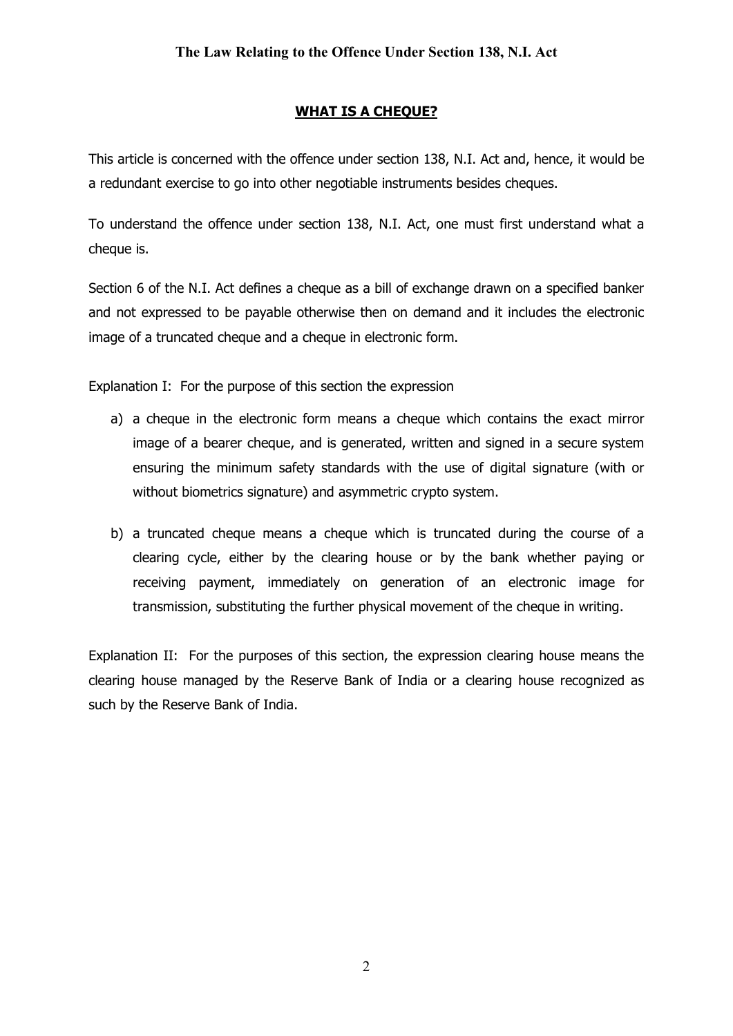## WHAT IS A CHEQUE?

This article is concerned with the offence under section 138, N.I. Act and, hence, it would be a redundant exercise to go into other negotiable instruments besides cheques.

To understand the offence under section 138, N.I. Act, one must first understand what a cheque is.

Section 6 of the N.I. Act defines a cheque as a bill of exchange drawn on a specified banker and not expressed to be payable otherwise then on demand and it includes the electronic image of a truncated cheque and a cheque in electronic form.

Explanation I: For the purpose of this section the expression

a) a cheque in the electronic form means a cheque which contains the exact mirror image of a bearer cheque, and is generated, written and signed in a secure system ensuring the minimum safety standards with the use of digital signature (with or without biometrics signature) and asymmetric crypto system.

b) a truncated cheque means a cheque which is truncated during the course of a clearing cycle, either by the clearing house or by the bank whether paying or receiving payment, immediately on generation of an electronic image for transmission, substituting the further physical movement of the cheque in writing.

Explanation II: For the purposes of this section, the expression clearing house means the clearing house managed by the Reserve Bank of India or a clearing house recognized as such by the Reserve Bank of India.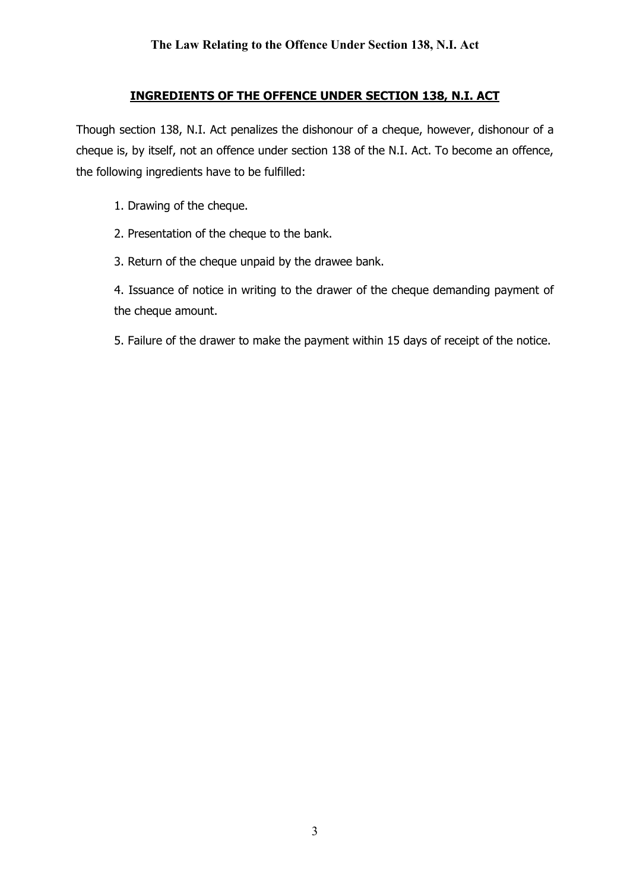## INGREDIENTS OF THE OFFENCE UNDER SECTION 138, N.I. ACT

Though section 138, N.I. Act penalizes the dishonour of a cheque, however, dishonour of a cheque is, by itself, not an offence under section 138 of the N.I. Act. To become an offence, the following ingredients have to be fulfilled:

1. Drawing of the cheque.
2. Presentation of the cheque to the bank.
3. Return of the cheque unpaid by the drawee bank.
4. Issuance of notice in writing to the drawer of the cheque demanding payment of the cheque amount.
5. Failure of the drawer to make the payment within 15 days of receipt of the notice.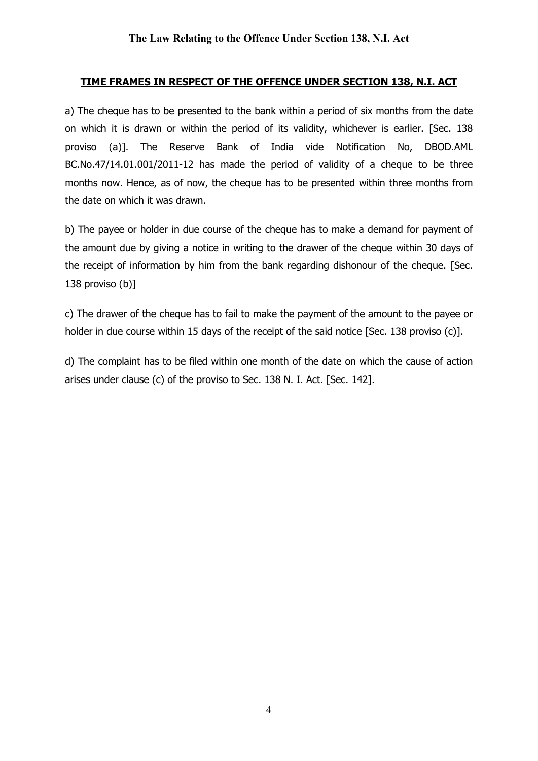## TIME FRAMES IN RESPECT OF THE OFFENCE UNDER SECTION 138, N.I. ACT

a) The cheque has to be presented to the bank within a period of six months from the date on which it is drawn or within the period of its validity, whichever is earlier. [Sec. 138 proviso (a)]. The Reserve Bank of India vide Notification No, DBOD.AML BC.No.47/14.01.001/2011-12 has made the period of validity of a cheque to be three months now. Hence, as of now, the cheque has to be presented within three months from the date on which it was drawn.

b) The payee or holder in due course of the cheque has to make a demand for payment of the amount due by giving a notice in writing to the drawer of the cheque within 30 days of the receipt of information by him from the bank regarding dishonour of the cheque. [Sec. 138 proviso (b)]

c) The drawer of the cheque has to fail to make the payment of the amount to the payee or holder in due course within 15 days of the receipt of the said notice [Sec. 138 proviso (c)].

d) The complaint has to be filed within one month of the date on which the cause of action arises under clause (c) of the proviso to Sec. 138 N. I. Act. [Sec. 142].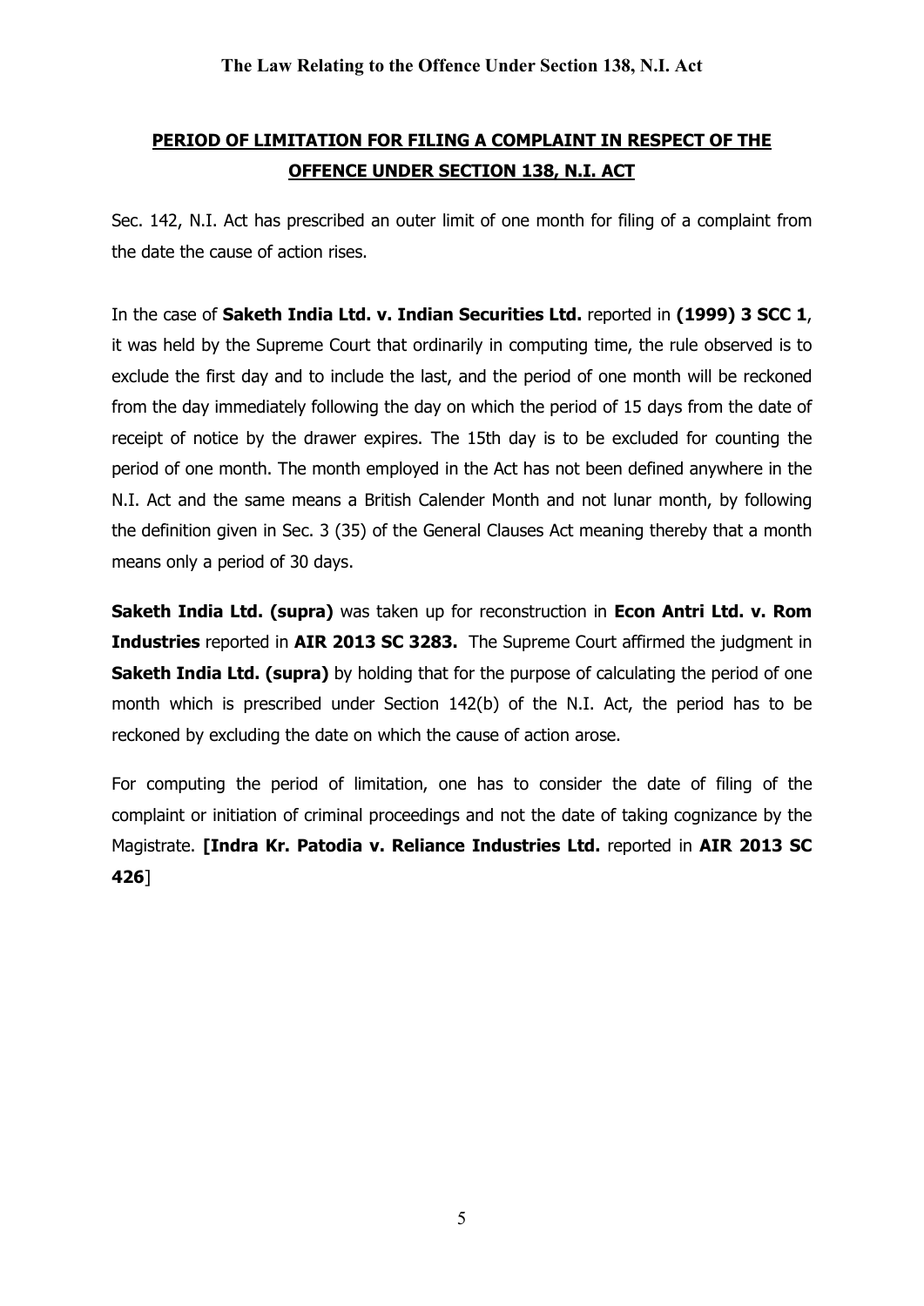## PERIOD OF LIMITATION FOR FILING A COMPLAINT IN RESPECT OF THE OFFENCE UNDER SECTION 138, N.I. ACT

Sec. 142, N.I. Act has prescribed an outer limit of one month for filing of a complaint from the date the cause of action rises.

In the case of **Saketh India Ltd. v. Indian Securities Ltd.** reported in **(1999) 3 SCC 1**, it was held by the Supreme Court that ordinarily in computing time, the rule observed is to exclude the first day and to include the last, and the period of one month will be reckoned from the day immediately following the day on which the period of 15 days from the date of receipt of notice by the drawer expires. The 15th day is to be excluded for counting the period of one month. The month employed in the Act has not been defined anywhere in the N.I. Act and the same means a British Calender Month and not lunar month, by following the definition given in Sec. 3 (35) of the General Clauses Act meaning thereby that a month means only a period of 30 days.

**Saketh India Ltd. (supra)** was taken up for reconstruction in **Econ Antri Ltd. v. Rom Industries** reported in **AIR 2013 SC 3283.** The Supreme Court affirmed the judgment in **Saketh India Ltd. (supra)** by holding that for the purpose of calculating the period of one month which is prescribed under Section 142(b) of the N.I. Act, the period has to be reckoned by excluding the date on which the cause of action arose.

For computing the period of limitation, one has to consider the date of filing of the complaint or initiation of criminal proceedings and not the date of taking cognizance by the Magistrate. **[Indra Kr. Patodia v. Reliance Industries Ltd.** reported in **AIR 2013 SC 426**]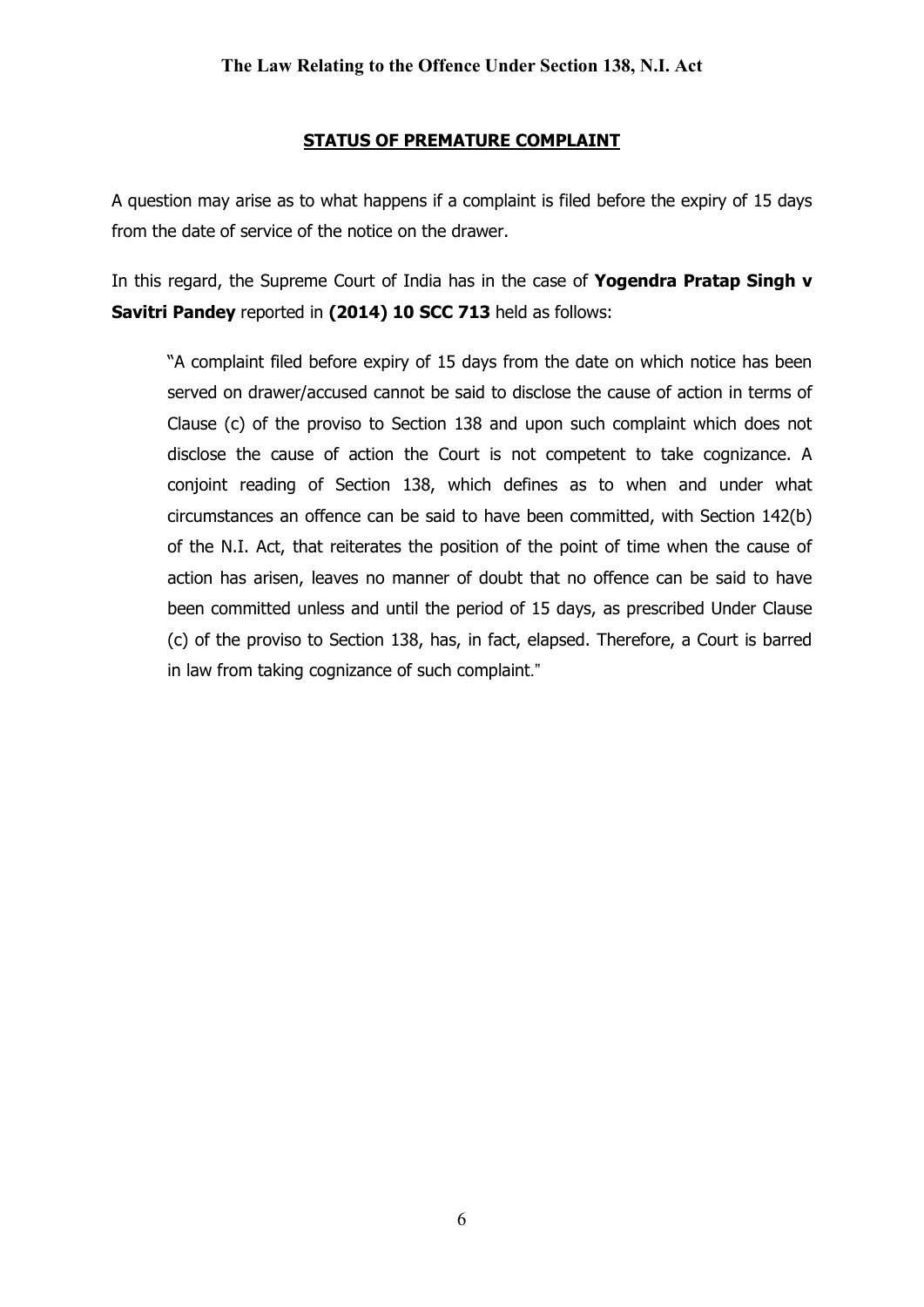## STATUS OF PREMATURE COMPLAINT

A question may arise as to what happens if a complaint is filed before the expiry of 15 days from the date of service of the notice on the drawer.

In this regard, the Supreme Court of India has in the case of **Yogendra Pratap Singh v Savitri Pandey** reported in **(2014) 10 SCC 713** held as follows:

> "A complaint filed before expiry of 15 days from the date on which notice has been served on drawer/accused cannot be said to disclose the cause of action in terms of Clause (c) of the proviso to Section 138 and upon such complaint which does not disclose the cause of action the Court is not competent to take cognizance. A conjoint reading of Section 138, which defines as to when and under what circumstances an offence can be said to have been committed, with Section 142(b) of the N.I. Act, that reiterates the position of the point of time when the cause of action has arisen, leaves no manner of doubt that no offence can be said to have been committed unless and until the period of 15 days, as prescribed Under Clause (c) of the proviso to Section 138, has, in fact, elapsed. Therefore, a Court is barred in law from taking cognizance of such complaint."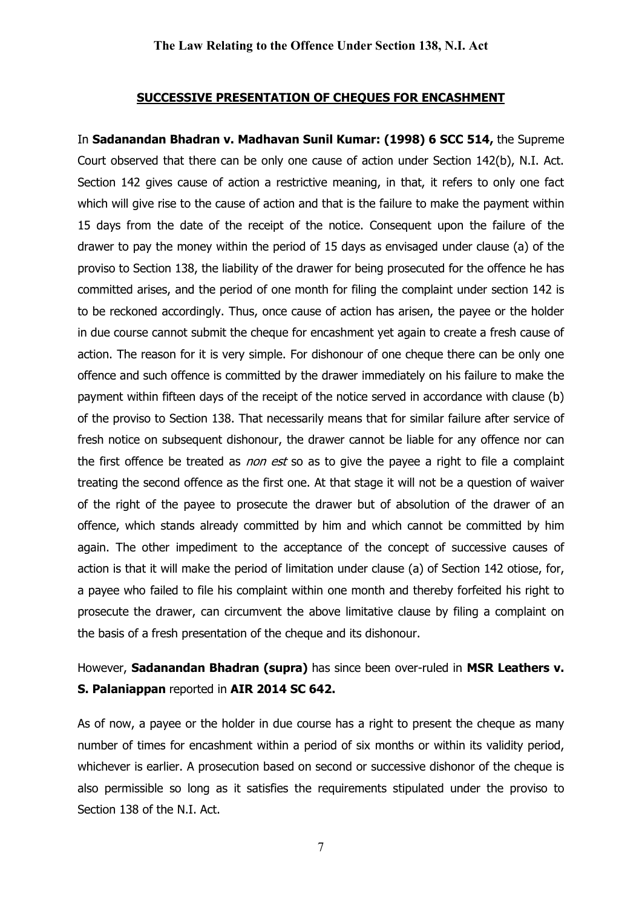## SUCCESSIVE PRESENTATION OF CHEQUES FOR ENCASHMENT

In **Sadanandan Bhadran v. Madhavan Sunil Kumar: (1998) 6 SCC 514,** the Supreme Court observed that there can be only one cause of action under Section 142(b), N.I. Act. Section 142 gives cause of action a restrictive meaning, in that, it refers to only one fact which will give rise to the cause of action and that is the failure to make the payment within 15 days from the date of the receipt of the notice. Consequent upon the failure of the drawer to pay the money within the period of 15 days as envisaged under clause (a) of the proviso to Section 138, the liability of the drawer for being prosecuted for the offence he has committed arises, and the period of one month for filing the complaint under section 142 is to be reckoned accordingly. Thus, once cause of action has arisen, the payee or the holder in due course cannot submit the cheque for encashment yet again to create a fresh cause of action. The reason for it is very simple. For dishonour of one cheque there can be only one offence and such offence is committed by the drawer immediately on his failure to make the payment within fifteen days of the receipt of the notice served in accordance with clause (b) of the proviso to Section 138. That necessarily means that for similar failure after service of fresh notice on subsequent dishonour, the drawer cannot be liable for any offence nor can the first offence be treated as *non est* so as to give the payee a right to file a complaint treating the second offence as the first one. At that stage it will not be a question of waiver of the right of the payee to prosecute the drawer but of absolution of the drawer of an offence, which stands already committed by him and which cannot be committed by him again. The other impediment to the acceptance of the concept of successive causes of action is that it will make the period of limitation under clause (a) of Section 142 otiose, for, a payee who failed to file his complaint within one month and thereby forfeited his right to prosecute the drawer, can circumvent the above limitative clause by filing a complaint on the basis of a fresh presentation of the cheque and its dishonour.

However, **Sadanandan Bhadran (supra)** has since been over-ruled in **MSR Leathers v. S. Palaniappan** reported in **AIR 2014 SC 642.**

As of now, a payee or the holder in due course has a right to present the cheque as many number of times for encashment within a period of six months or within its validity period, whichever is earlier. A prosecution based on second or successive dishonor of the cheque is also permissible so long as it satisfies the requirements stipulated under the proviso to Section 138 of the N.I. Act.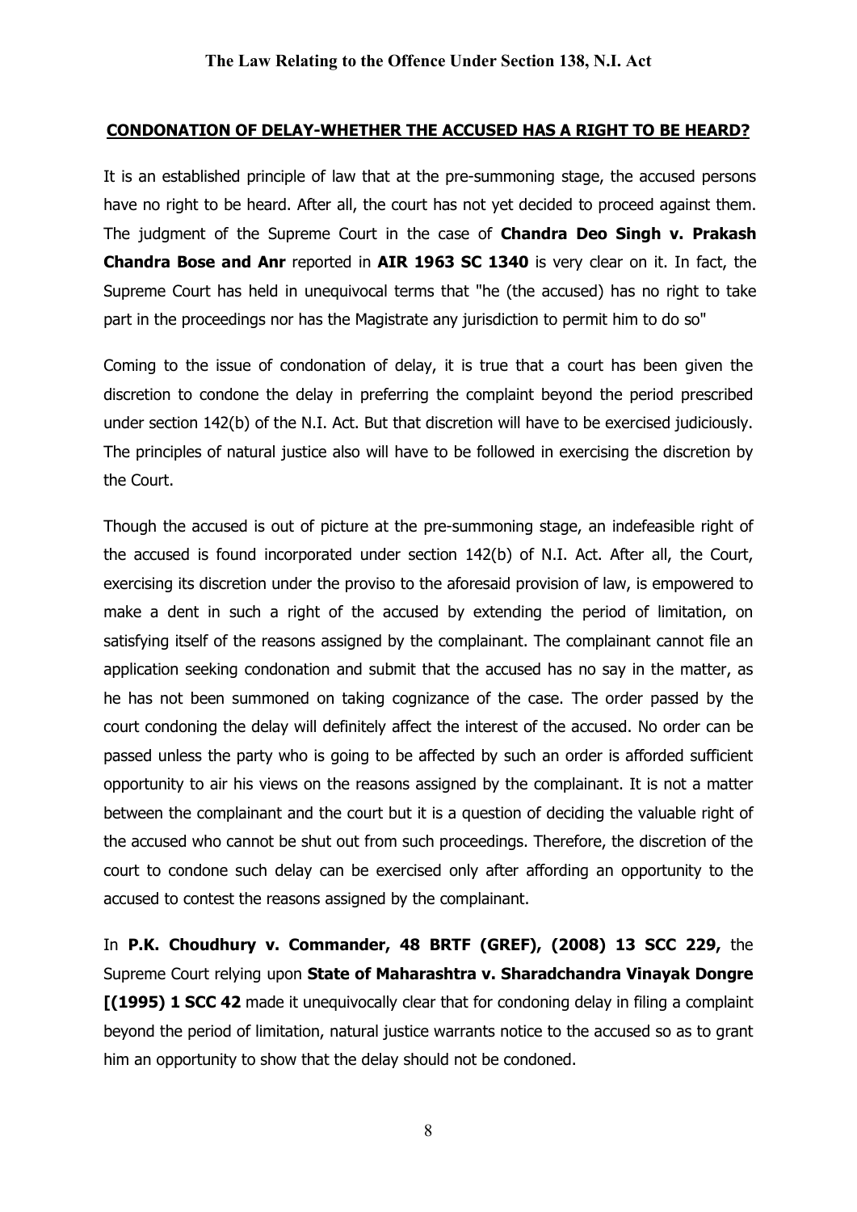## CONDONATION OF DELAY-WHETHER THE ACCUSED HAS A RIGHT TO BE HEARD?

It is an established principle of law that at the pre-summoning stage, the accused persons have no right to be heard. After all, the court has not yet decided to proceed against them. The judgment of the Supreme Court in the case of **Chandra Deo Singh v. Prakash Chandra Bose and Anr** reported in **AIR 1963 SC 1340** is very clear on it. In fact, the Supreme Court has held in unequivocal terms that "he (the accused) has no right to take part in the proceedings nor has the Magistrate any jurisdiction to permit him to do so"

Coming to the issue of condonation of delay, it is true that a court has been given the discretion to condone the delay in preferring the complaint beyond the period prescribed under section 142(b) of the N.I. Act. But that discretion will have to be exercised judiciously. The principles of natural justice also will have to be followed in exercising the discretion by the Court.

Though the accused is out of picture at the pre-summoning stage, an indefeasible right of the accused is found incorporated under section 142(b) of N.I. Act. After all, the Court, exercising its discretion under the proviso to the aforesaid provision of law, is empowered to make a dent in such a right of the accused by extending the period of limitation, on satisfying itself of the reasons assigned by the complainant. The complainant cannot file an application seeking condonation and submit that the accused has no say in the matter, as he has not been summoned on taking cognizance of the case. The order passed by the court condoning the delay will definitely affect the interest of the accused. No order can be passed unless the party who is going to be affected by such an order is afforded sufficient opportunity to air his views on the reasons assigned by the complainant. It is not a matter between the complainant and the court but it is a question of deciding the valuable right of the accused who cannot be shut out from such proceedings. Therefore, the discretion of the court to condone such delay can be exercised only after affording an opportunity to the accused to contest the reasons assigned by the complainant.

In **P.K. Choudhury v. Commander, 48 BRTF (GREF), (2008) 13 SCC 229,** the Supreme Court relying upon **State of Maharashtra v. Sharadchandra Vinayak Dongre [(1995) 1 SCC 42** made it unequivocally clear that for condoning delay in filing a complaint beyond the period of limitation, natural justice warrants notice to the accused so as to grant him an opportunity to show that the delay should not be condoned.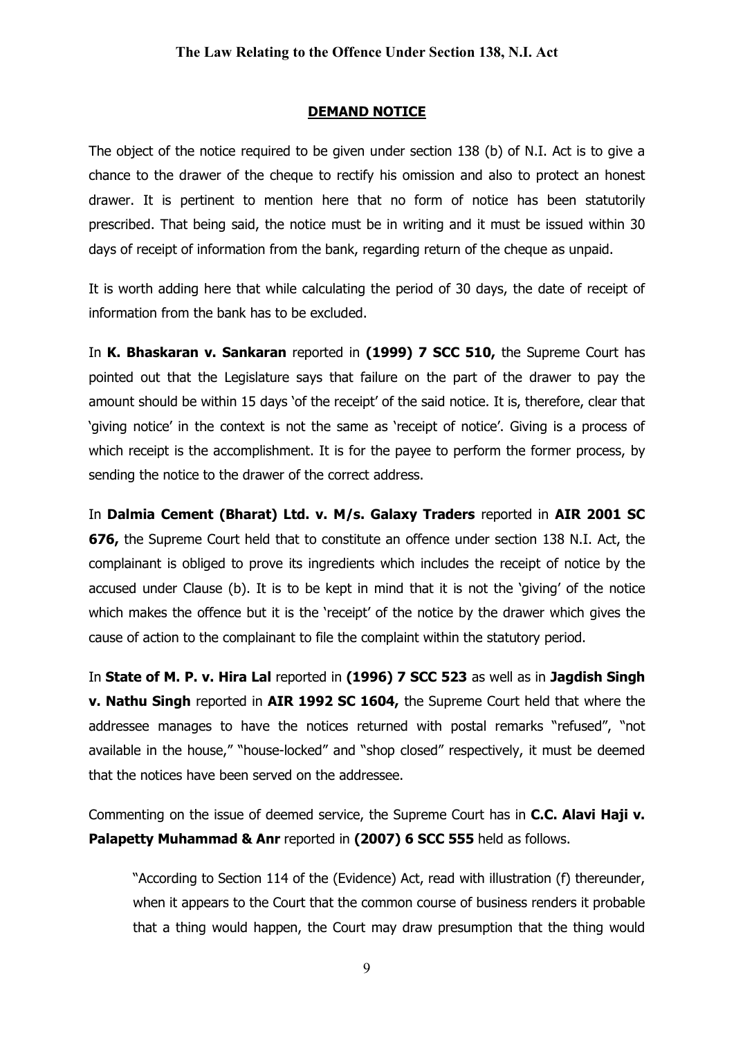**DEMAND NOTICE**

The object of the notice required to be given under section 138 (b) of N.I. Act is to give a chance to the drawer of the cheque to rectify his omission and also to protect an honest drawer. It is pertinent to mention here that no form of notice has been statutorily prescribed. That being said, the notice must be in writing and it must be issued within 30 days of receipt of information from the bank, regarding return of the cheque as unpaid.

It is worth adding here that while calculating the period of 30 days, the date of receipt of information from the bank has to be excluded.

In **K. Bhaskaran v. Sankaran** reported in **(1999) 7 SCC 510,** the Supreme Court has pointed out that the Legislature says that failure on the part of the drawer to pay the amount should be within 15 days 'of the receipt' of the said notice. It is, therefore, clear that 'giving notice' in the context is not the same as 'receipt of notice'. Giving is a process of which receipt is the accomplishment. It is for the payee to perform the former process, by sending the notice to the drawer of the correct address.

In **Dalmia Cement (Bharat) Ltd. v. M/s. Galaxy Traders** reported in **AIR 2001 SC 676,** the Supreme Court held that to constitute an offence under section 138 N.I. Act, the complainant is obliged to prove its ingredients which includes the receipt of notice by the accused under Clause (b). It is to be kept in mind that it is not the 'giving' of the notice which makes the offence but it is the 'receipt' of the notice by the drawer which gives the cause of action to the complainant to file the complaint within the statutory period.

In **State of M. P. v. Hira Lal** reported in **(1996) 7 SCC 523** as well as in **Jagdish Singh v. Nathu Singh** reported in **AIR 1992 SC 1604,** the Supreme Court held that where the addressee manages to have the notices returned with postal remarks "refused", "not available in the house," "house-locked" and "shop closed" respectively, it must be deemed that the notices have been served on the addressee.

Commenting on the issue of deemed service, the Supreme Court has in **C.C. Alavi Haji v. Palapetty Muhammad & Anr** reported in **(2007) 6 SCC 555** held as follows.

> "According to Section 114 of the (Evidence) Act, read with illustration (f) thereunder, when it appears to the Court that the common course of business renders it probable that a thing would happen, the Court may draw presumption that the thing would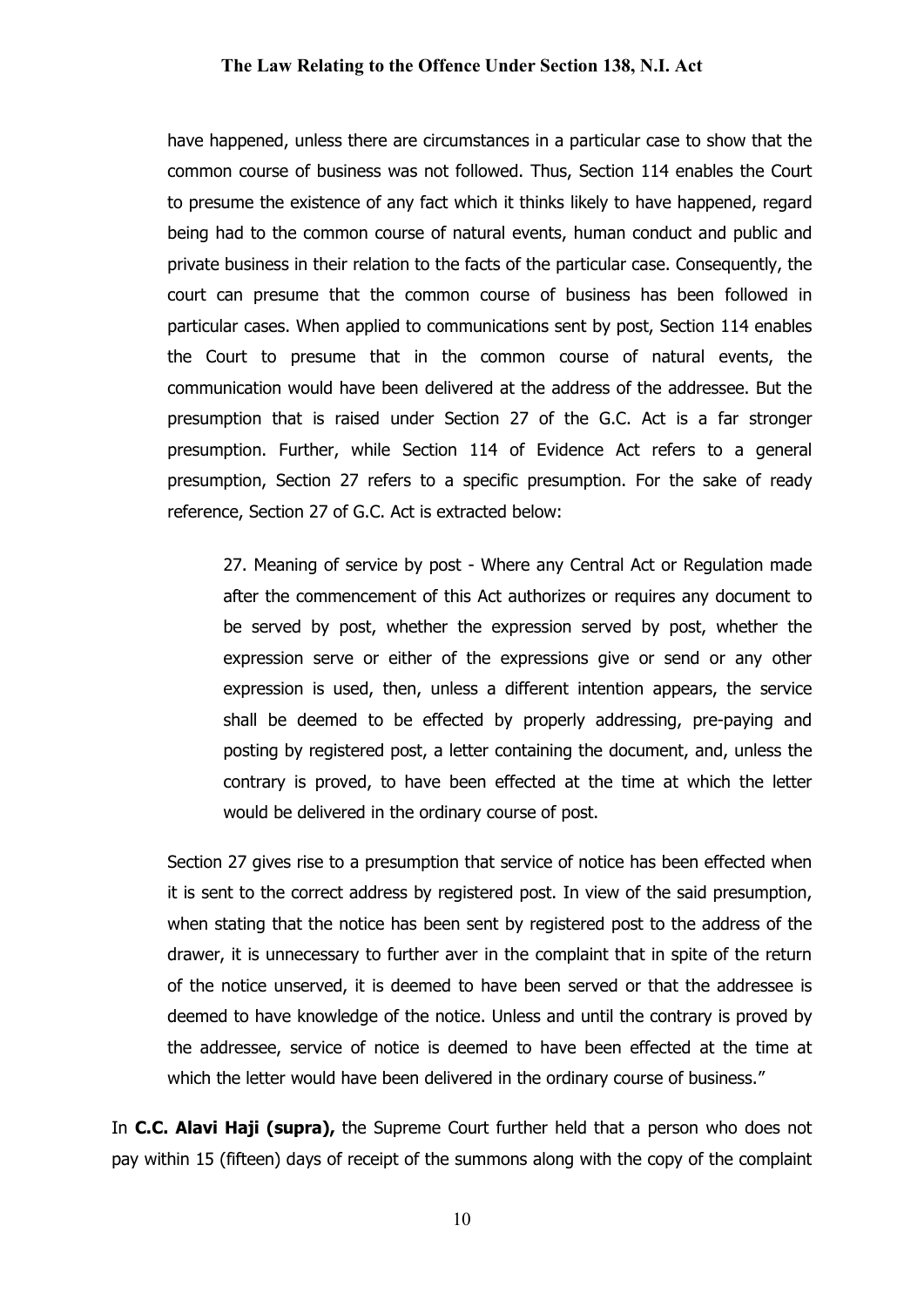> have happened, unless there are circumstances in a particular case to show that the common course of business was not followed. Thus, Section 114 enables the Court to presume the existence of any fact which it thinks likely to have happened, regard being had to the common course of natural events, human conduct and public and private business in their relation to the facts of the particular case. Consequently, the court can presume that the common course of business has been followed in particular cases. When applied to communications sent by post, Section 114 enables the Court to presume that in the common course of natural events, the communication would have been delivered at the address of the addressee. But the presumption that is raised under Section 27 of the G.C. Act is a far stronger presumption. Further, while Section 114 of Evidence Act refers to a general presumption, Section 27 refers to a specific presumption. For the sake of ready reference, Section 27 of G.C. Act is extracted below:
>
> > 27. Meaning of service by post - Where any Central Act or Regulation made after the commencement of this Act authorizes or requires any document to be served by post, whether the expression served by post, whether the expression serve or either of the expressions give or send or any other expression is used, then, unless a different intention appears, the service shall be deemed to be effected by properly addressing, pre-paying and posting by registered post, a letter containing the document, and, unless the contrary is proved, to have been effected at the time at which the letter would be delivered in the ordinary course of post.
>
> Section 27 gives rise to a presumption that service of notice has been effected when it is sent to the correct address by registered post. In view of the said presumption, when stating that the notice has been sent by registered post to the address of the drawer, it is unnecessary to further aver in the complaint that in spite of the return of the notice unserved, it is deemed to have been served or that the addressee is deemed to have knowledge of the notice. Unless and until the contrary is proved by the addressee, service of notice is deemed to have been effected at the time at which the letter would have been delivered in the ordinary course of business."

In **C.C. Alavi Haji (supra),** the Supreme Court further held that a person who does not pay within 15 (fifteen) days of receipt of the summons along with the copy of the complaint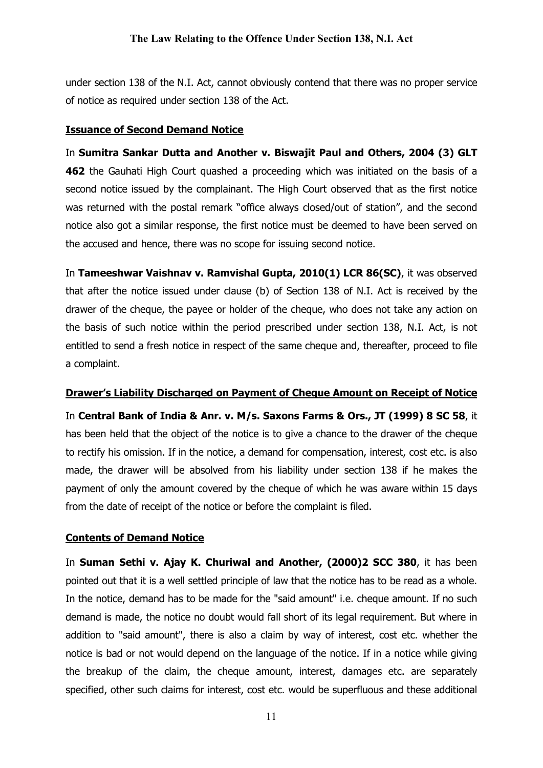under section 138 of the N.I. Act, cannot obviously contend that there was no proper service of notice as required under section 138 of the Act.

## Issuance of Second Demand Notice

In **Sumitra Sankar Dutta and Another v. Biswajit Paul and Others, 2004 (3) GLT 462** the Gauhati High Court quashed a proceeding which was initiated on the basis of a second notice issued by the complainant. The High Court observed that as the first notice was returned with the postal remark "office always closed/out of station", and the second notice also got a similar response, the first notice must be deemed to have been served on the accused and hence, there was no scope for issuing second notice.

In **Tameeshwar Vaishnav v. Ramvishal Gupta, 2010(1) LCR 86(SC)**, it was observed that after the notice issued under clause (b) of Section 138 of N.I. Act is received by the drawer of the cheque, the payee or holder of the cheque, who does not take any action on the basis of such notice within the period prescribed under section 138, N.I. Act, is not entitled to send a fresh notice in respect of the same cheque and, thereafter, proceed to file a complaint.

## Drawer's Liability Discharged on Payment of Cheque Amount on Receipt of Notice

In **Central Bank of India & Anr. v. M/s. Saxons Farms & Ors., JT (1999) 8 SC 58**, it has been held that the object of the notice is to give a chance to the drawer of the cheque to rectify his omission. If in the notice, a demand for compensation, interest, cost etc. is also made, the drawer will be absolved from his liability under section 138 if he makes the payment of only the amount covered by the cheque of which he was aware within 15 days from the date of receipt of the notice or before the complaint is filed.

## Contents of Demand Notice

In **Suman Sethi v. Ajay K. Churiwal and Another, (2000)2 SCC 380**, it has been pointed out that it is a well settled principle of law that the notice has to be read as a whole. In the notice, demand has to be made for the "said amount" i.e. cheque amount. If no such demand is made, the notice no doubt would fall short of its legal requirement. But where in addition to "said amount", there is also a claim by way of interest, cost etc. whether the notice is bad or not would depend on the language of the notice. If in a notice while giving the breakup of the claim, the cheque amount, interest, damages etc. are separately specified, other such claims for interest, cost etc. would be superfluous and these additional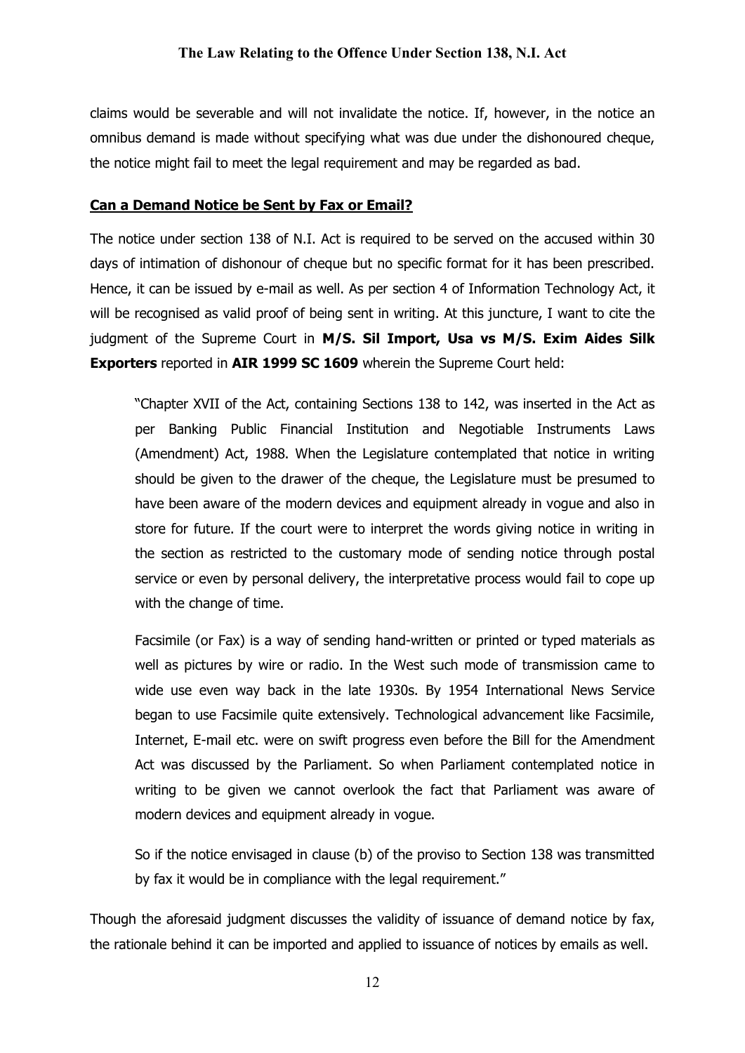claims would be severable and will not invalidate the notice. If, however, in the notice an omnibus demand is made without specifying what was due under the dishonoured cheque, the notice might fail to meet the legal requirement and may be regarded as bad.

## Can a Demand Notice be Sent by Fax or Email?

The notice under section 138 of N.I. Act is required to be served on the accused within 30 days of intimation of dishonour of cheque but no specific format for it has been prescribed. Hence, it can be issued by e-mail as well. As per section 4 of Information Technology Act, it will be recognised as valid proof of being sent in writing. At this juncture, I want to cite the judgment of the Supreme Court in **M/S. Sil Import, Usa vs M/S. Exim Aides Silk Exporters** reported in **AIR 1999 SC 1609** wherein the Supreme Court held:

> "Chapter XVII of the Act, containing Sections 138 to 142, was inserted in the Act as per Banking Public Financial Institution and Negotiable Instruments Laws (Amendment) Act, 1988. When the Legislature contemplated that notice in writing should be given to the drawer of the cheque, the Legislature must be presumed to have been aware of the modern devices and equipment already in vogue and also in store for future. If the court were to interpret the words giving notice in writing in the section as restricted to the customary mode of sending notice through postal service or even by personal delivery, the interpretative process would fail to cope up with the change of time.
>
> Facsimile (or Fax) is a way of sending hand-written or printed or typed materials as well as pictures by wire or radio. In the West such mode of transmission came to wide use even way back in the late 1930s. By 1954 International News Service began to use Facsimile quite extensively. Technological advancement like Facsimile, Internet, E-mail etc. were on swift progress even before the Bill for the Amendment Act was discussed by the Parliament. So when Parliament contemplated notice in writing to be given we cannot overlook the fact that Parliament was aware of modern devices and equipment already in vogue.
>
> So if the notice envisaged in clause (b) of the proviso to Section 138 was transmitted by fax it would be in compliance with the legal requirement."

Though the aforesaid judgment discusses the validity of issuance of demand notice by fax, the rationale behind it can be imported and applied to issuance of notices by emails as well.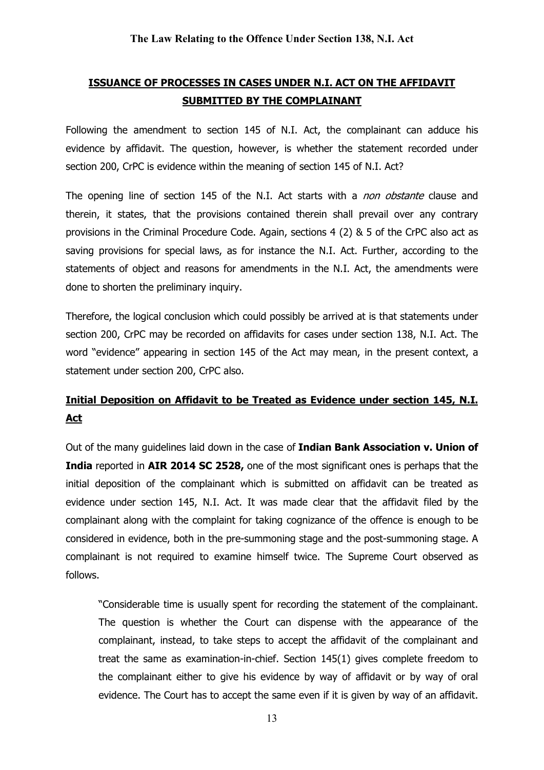## ISSUANCE OF PROCESSES IN CASES UNDER N.I. ACT ON THE AFFIDAVIT SUBMITTED BY THE COMPLAINANT

Following the amendment to section 145 of N.I. Act, the complainant can adduce his evidence by affidavit. The question, however, is whether the statement recorded under section 200, CrPC is evidence within the meaning of section 145 of N.I. Act?

The opening line of section 145 of the N.I. Act starts with a *non obstante* clause and therein, it states, that the provisions contained therein shall prevail over any contrary provisions in the Criminal Procedure Code. Again, sections 4 (2) & 5 of the CrPC also act as saving provisions for special laws, as for instance the N.I. Act. Further, according to the statements of object and reasons for amendments in the N.I. Act, the amendments were done to shorten the preliminary inquiry.

Therefore, the logical conclusion which could possibly be arrived at is that statements under section 200, CrPC may be recorded on affidavits for cases under section 138, N.I. Act. The word "evidence" appearing in section 145 of the Act may mean, in the present context, a statement under section 200, CrPC also.

### Initial Deposition on Affidavit to be Treated as Evidence under section 145, N.I. Act

Out of the many guidelines laid down in the case of **Indian Bank Association v. Union of India** reported in **AIR 2014 SC 2528,** one of the most significant ones is perhaps that the initial deposition of the complainant which is submitted on affidavit can be treated as evidence under section 145, N.I. Act. It was made clear that the affidavit filed by the complainant along with the complaint for taking cognizance of the offence is enough to be considered in evidence, both in the pre-summoning stage and the post-summoning stage. A complainant is not required to examine himself twice. The Supreme Court observed as follows.

> "Considerable time is usually spent for recording the statement of the complainant. The question is whether the Court can dispense with the appearance of the complainant, instead, to take steps to accept the affidavit of the complainant and treat the same as examination-in-chief. Section 145(1) gives complete freedom to the complainant either to give his evidence by way of affidavit or by way of oral evidence. The Court has to accept the same even if it is given by way of an affidavit.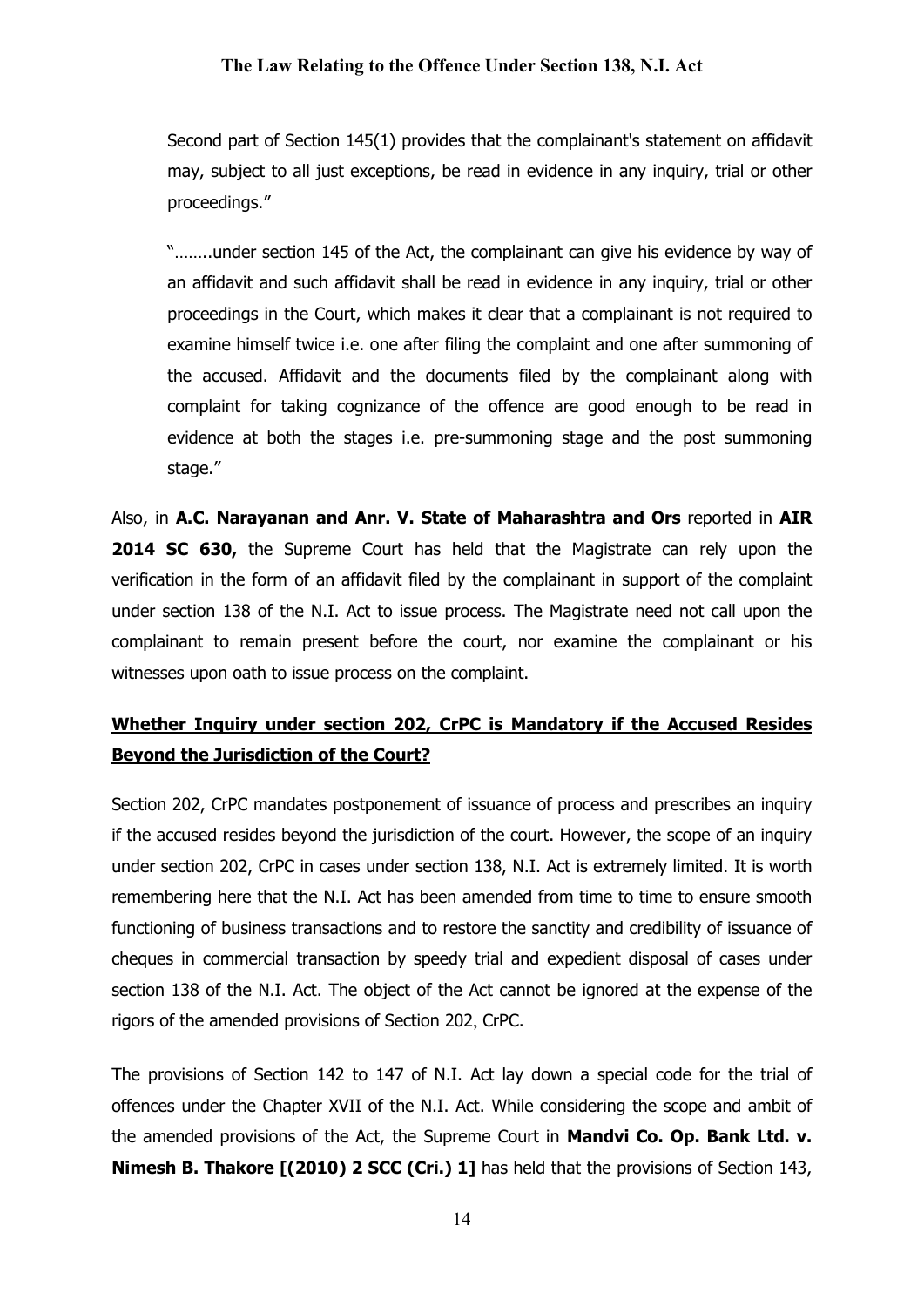Second part of Section 145(1) provides that the complainant's statement on affidavit may, subject to all just exceptions, be read in evidence in any inquiry, trial or other proceedings."

"……..under section 145 of the Act, the complainant can give his evidence by way of an affidavit and such affidavit shall be read in evidence in any inquiry, trial or other proceedings in the Court, which makes it clear that a complainant is not required to examine himself twice i.e. one after filing the complaint and one after summoning of the accused. Affidavit and the documents filed by the complainant along with complaint for taking cognizance of the offence are good enough to be read in evidence at both the stages i.e. pre-summoning stage and the post summoning stage."

Also, in **A.C. Narayanan and Anr. V. State of Maharashtra and Ors** reported in **AIR 2014 SC 630,** the Supreme Court has held that the Magistrate can rely upon the verification in the form of an affidavit filed by the complainant in support of the complaint under section 138 of the N.I. Act to issue process. The Magistrate need not call upon the complainant to remain present before the court, nor examine the complainant or his witnesses upon oath to issue process on the complaint.

## **Whether Inquiry under section 202, CrPC is Mandatory if the Accused Resides Beyond the Jurisdiction of the Court?**

Section 202, CrPC mandates postponement of issuance of process and prescribes an inquiry if the accused resides beyond the jurisdiction of the court. However, the scope of an inquiry under section 202, CrPC in cases under section 138, N.I. Act is extremely limited. It is worth remembering here that the N.I. Act has been amended from time to time to ensure smooth functioning of business transactions and to restore the sanctity and credibility of issuance of cheques in commercial transaction by speedy trial and expedient disposal of cases under section 138 of the N.I. Act. The object of the Act cannot be ignored at the expense of the rigors of the amended provisions of Section 202, CrPC.

The provisions of Section 142 to 147 of N.I. Act lay down a special code for the trial of offences under the Chapter XVII of the N.I. Act. While considering the scope and ambit of the amended provisions of the Act, the Supreme Court in **Mandvi Co. Op. Bank Ltd. v. Nimesh B. Thakore [(2010) 2 SCC (Cri.) 1]** has held that the provisions of Section 143,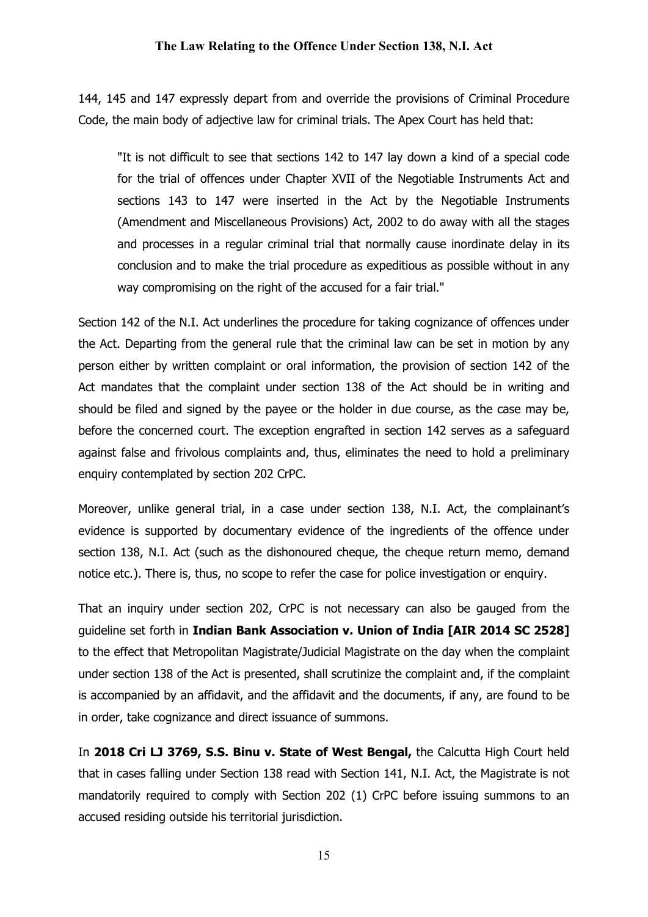144, 145 and 147 expressly depart from and override the provisions of Criminal Procedure Code, the main body of adjective law for criminal trials. The Apex Court has held that:

> "It is not difficult to see that sections 142 to 147 lay down a kind of a special code for the trial of offences under Chapter XVII of the Negotiable Instruments Act and sections 143 to 147 were inserted in the Act by the Negotiable Instruments (Amendment and Miscellaneous Provisions) Act, 2002 to do away with all the stages and processes in a regular criminal trial that normally cause inordinate delay in its conclusion and to make the trial procedure as expeditious as possible without in any way compromising on the right of the accused for a fair trial."

Section 142 of the N.I. Act underlines the procedure for taking cognizance of offences under the Act. Departing from the general rule that the criminal law can be set in motion by any person either by written complaint or oral information, the provision of section 142 of the Act mandates that the complaint under section 138 of the Act should be in writing and should be filed and signed by the payee or the holder in due course, as the case may be, before the concerned court. The exception engrafted in section 142 serves as a safeguard against false and frivolous complaints and, thus, eliminates the need to hold a preliminary enquiry contemplated by section 202 CrPC.

Moreover, unlike general trial, in a case under section 138, N.I. Act, the complainant's evidence is supported by documentary evidence of the ingredients of the offence under section 138, N.I. Act (such as the dishonoured cheque, the cheque return memo, demand notice etc.). There is, thus, no scope to refer the case for police investigation or enquiry.

That an inquiry under section 202, CrPC is not necessary can also be gauged from the guideline set forth in **Indian Bank Association v. Union of India [AIR 2014 SC 2528]** to the effect that Metropolitan Magistrate/Judicial Magistrate on the day when the complaint under section 138 of the Act is presented, shall scrutinize the complaint and, if the complaint is accompanied by an affidavit, and the affidavit and the documents, if any, are found to be in order, take cognizance and direct issuance of summons.

In **2018 Cri LJ 3769, S.S. Binu v. State of West Bengal,** the Calcutta High Court held that in cases falling under Section 138 read with Section 141, N.I. Act, the Magistrate is not mandatorily required to comply with Section 202 (1) CrPC before issuing summons to an accused residing outside his territorial jurisdiction.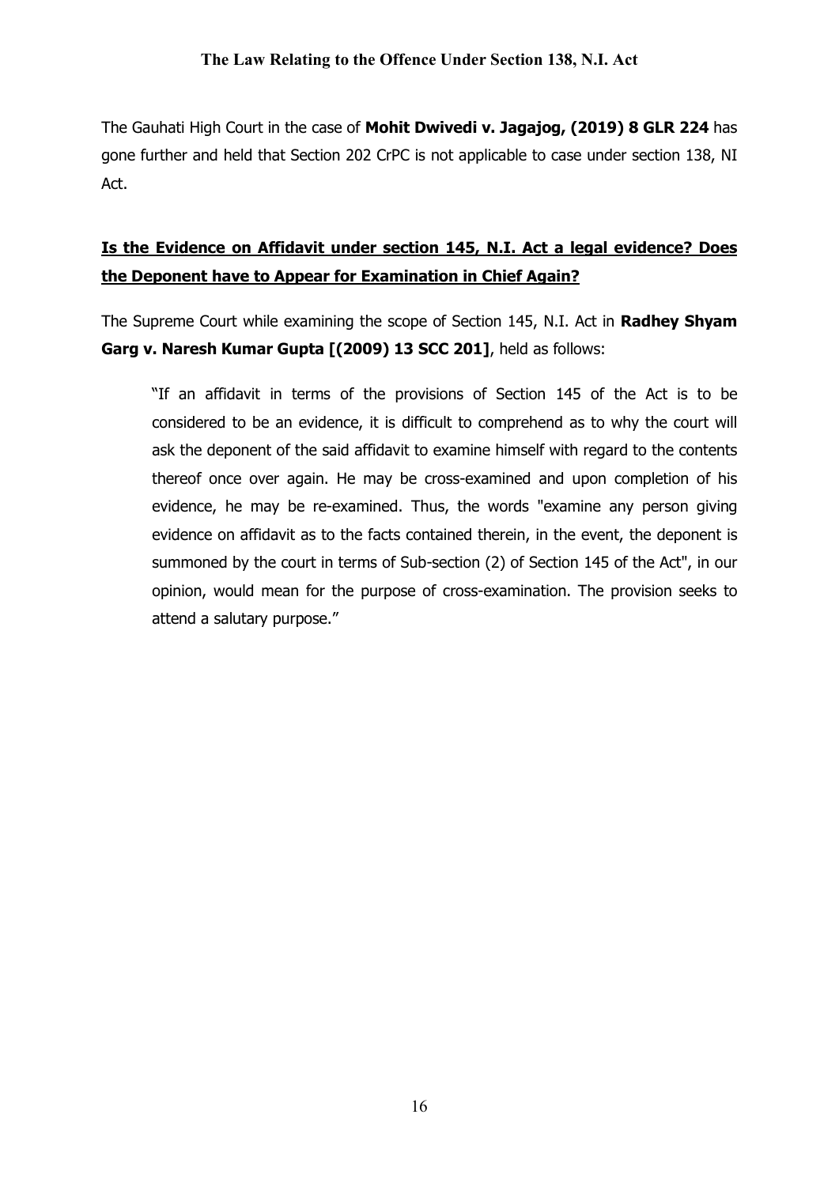The Gauhati High Court in the case of **Mohit Dwivedi v. Jagajog, (2019) 8 GLR 224** has gone further and held that Section 202 CrPC is not applicable to case under section 138, NI Act.

## **Is the Evidence on Affidavit under section 145, N.I. Act a legal evidence? Does the Deponent have to Appear for Examination in Chief Again?**

The Supreme Court while examining the scope of Section 145, N.I. Act in **Radhey Shyam Garg v. Naresh Kumar Gupta [(2009) 13 SCC 201]**, held as follows:

> "If an affidavit in terms of the provisions of Section 145 of the Act is to be considered to be an evidence, it is difficult to comprehend as to why the court will ask the deponent of the said affidavit to examine himself with regard to the contents thereof once over again. He may be cross-examined and upon completion of his evidence, he may be re-examined. Thus, the words "examine any person giving evidence on affidavit as to the facts contained therein, in the event, the deponent is summoned by the court in terms of Sub-section (2) of Section 145 of the Act", in our opinion, would mean for the purpose of cross-examination. The provision seeks to attend a salutary purpose."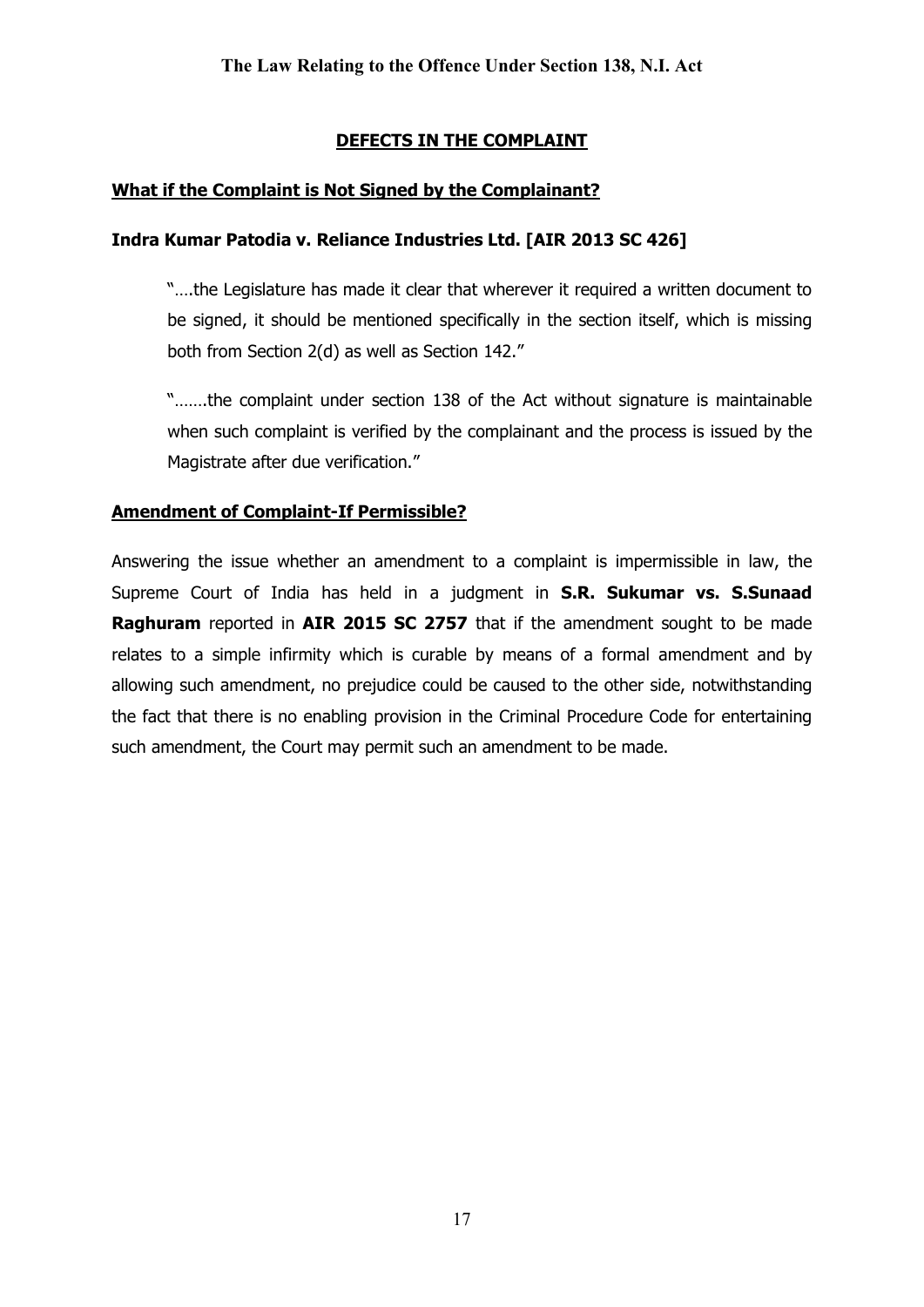## DEFECTS IN THE COMPLAINT

### What if the Complaint is Not Signed by the Complainant?

**Indra Kumar Patodia v. Reliance Industries Ltd. [AIR 2013 SC 426]**

> "….the Legislature has made it clear that wherever it required a written document to be signed, it should be mentioned specifically in the section itself, which is missing both from Section 2(d) as well as Section 142."
>
> "…….the complaint under section 138 of the Act without signature is maintainable when such complaint is verified by the complainant and the process is issued by the Magistrate after due verification."

### Amendment of Complaint-If Permissible?

Answering the issue whether an amendment to a complaint is impermissible in law, the Supreme Court of India has held in a judgment in **S.R. Sukumar vs. S.Sunaad Raghuram** reported in **AIR 2015 SC 2757** that if the amendment sought to be made relates to a simple infirmity which is curable by means of a formal amendment and by allowing such amendment, no prejudice could be caused to the other side, notwithstanding the fact that there is no enabling provision in the Criminal Procedure Code for entertaining such amendment, the Court may permit such an amendment to be made.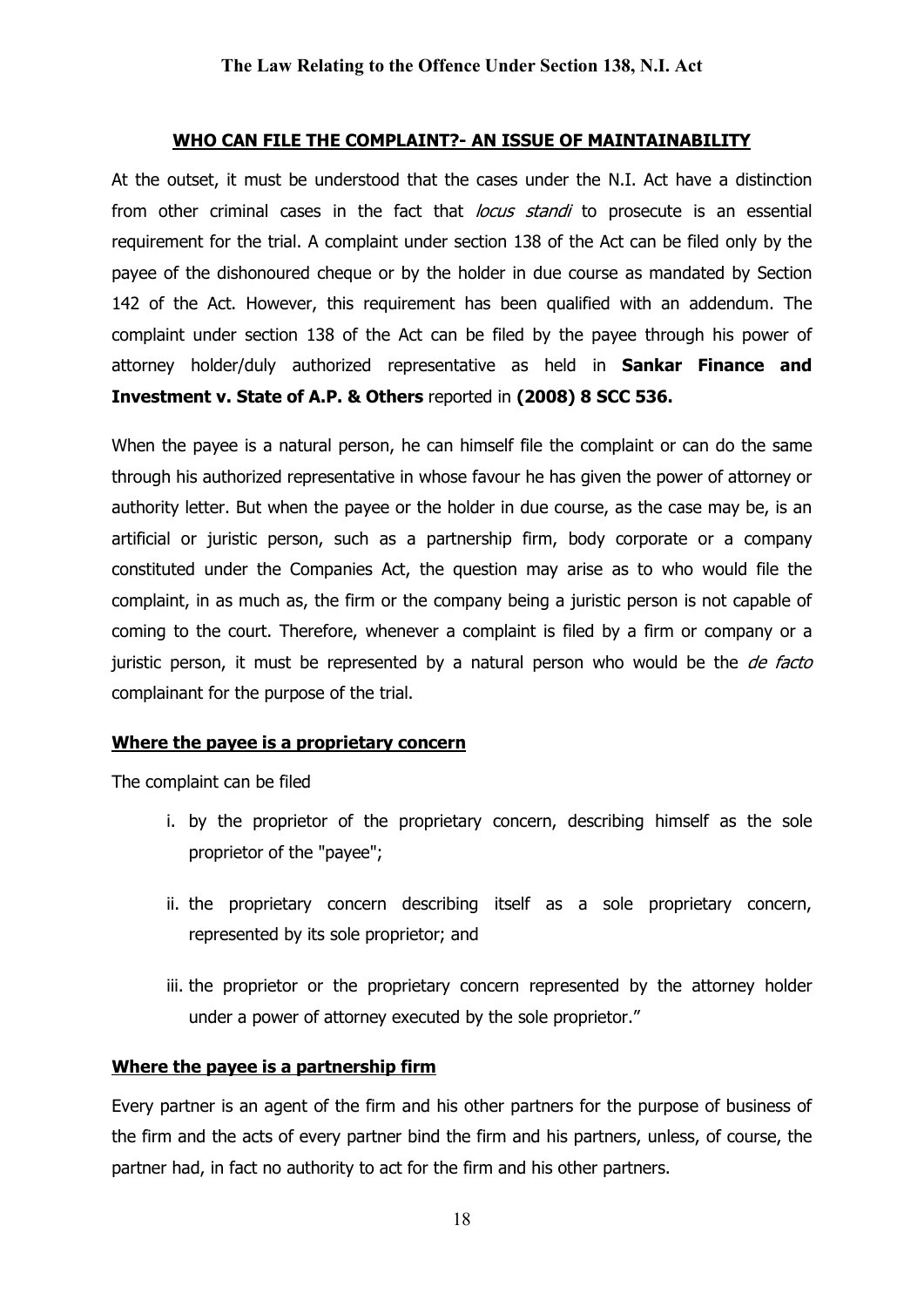## WHO CAN FILE THE COMPLAINT?- AN ISSUE OF MAINTAINABILITY

At the outset, it must be understood that the cases under the N.I. Act have a distinction from other criminal cases in the fact that *locus standi* to prosecute is an essential requirement for the trial. A complaint under section 138 of the Act can be filed only by the payee of the dishonoured cheque or by the holder in due course as mandated by Section 142 of the Act. However, this requirement has been qualified with an addendum. The complaint under section 138 of the Act can be filed by the payee through his power of attorney holder/duly authorized representative as held in **Sankar Finance and Investment v. State of A.P. & Others** reported in **(2008) 8 SCC 536.**

When the payee is a natural person, he can himself file the complaint or can do the same through his authorized representative in whose favour he has given the power of attorney or authority letter. But when the payee or the holder in due course, as the case may be, is an artificial or juristic person, such as a partnership firm, body corporate or a company constituted under the Companies Act, the question may arise as to who would file the complaint, in as much as, the firm or the company being a juristic person is not capable of coming to the court. Therefore, whenever a complaint is filed by a firm or company or a juristic person, it must be represented by a natural person who would be the *de facto* complainant for the purpose of the trial.

### Where the payee is a proprietary concern

The complaint can be filed

i. by the proprietor of the proprietary concern, describing himself as the sole proprietor of the "payee";

ii. the proprietary concern describing itself as a sole proprietary concern, represented by its sole proprietor; and

iii. the proprietor or the proprietary concern represented by the attorney holder under a power of attorney executed by the sole proprietor."

### Where the payee is a partnership firm

Every partner is an agent of the firm and his other partners for the purpose of business of the firm and the acts of every partner bind the firm and his partners, unless, of course, the partner had, in fact no authority to act for the firm and his other partners.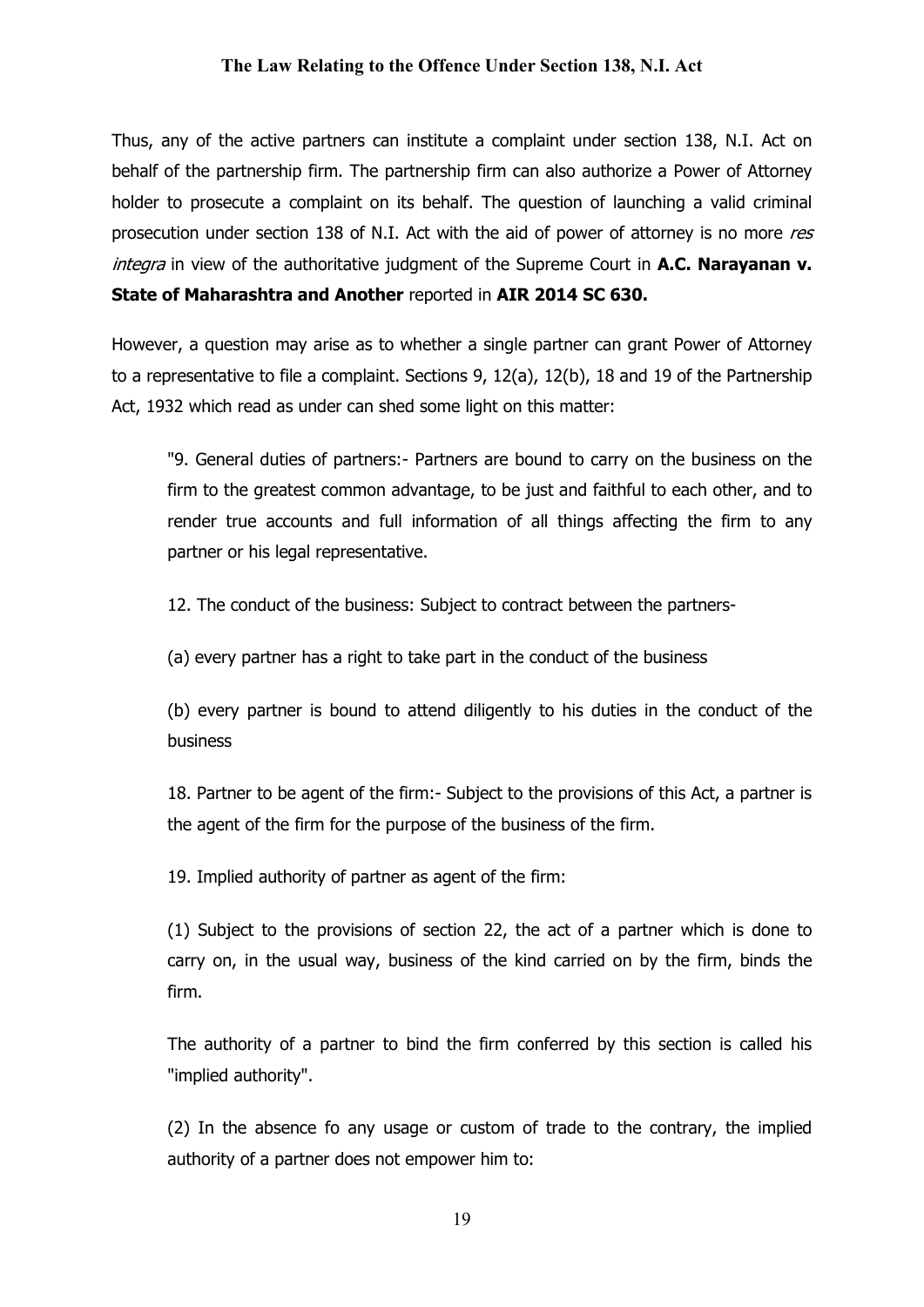Thus, any of the active partners can institute a complaint under section 138, N.I. Act on behalf of the partnership firm. The partnership firm can also authorize a Power of Attorney holder to prosecute a complaint on its behalf. The question of launching a valid criminal prosecution under section 138 of N.I. Act with the aid of power of attorney is no more *res integra* in view of the authoritative judgment of the Supreme Court in **A.C. Narayanan v. State of Maharashtra and Another** reported in **AIR 2014 SC 630.**

However, a question may arise as to whether a single partner can grant Power of Attorney to a representative to file a complaint. Sections 9, 12(a), 12(b), 18 and 19 of the Partnership Act, 1932 which read as under can shed some light on this matter:

> "9. General duties of partners:- Partners are bound to carry on the business on the firm to the greatest common advantage, to be just and faithful to each other, and to render true accounts and full information of all things affecting the firm to any partner or his legal representative.
>
> 12. The conduct of the business: Subject to contract between the partners-
>
> (a) every partner has a right to take part in the conduct of the business
>
> (b) every partner is bound to attend diligently to his duties in the conduct of the business
>
> 18. Partner to be agent of the firm:- Subject to the provisions of this Act, a partner is the agent of the firm for the purpose of the business of the firm.
>
> 19. Implied authority of partner as agent of the firm:
>
> (1) Subject to the provisions of section 22, the act of a partner which is done to carry on, in the usual way, business of the kind carried on by the firm, binds the firm.
>
> The authority of a partner to bind the firm conferred by this section is called his "implied authority".
>
> (2) In the absence fo any usage or custom of trade to the contrary, the implied authority of a partner does not empower him to: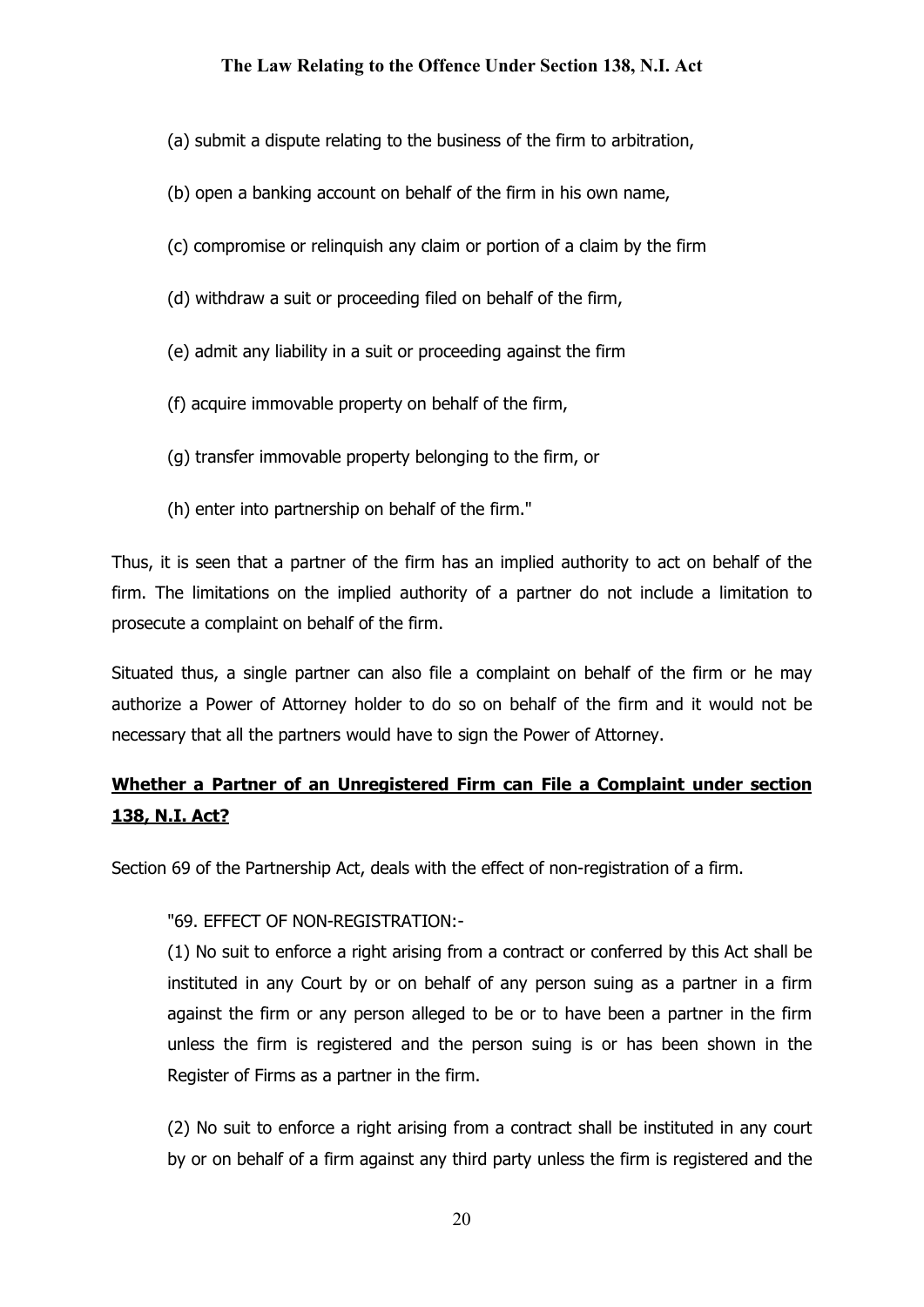(a) submit a dispute relating to the business of the firm to arbitration,

(b) open a banking account on behalf of the firm in his own name,

(c) compromise or relinquish any claim or portion of a claim by the firm

(d) withdraw a suit or proceeding filed on behalf of the firm,

(e) admit any liability in a suit or proceeding against the firm

(f) acquire immovable property on behalf of the firm,

(g) transfer immovable property belonging to the firm, or

(h) enter into partnership on behalf of the firm."

Thus, it is seen that a partner of the firm has an implied authority to act on behalf of the firm. The limitations on the implied authority of a partner do not include a limitation to prosecute a complaint on behalf of the firm.

Situated thus, a single partner can also file a complaint on behalf of the firm or he may authorize a Power of Attorney holder to do so on behalf of the firm and it would not be necessary that all the partners would have to sign the Power of Attorney.

## **Whether a Partner of an Unregistered Firm can File a Complaint under section 138, N.I. Act?**

Section 69 of the Partnership Act, deals with the effect of non-registration of a firm.

> "69. EFFECT OF NON-REGISTRATION:-
>
> (1) No suit to enforce a right arising from a contract or conferred by this Act shall be instituted in any Court by or on behalf of any person suing as a partner in a firm against the firm or any person alleged to be or to have been a partner in the firm unless the firm is registered and the person suing is or has been shown in the Register of Firms as a partner in the firm.
>
> (2) No suit to enforce a right arising from a contract shall be instituted in any court by or on behalf of a firm against any third party unless the firm is registered and the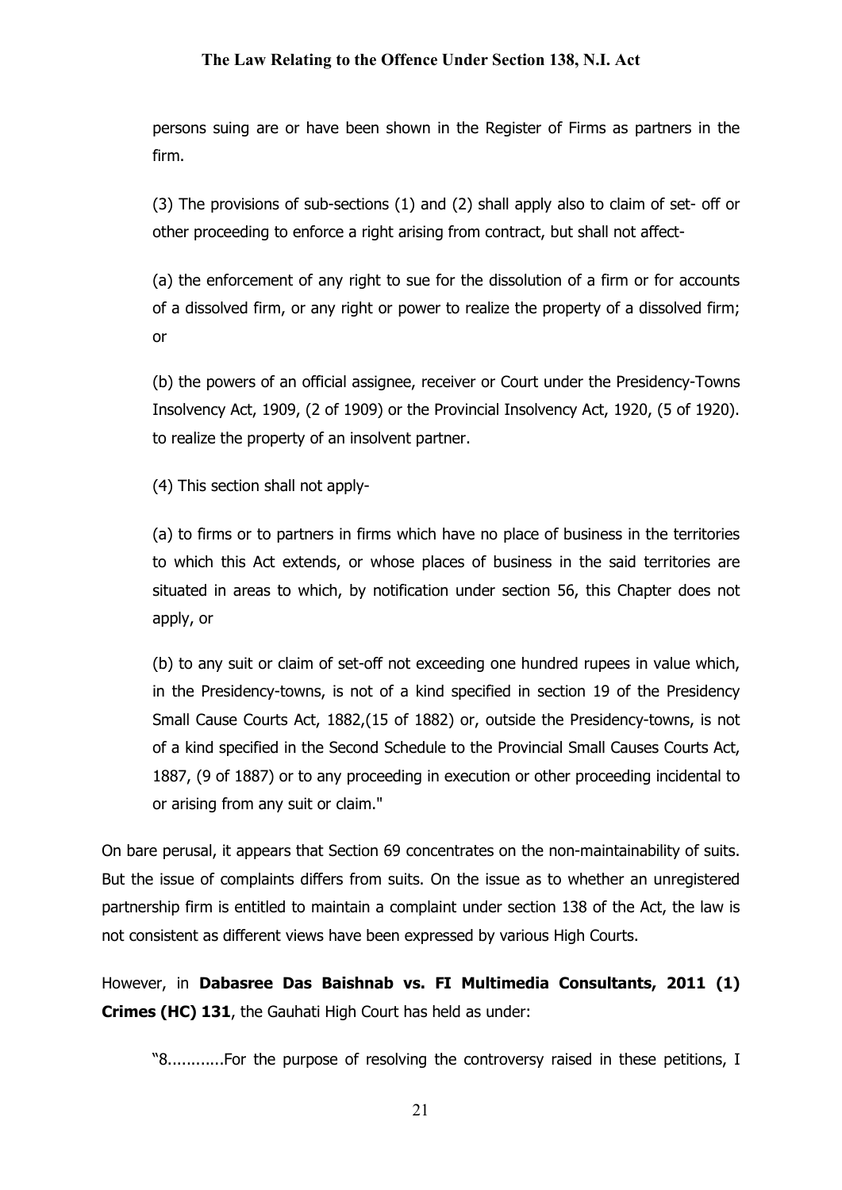persons suing are or have been shown in the Register of Firms as partners in the firm.

(3) The provisions of sub-sections (1) and (2) shall apply also to claim of set- off or other proceeding to enforce a right arising from contract, but shall not affect-

(a) the enforcement of any right to sue for the dissolution of a firm or for accounts of a dissolved firm, or any right or power to realize the property of a dissolved firm; or

(b) the powers of an official assignee, receiver or Court under the Presidency-Towns Insolvency Act, 1909, (2 of 1909) or the Provincial Insolvency Act, 1920, (5 of 1920). to realize the property of an insolvent partner.

(4) This section shall not apply-

(a) to firms or to partners in firms which have no place of business in the territories to which this Act extends, or whose places of business in the said territories are situated in areas to which, by notification under section 56, this Chapter does not apply, or

(b) to any suit or claim of set-off not exceeding one hundred rupees in value which, in the Presidency-towns, is not of a kind specified in section 19 of the Presidency Small Cause Courts Act, 1882,(15 of 1882) or, outside the Presidency-towns, is not of a kind specified in the Second Schedule to the Provincial Small Causes Courts Act, 1887, (9 of 1887) or to any proceeding in execution or other proceeding incidental to or arising from any suit or claim."

On bare perusal, it appears that Section 69 concentrates on the non-maintainability of suits. But the issue of complaints differs from suits. On the issue as to whether an unregistered partnership firm is entitled to maintain a complaint under section 138 of the Act, the law is not consistent as different views have been expressed by various High Courts.

However, in **Dabasree Das Baishnab vs. FI Multimedia Consultants, 2011 (1) Crimes (HC) 131**, the Gauhati High Court has held as under:

"8............For the purpose of resolving the controversy raised in these petitions, I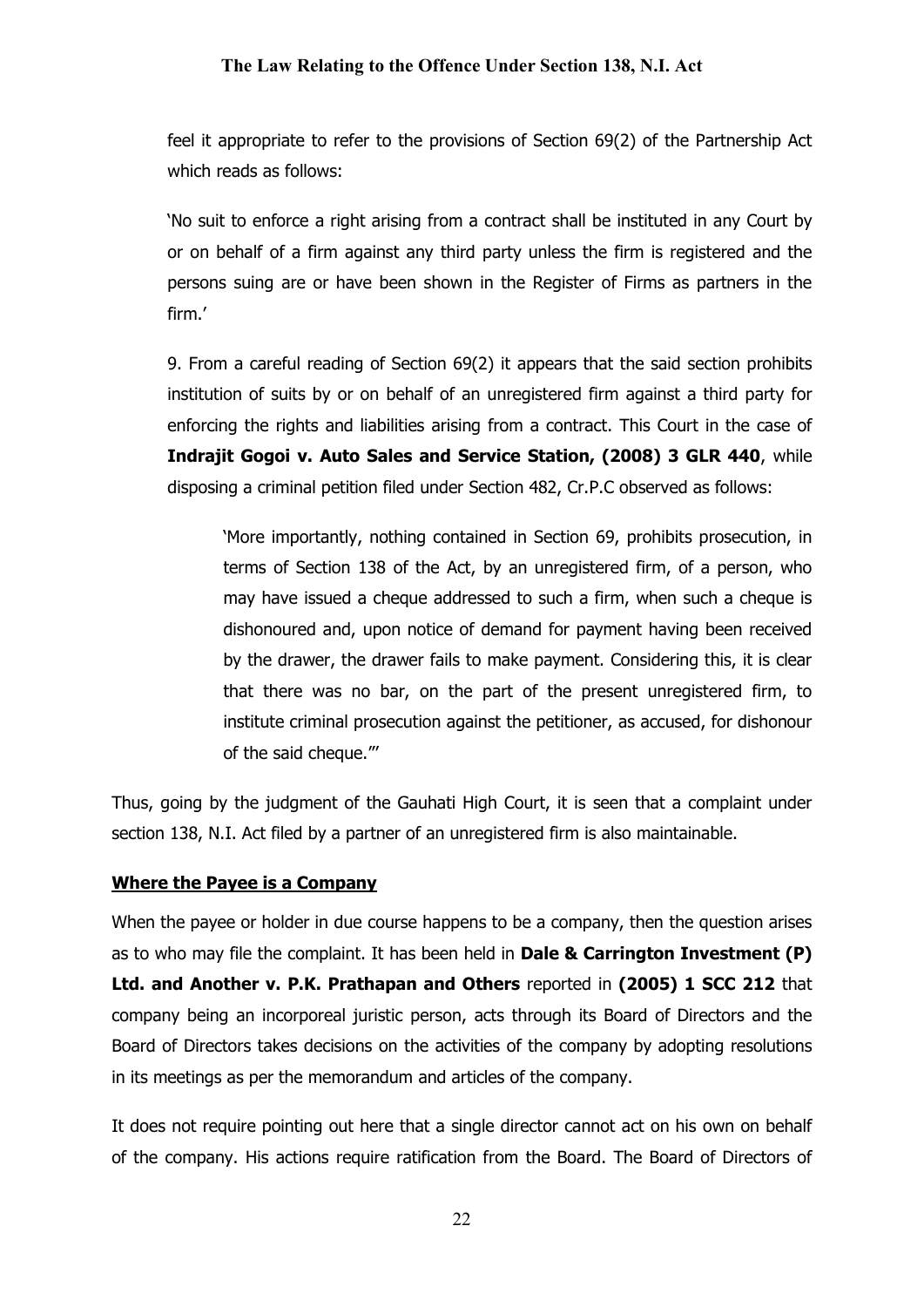feel it appropriate to refer to the provisions of Section 69(2) of the Partnership Act which reads as follows:

> 'No suit to enforce a right arising from a contract shall be instituted in any Court by or on behalf of a firm against any third party unless the firm is registered and the persons suing are or have been shown in the Register of Firms as partners in the firm.'
>
> 9. From a careful reading of Section 69(2) it appears that the said section prohibits institution of suits by or on behalf of an unregistered firm against a third party for enforcing the rights and liabilities arising from a contract. This Court in the case of **Indrajit Gogoi v. Auto Sales and Service Station, (2008) 3 GLR 440**, while disposing a criminal petition filed under Section 482, Cr.P.C observed as follows:
>
> > 'More importantly, nothing contained in Section 69, prohibits prosecution, in terms of Section 138 of the Act, by an unregistered firm, of a person, who may have issued a cheque addressed to such a firm, when such a cheque is dishonoured and, upon notice of demand for payment having been received by the drawer, the drawer fails to make payment. Considering this, it is clear that there was no bar, on the part of the present unregistered firm, to institute criminal prosecution against the petitioner, as accused, for dishonour of the said cheque.'''

Thus, going by the judgment of the Gauhati High Court, it is seen that a complaint under section 138, N.I. Act filed by a partner of an unregistered firm is also maintainable.

## Where the Payee is a Company

When the payee or holder in due course happens to be a company, then the question arises as to who may file the complaint. It has been held in **Dale & Carrington Investment (P) Ltd. and Another v. P.K. Prathapan and Others** reported in **(2005) 1 SCC 212** that company being an incorporeal juristic person, acts through its Board of Directors and the Board of Directors takes decisions on the activities of the company by adopting resolutions in its meetings as per the memorandum and articles of the company.

It does not require pointing out here that a single director cannot act on his own on behalf of the company. His actions require ratification from the Board. The Board of Directors of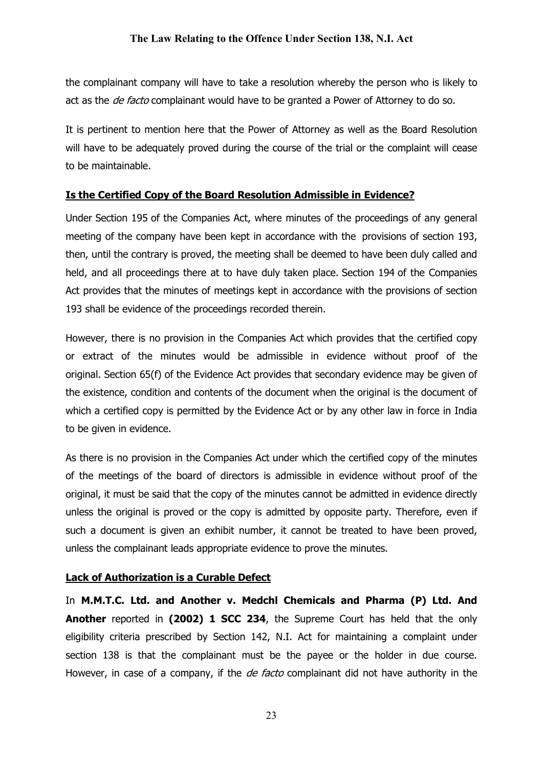the complainant company will have to take a resolution whereby the person who is likely to act as the *de facto* complainant would have to be granted a Power of Attorney to do so.

It is pertinent to mention here that the Power of Attorney as well as the Board Resolution will have to be adequately proved during the course of the trial or the complaint will cease to be maintainable.

## Is the Certified Copy of the Board Resolution Admissible in Evidence?

Under Section 195 of the Companies Act, where minutes of the proceedings of any general meeting of the company have been kept in accordance with the provisions of section 193, then, until the contrary is proved, the meeting shall be deemed to have been duly called and held, and all proceedings there at to have duly taken place. Section 194 of the Companies Act provides that the minutes of meetings kept in accordance with the provisions of section 193 shall be evidence of the proceedings recorded therein.

However, there is no provision in the Companies Act which provides that the certified copy or extract of the minutes would be admissible in evidence without proof of the original. Section 65(f) of the Evidence Act provides that secondary evidence may be given of the existence, condition and contents of the document when the original is the document of which a certified copy is permitted by the Evidence Act or by any other law in force in India to be given in evidence.

As there is no provision in the Companies Act under which the certified copy of the minutes of the meetings of the board of directors is admissible in evidence without proof of the original, it must be said that the copy of the minutes cannot be admitted in evidence directly unless the original is proved or the copy is admitted by opposite party. Therefore, even if such a document is given an exhibit number, it cannot be treated to have been proved, unless the complainant leads appropriate evidence to prove the minutes.

## Lack of Authorization is a Curable Defect

In **M.M.T.C. Ltd. and Another v. Medchl Chemicals and Pharma (P) Ltd. And Another** reported in **(2002) 1 SCC 234**, the Supreme Court has held that the only eligibility criteria prescribed by Section 142, N.I. Act for maintaining a complaint under section 138 is that the complainant must be the payee or the holder in due course. However, in case of a company, if the *de facto* complainant did not have authority in the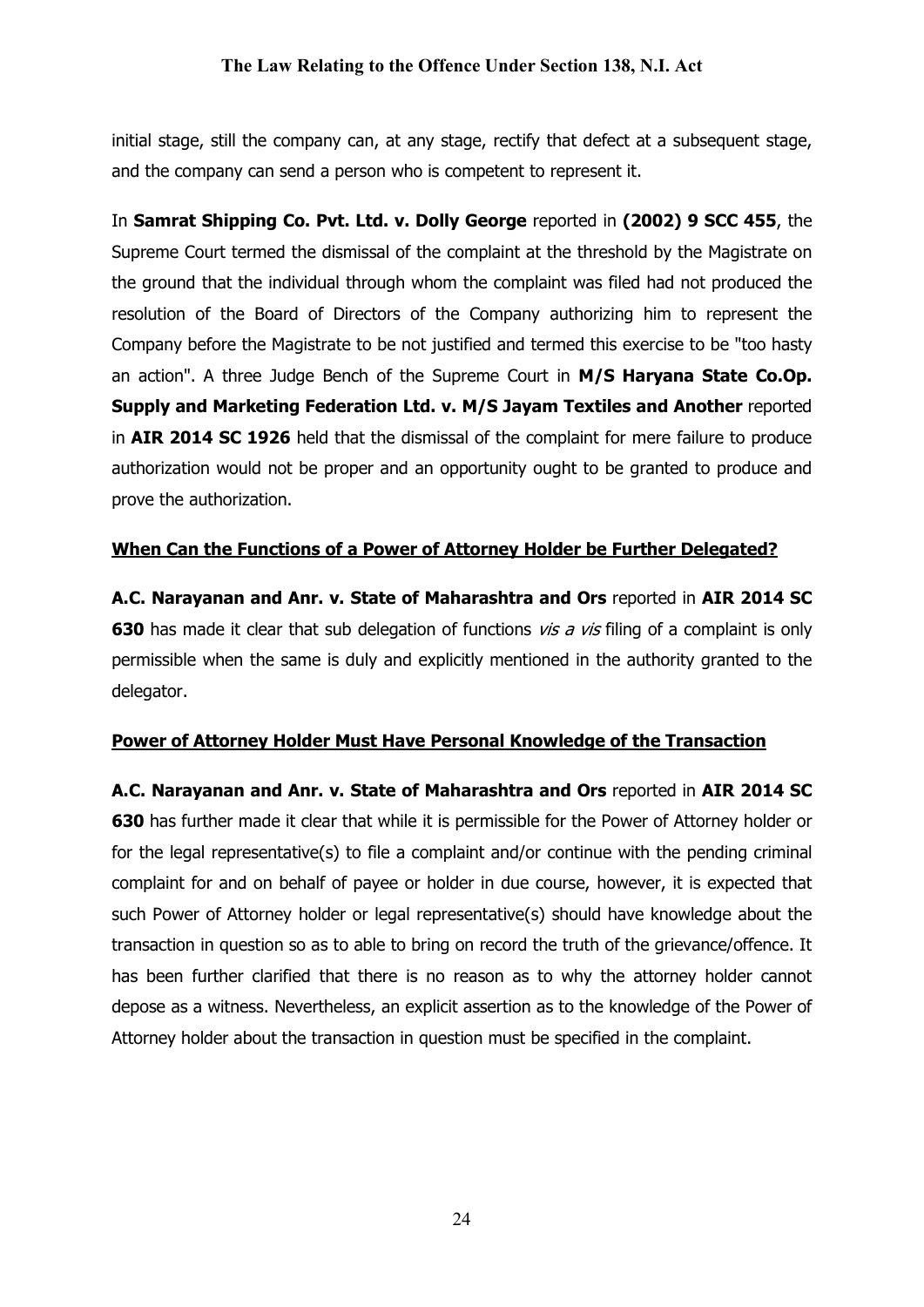initial stage, still the company can, at any stage, rectify that defect at a subsequent stage, and the company can send a person who is competent to represent it.

In **Samrat Shipping Co. Pvt. Ltd. v. Dolly George** reported in **(2002) 9 SCC 455**, the Supreme Court termed the dismissal of the complaint at the threshold by the Magistrate on the ground that the individual through whom the complaint was filed had not produced the resolution of the Board of Directors of the Company authorizing him to represent the Company before the Magistrate to be not justified and termed this exercise to be "too hasty an action". A three Judge Bench of the Supreme Court in **M/S Haryana State Co.Op. Supply and Marketing Federation Ltd. v. M/S Jayam Textiles and Another** reported in **AIR 2014 SC 1926** held that the dismissal of the complaint for mere failure to produce authorization would not be proper and an opportunity ought to be granted to produce and prove the authorization.

## When Can the Functions of a Power of Attorney Holder be Further Delegated?

**A.C. Narayanan and Anr. v. State of Maharashtra and Ors** reported in **AIR 2014 SC 630** has made it clear that sub delegation of functions *vis a vis* filing of a complaint is only permissible when the same is duly and explicitly mentioned in the authority granted to the delegator.

## Power of Attorney Holder Must Have Personal Knowledge of the Transaction

**A.C. Narayanan and Anr. v. State of Maharashtra and Ors** reported in **AIR 2014 SC 630** has further made it clear that while it is permissible for the Power of Attorney holder or for the legal representative(s) to file a complaint and/or continue with the pending criminal complaint for and on behalf of payee or holder in due course, however, it is expected that such Power of Attorney holder or legal representative(s) should have knowledge about the transaction in question so as to able to bring on record the truth of the grievance/offence. It has been further clarified that there is no reason as to why the attorney holder cannot depose as a witness. Nevertheless, an explicit assertion as to the knowledge of the Power of Attorney holder about the transaction in question must be specified in the complaint.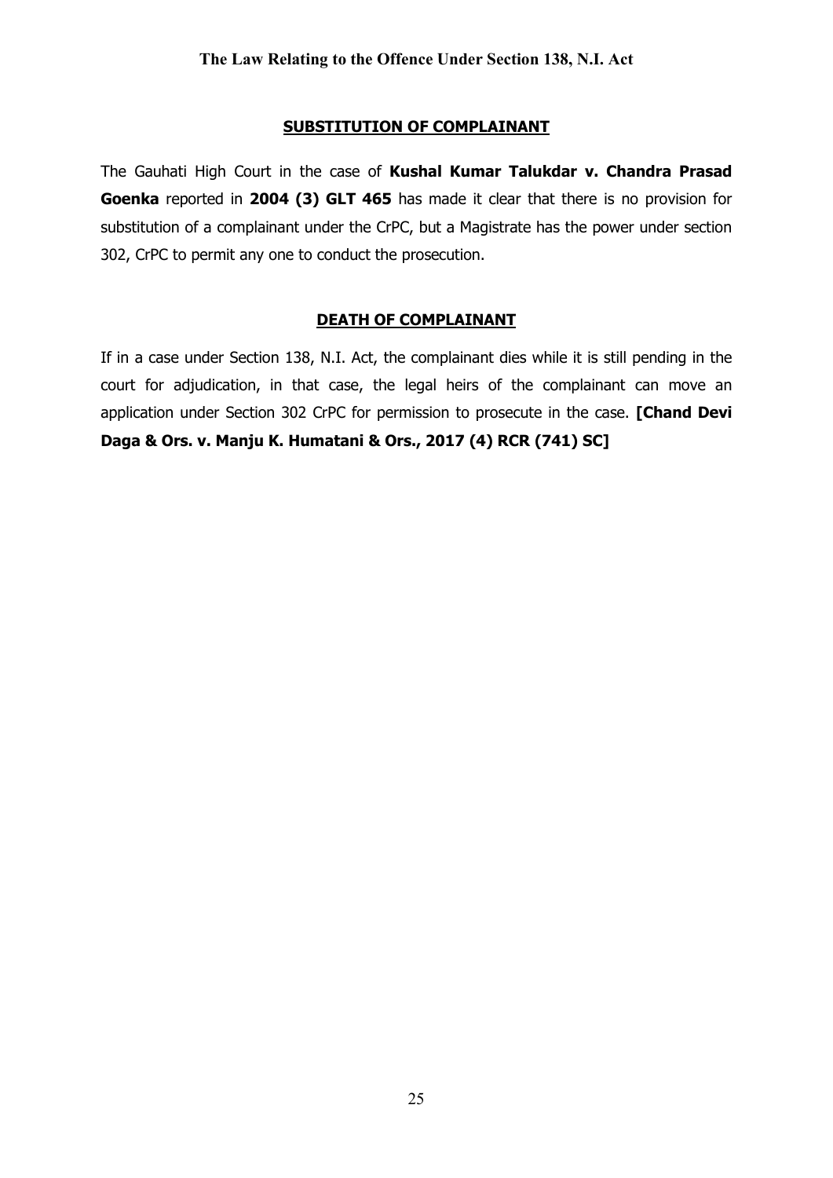## SUBSTITUTION OF COMPLAINANT

The Gauhati High Court in the case of **Kushal Kumar Talukdar v. Chandra Prasad Goenka** reported in **2004 (3) GLT 465** has made it clear that there is no provision for substitution of a complainant under the CrPC, but a Magistrate has the power under section 302, CrPC to permit any one to conduct the prosecution.

## DEATH OF COMPLAINANT

If in a case under Section 138, N.I. Act, the complainant dies while it is still pending in the court for adjudication, in that case, the legal heirs of the complainant can move an application under Section 302 CrPC for permission to prosecute in the case. **[Chand Devi Daga & Ors. v. Manju K. Humatani & Ors., 2017 (4) RCR (741) SC]**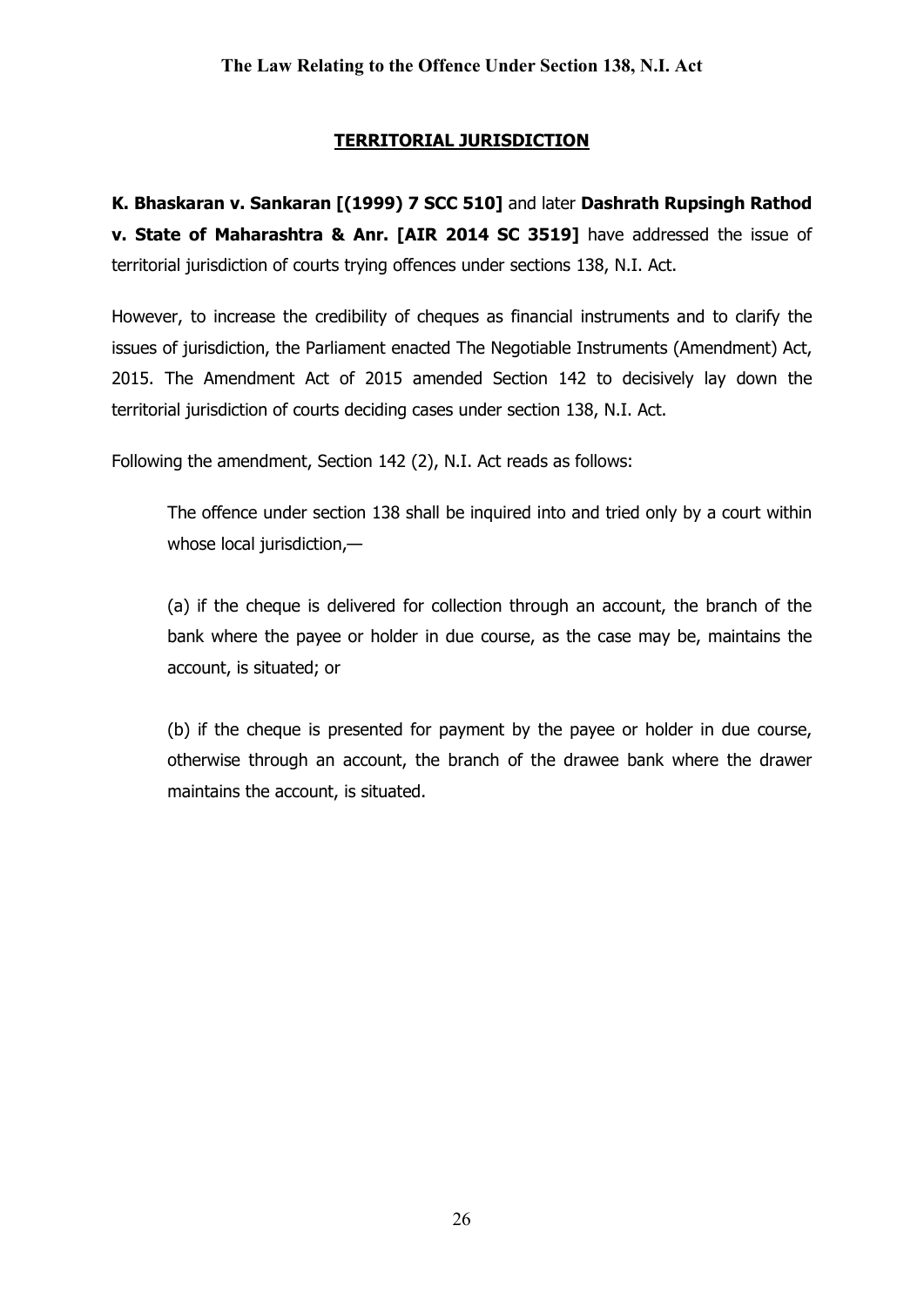## TERRITORIAL JURISDICTION

**K. Bhaskaran v. Sankaran [(1999) 7 SCC 510]** and later **Dashrath Rupsingh Rathod v. State of Maharashtra & Anr. [AIR 2014 SC 3519]** have addressed the issue of territorial jurisdiction of courts trying offences under sections 138, N.I. Act.

However, to increase the credibility of cheques as financial instruments and to clarify the issues of jurisdiction, the Parliament enacted The Negotiable Instruments (Amendment) Act, 2015. The Amendment Act of 2015 amended Section 142 to decisively lay down the territorial jurisdiction of courts deciding cases under section 138, N.I. Act.

Following the amendment, Section 142 (2), N.I. Act reads as follows:

> The offence under section 138 shall be inquired into and tried only by a court within whose local jurisdiction,—
>
> (a) if the cheque is delivered for collection through an account, the branch of the bank where the payee or holder in due course, as the case may be, maintains the account, is situated; or
>
> (b) if the cheque is presented for payment by the payee or holder in due course, otherwise through an account, the branch of the drawee bank where the drawer maintains the account, is situated.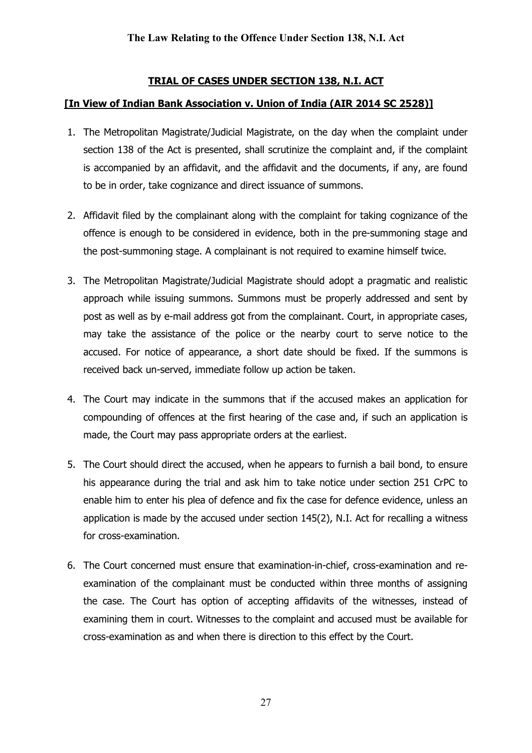## TRIAL OF CASES UNDER SECTION 138, N.I. ACT

### [In View of Indian Bank Association v. Union of India (AIR 2014 SC 2528)]

1. The Metropolitan Magistrate/Judicial Magistrate, on the day when the complaint under section 138 of the Act is presented, shall scrutinize the complaint and, if the complaint is accompanied by an affidavit, and the affidavit and the documents, if any, are found to be in order, take cognizance and direct issuance of summons.

2. Affidavit filed by the complainant along with the complaint for taking cognizance of the offence is enough to be considered in evidence, both in the pre-summoning stage and the post-summoning stage. A complainant is not required to examine himself twice.

3. The Metropolitan Magistrate/Judicial Magistrate should adopt a pragmatic and realistic approach while issuing summons. Summons must be properly addressed and sent by post as well as by e-mail address got from the complainant. Court, in appropriate cases, may take the assistance of the police or the nearby court to serve notice to the accused. For notice of appearance, a short date should be fixed. If the summons is received back un-served, immediate follow up action be taken.

4. The Court may indicate in the summons that if the accused makes an application for compounding of offences at the first hearing of the case and, if such an application is made, the Court may pass appropriate orders at the earliest.

5. The Court should direct the accused, when he appears to furnish a bail bond, to ensure his appearance during the trial and ask him to take notice under section 251 CrPC to enable him to enter his plea of defence and fix the case for defence evidence, unless an application is made by the accused under section 145(2), N.I. Act for recalling a witness for cross-examination.

6. The Court concerned must ensure that examination-in-chief, cross-examination and re-examination of the complainant must be conducted within three months of assigning the case. The Court has option of accepting affidavits of the witnesses, instead of examining them in court. Witnesses to the complaint and accused must be available for cross-examination as and when there is direction to this effect by the Court.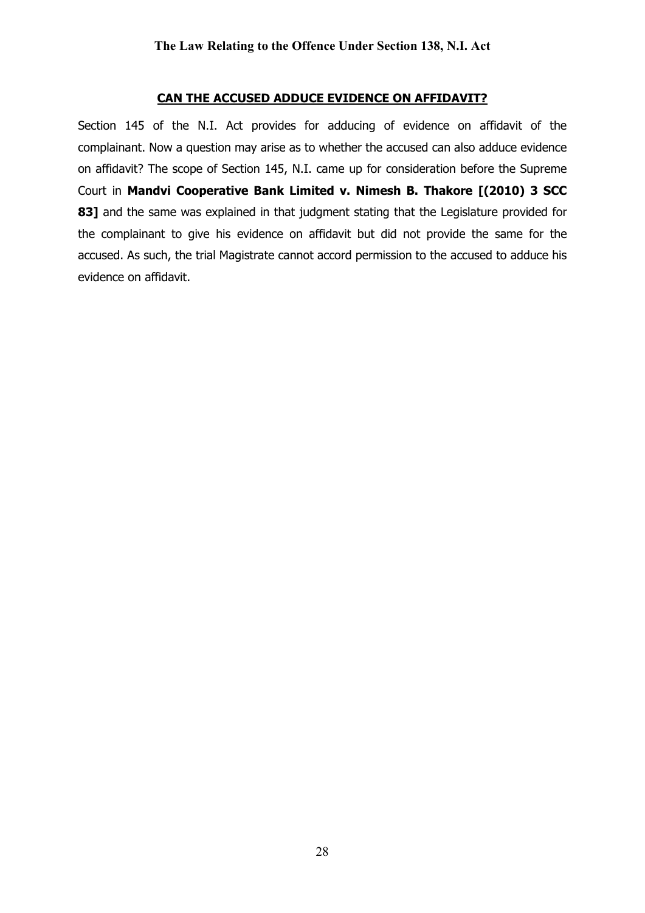## CAN THE ACCUSED ADDUCE EVIDENCE ON AFFIDAVIT?

Section 145 of the N.I. Act provides for adducing of evidence on affidavit of the complainant. Now a question may arise as to whether the accused can also adduce evidence on affidavit? The scope of Section 145, N.I. came up for consideration before the Supreme Court in **Mandvi Cooperative Bank Limited v. Nimesh B. Thakore [(2010) 3 SCC 83]** and the same was explained in that judgment stating that the Legislature provided for the complainant to give his evidence on affidavit but did not provide the same for the accused. As such, the trial Magistrate cannot accord permission to the accused to adduce his evidence on affidavit.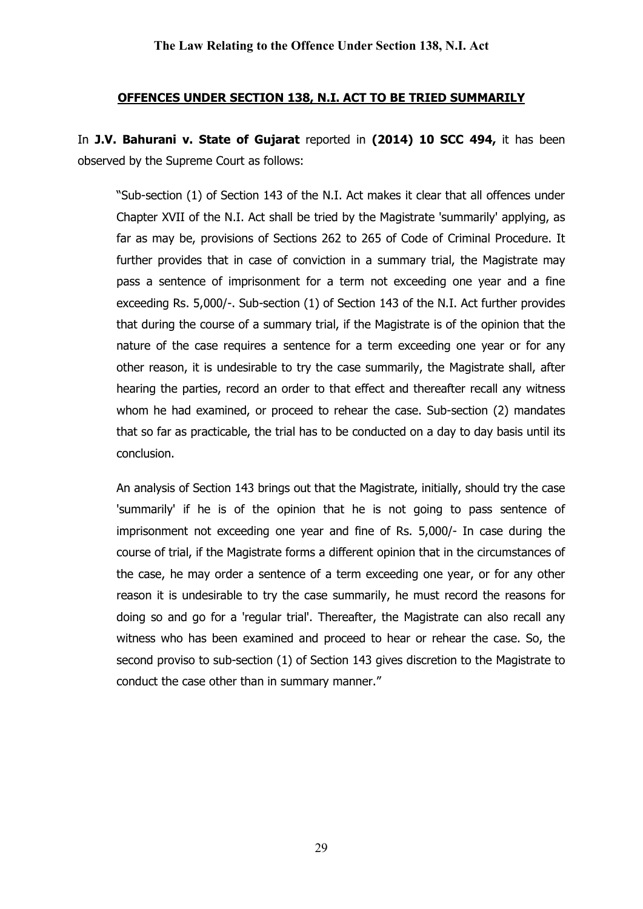## OFFENCES UNDER SECTION 138, N.I. ACT TO BE TRIED SUMMARILY

In **J.V. Bahurani v. State of Gujarat** reported in **(2014) 10 SCC 494,** it has been observed by the Supreme Court as follows:

> "Sub-section (1) of Section 143 of the N.I. Act makes it clear that all offences under Chapter XVII of the N.I. Act shall be tried by the Magistrate 'summarily' applying, as far as may be, provisions of Sections 262 to 265 of Code of Criminal Procedure. It further provides that in case of conviction in a summary trial, the Magistrate may pass a sentence of imprisonment for a term not exceeding one year and a fine exceeding Rs. 5,000/-. Sub-section (1) of Section 143 of the N.I. Act further provides that during the course of a summary trial, if the Magistrate is of the opinion that the nature of the case requires a sentence for a term exceeding one year or for any other reason, it is undesirable to try the case summarily, the Magistrate shall, after hearing the parties, record an order to that effect and thereafter recall any witness whom he had examined, or proceed to rehear the case. Sub-section (2) mandates that so far as practicable, the trial has to be conducted on a day to day basis until its conclusion.
>
> An analysis of Section 143 brings out that the Magistrate, initially, should try the case 'summarily' if he is of the opinion that he is not going to pass sentence of imprisonment not exceeding one year and fine of Rs. 5,000/- In case during the course of trial, if the Magistrate forms a different opinion that in the circumstances of the case, he may order a sentence of a term exceeding one year, or for any other reason it is undesirable to try the case summarily, he must record the reasons for doing so and go for a 'regular trial'. Thereafter, the Magistrate can also recall any witness who has been examined and proceed to hear or rehear the case. So, the second proviso to sub-section (1) of Section 143 gives discretion to the Magistrate to conduct the case other than in summary manner."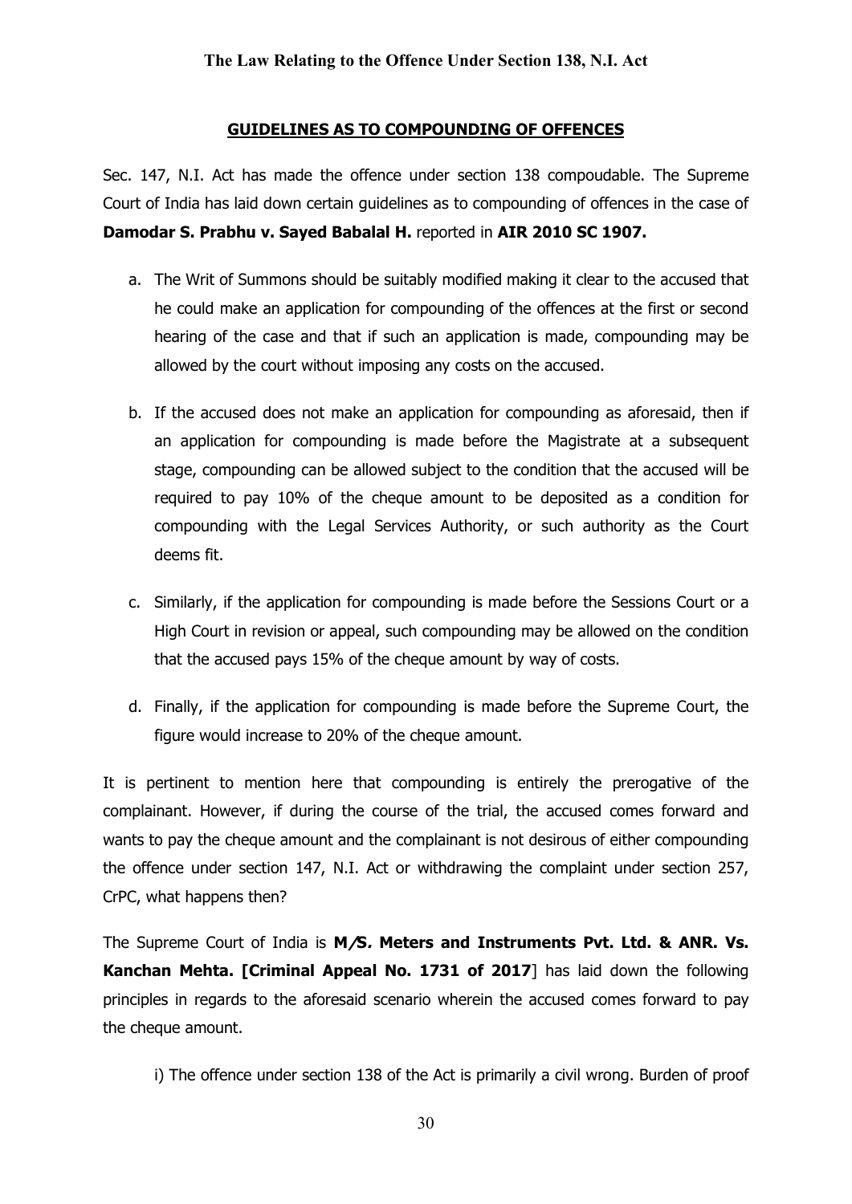## GUIDELINES AS TO COMPOUNDING OF OFFENCES

Sec. 147, N.I. Act has made the offence under section 138 compoudable. The Supreme Court of India has laid down certain guidelines as to compounding of offences in the case of **Damodar S. Prabhu v. Sayed Babalal H.** reported in **AIR 2010 SC 1907.**

a. The Writ of Summons should be suitably modified making it clear to the accused that he could make an application for compounding of the offences at the first or second hearing of the case and that if such an application is made, compounding may be allowed by the court without imposing any costs on the accused.

b. If the accused does not make an application for compounding as aforesaid, then if an application for compounding is made before the Magistrate at a subsequent stage, compounding can be allowed subject to the condition that the accused will be required to pay 10% of the cheque amount to be deposited as a condition for compounding with the Legal Services Authority, or such authority as the Court deems fit.

c. Similarly, if the application for compounding is made before the Sessions Court or a High Court in revision or appeal, such compounding may be allowed on the condition that the accused pays 15% of the cheque amount by way of costs.

d. Finally, if the application for compounding is made before the Supreme Court, the figure would increase to 20% of the cheque amount.

It is pertinent to mention here that compounding is entirely the prerogative of the complainant. However, if during the course of the trial, the accused comes forward and wants to pay the cheque amount and the complainant is not desirous of either compounding the offence under section 147, N.I. Act or withdrawing the complaint under section 257, CrPC, what happens then?

The Supreme Court of India is **M/S. Meters and Instruments Pvt. Ltd. & ANR. Vs. Kanchan Mehta. [Criminal Appeal No. 1731 of 2017**] has laid down the following principles in regards to the aforesaid scenario wherein the accused comes forward to pay the cheque amount.

i) The offence under section 138 of the Act is primarily a civil wrong. Burden of proof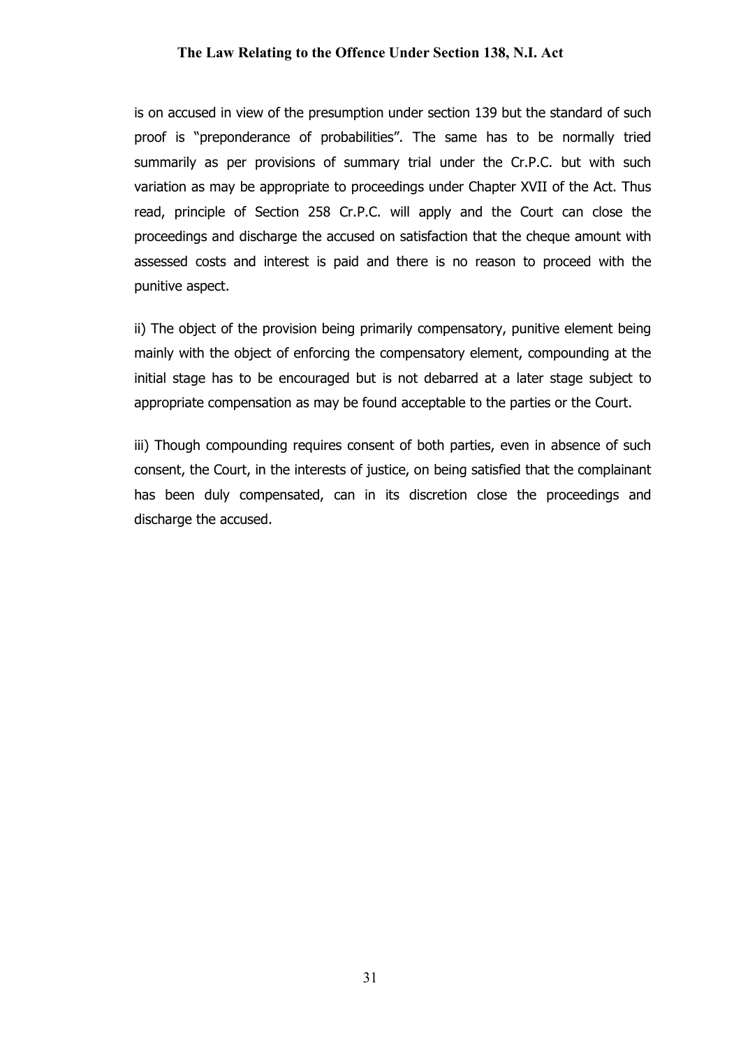is on accused in view of the presumption under section 139 but the standard of such proof is "preponderance of probabilities". The same has to be normally tried summarily as per provisions of summary trial under the Cr.P.C. but with such variation as may be appropriate to proceedings under Chapter XVII of the Act. Thus read, principle of Section 258 Cr.P.C. will apply and the Court can close the proceedings and discharge the accused on satisfaction that the cheque amount with assessed costs and interest is paid and there is no reason to proceed with the punitive aspect.

ii) The object of the provision being primarily compensatory, punitive element being mainly with the object of enforcing the compensatory element, compounding at the initial stage has to be encouraged but is not debarred at a later stage subject to appropriate compensation as may be found acceptable to the parties or the Court.

iii) Though compounding requires consent of both parties, even in absence of such consent, the Court, in the interests of justice, on being satisfied that the complainant has been duly compensated, can in its discretion close the proceedings and discharge the accused.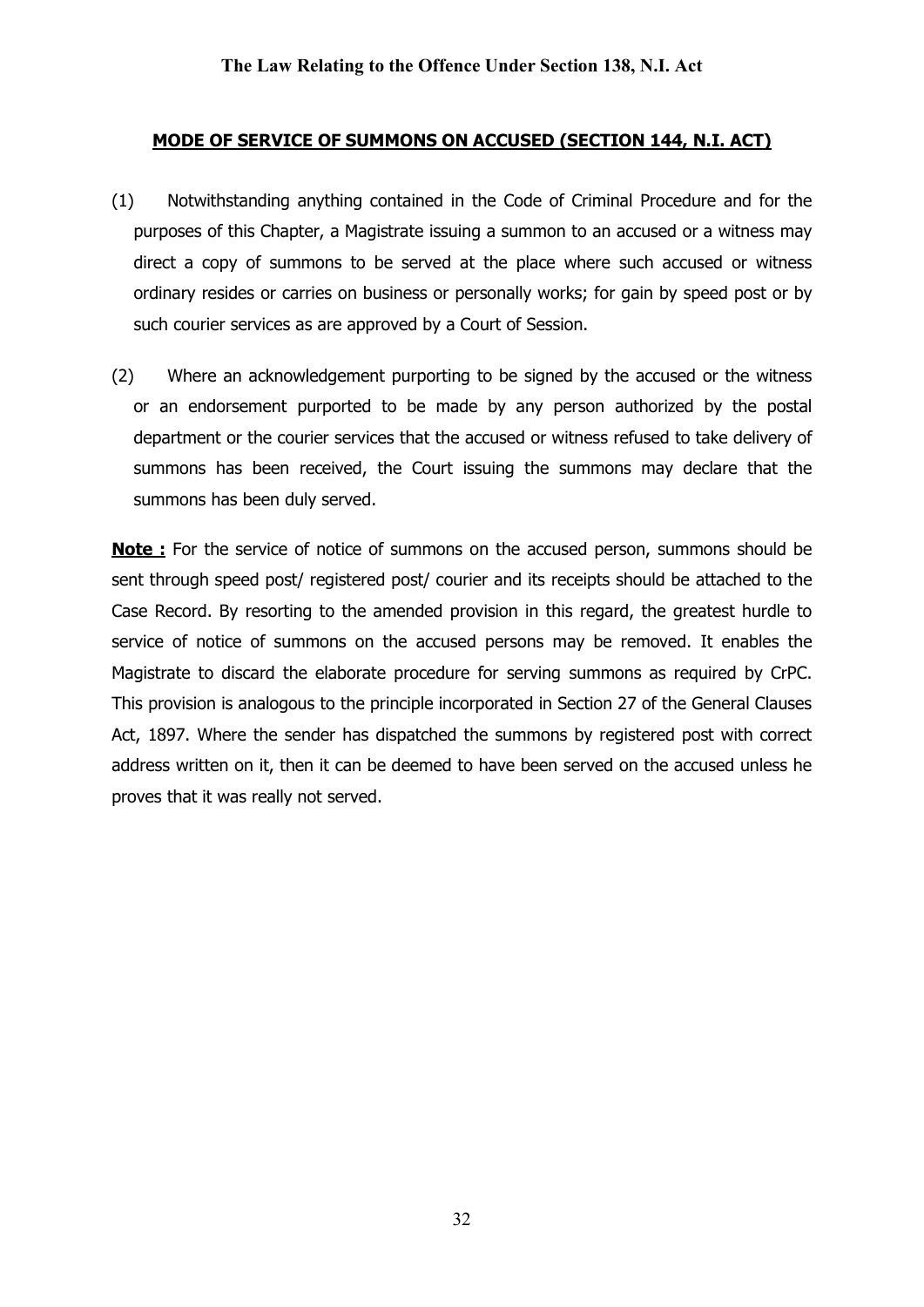## MODE OF SERVICE OF SUMMONS ON ACCUSED (SECTION 144, N.I. ACT)

(1) Notwithstanding anything contained in the Code of Criminal Procedure and for the purposes of this Chapter, a Magistrate issuing a summon to an accused or a witness may direct a copy of summons to be served at the place where such accused or witness ordinary resides or carries on business or personally works; for gain by speed post or by such courier services as are approved by a Court of Session.

(2) Where an acknowledgement purporting to be signed by the accused or the witness or an endorsement purported to be made by any person authorized by the postal department or the courier services that the accused or witness refused to take delivery of summons has been received, the Court issuing the summons may declare that the summons has been duly served.

**Note :** For the service of notice of summons on the accused person, summons should be sent through speed post/ registered post/ courier and its receipts should be attached to the Case Record. By resorting to the amended provision in this regard, the greatest hurdle to service of notice of summons on the accused persons may be removed. It enables the Magistrate to discard the elaborate procedure for serving summons as required by CrPC. This provision is analogous to the principle incorporated in Section 27 of the General Clauses Act, 1897. Where the sender has dispatched the summons by registered post with correct address written on it, then it can be deemed to have been served on the accused unless he proves that it was really not served.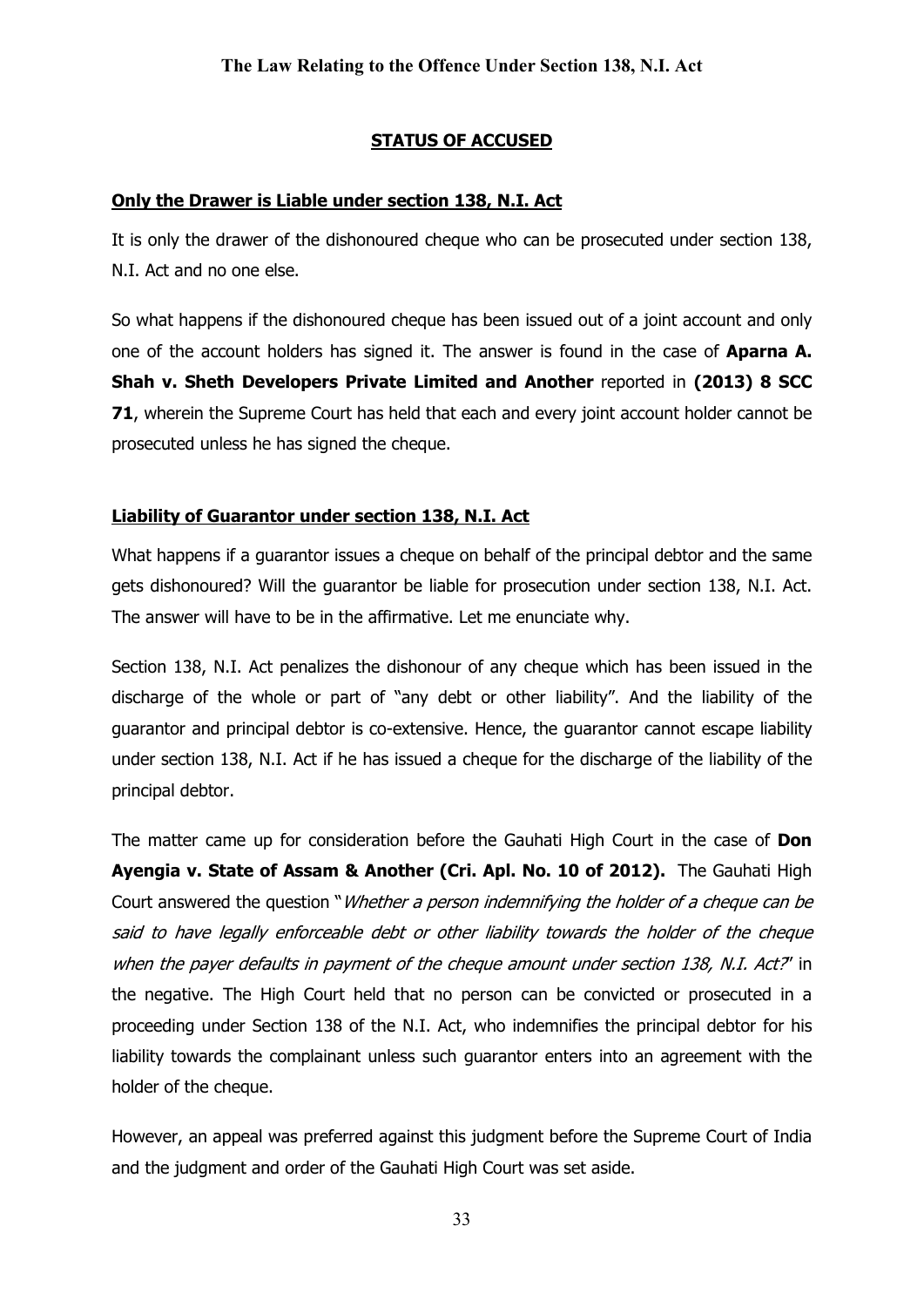## STATUS OF ACCUSED

### Only the Drawer is Liable under section 138, N.I. Act

It is only the drawer of the dishonoured cheque who can be prosecuted under section 138, N.I. Act and no one else.

So what happens if the dishonoured cheque has been issued out of a joint account and only one of the account holders has signed it. The answer is found in the case of **Aparna A. Shah v. Sheth Developers Private Limited and Another** reported in **(2013) 8 SCC 71**, wherein the Supreme Court has held that each and every joint account holder cannot be prosecuted unless he has signed the cheque.

### Liability of Guarantor under section 138, N.I. Act

What happens if a guarantor issues a cheque on behalf of the principal debtor and the same gets dishonoured? Will the guarantor be liable for prosecution under section 138, N.I. Act. The answer will have to be in the affirmative. Let me enunciate why.

Section 138, N.I. Act penalizes the dishonour of any cheque which has been issued in the discharge of the whole or part of "any debt or other liability". And the liability of the guarantor and principal debtor is co-extensive. Hence, the guarantor cannot escape liability under section 138, N.I. Act if he has issued a cheque for the discharge of the liability of the principal debtor.

The matter came up for consideration before the Gauhati High Court in the case of **Don Ayengia v. State of Assam & Another (Cri. Apl. No. 10 of 2012).** The Gauhati High Court answered the question "*Whether a person indemnifying the holder of a cheque can be said to have legally enforceable debt or other liability towards the holder of the cheque when the payer defaults in payment of the cheque amount under section 138, N.I. Act?*" in the negative. The High Court held that no person can be convicted or prosecuted in a proceeding under Section 138 of the N.I. Act, who indemnifies the principal debtor for his liability towards the complainant unless such guarantor enters into an agreement with the holder of the cheque.

However, an appeal was preferred against this judgment before the Supreme Court of India and the judgment and order of the Gauhati High Court was set aside.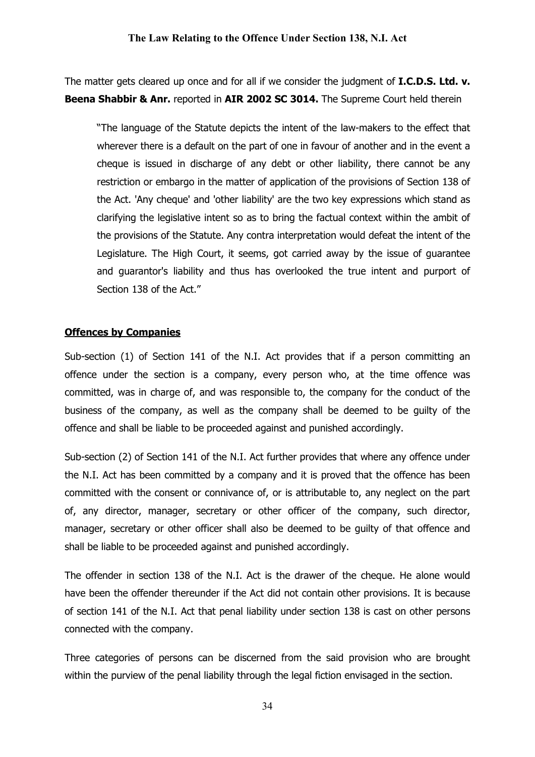The matter gets cleared up once and for all if we consider the judgment of **I.C.D.S. Ltd. v. Beena Shabbir & Anr.** reported in **AIR 2002 SC 3014.** The Supreme Court held therein

> "The language of the Statute depicts the intent of the law-makers to the effect that wherever there is a default on the part of one in favour of another and in the event a cheque is issued in discharge of any debt or other liability, there cannot be any restriction or embargo in the matter of application of the provisions of Section 138 of the Act. 'Any cheque' and 'other liability' are the two key expressions which stand as clarifying the legislative intent so as to bring the factual context within the ambit of the provisions of the Statute. Any contra interpretation would defeat the intent of the Legislature. The High Court, it seems, got carried away by the issue of guarantee and guarantor's liability and thus has overlooked the true intent and purport of Section 138 of the Act."

**<u>Offences by Companies</u>**

Sub-section (1) of Section 141 of the N.I. Act provides that if a person committing an offence under the section is a company, every person who, at the time offence was committed, was in charge of, and was responsible to, the company for the conduct of the business of the company, as well as the company shall be deemed to be guilty of the offence and shall be liable to be proceeded against and punished accordingly.

Sub-section (2) of Section 141 of the N.I. Act further provides that where any offence under the N.I. Act has been committed by a company and it is proved that the offence has been committed with the consent or connivance of, or is attributable to, any neglect on the part of, any director, manager, secretary or other officer of the company, such director, manager, secretary or other officer shall also be deemed to be guilty of that offence and shall be liable to be proceeded against and punished accordingly.

The offender in section 138 of the N.I. Act is the drawer of the cheque. He alone would have been the offender thereunder if the Act did not contain other provisions. It is because of section 141 of the N.I. Act that penal liability under section 138 is cast on other persons connected with the company.

Three categories of persons can be discerned from the said provision who are brought within the purview of the penal liability through the legal fiction envisaged in the section.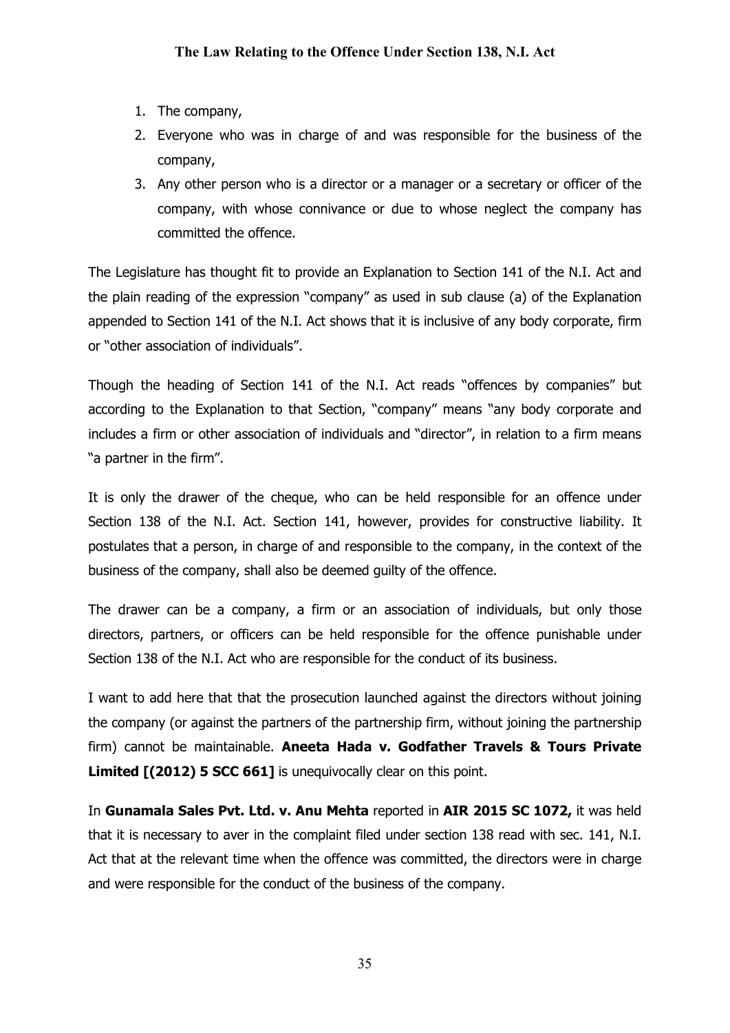1. The company,
2. Everyone who was in charge of and was responsible for the business of the company,
3. Any other person who is a director or a manager or a secretary or officer of the company, with whose connivance or due to whose neglect the company has committed the offence.

The Legislature has thought fit to provide an Explanation to Section 141 of the N.I. Act and the plain reading of the expression "company" as used in sub clause (a) of the Explanation appended to Section 141 of the N.I. Act shows that it is inclusive of any body corporate, firm or "other association of individuals".

Though the heading of Section 141 of the N.I. Act reads "offences by companies" but according to the Explanation to that Section, "company" means "any body corporate and includes a firm or other association of individuals and "director", in relation to a firm means "a partner in the firm".

It is only the drawer of the cheque, who can be held responsible for an offence under Section 138 of the N.I. Act. Section 141, however, provides for constructive liability. It postulates that a person, in charge of and responsible to the company, in the context of the business of the company, shall also be deemed guilty of the offence.

The drawer can be a company, a firm or an association of individuals, but only those directors, partners, or officers can be held responsible for the offence punishable under Section 138 of the N.I. Act who are responsible for the conduct of its business.

I want to add here that that the prosecution launched against the directors without joining the company (or against the partners of the partnership firm, without joining the partnership firm) cannot be maintainable. **Aneeta Hada v. Godfather Travels & Tours Private Limited [(2012) 5 SCC 661]** is unequivocally clear on this point.

In **Gunamala Sales Pvt. Ltd. v. Anu Mehta** reported in **AIR 2015 SC 1072,** it was held that it is necessary to aver in the complaint filed under section 138 read with sec. 141, N.I. Act that at the relevant time when the offence was committed, the directors were in charge and were responsible for the conduct of the business of the company.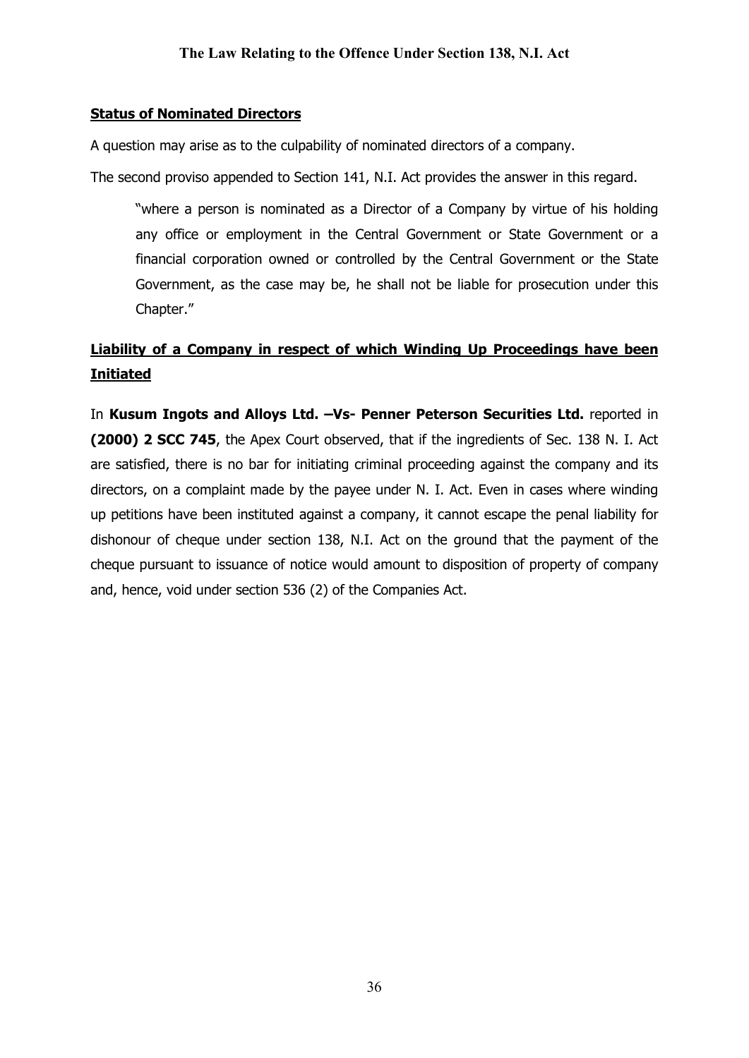## **Status of Nominated Directors**

A question may arise as to the culpability of nominated directors of a company.

The second proviso appended to Section 141, N.I. Act provides the answer in this regard.

> "where a person is nominated as a Director of a Company by virtue of his holding any office or employment in the Central Government or State Government or a financial corporation owned or controlled by the Central Government or the State Government, as the case may be, he shall not be liable for prosecution under this Chapter."

## **Liability of a Company in respect of which Winding Up Proceedings have been Initiated**

In **Kusum Ingots and Alloys Ltd. –Vs- Penner Peterson Securities Ltd.** reported in **(2000) 2 SCC 745**, the Apex Court observed, that if the ingredients of Sec. 138 N. I. Act are satisfied, there is no bar for initiating criminal proceeding against the company and its directors, on a complaint made by the payee under N. I. Act. Even in cases where winding up petitions have been instituted against a company, it cannot escape the penal liability for dishonour of cheque under section 138, N.I. Act on the ground that the payment of the cheque pursuant to issuance of notice would amount to disposition of property of company and, hence, void under section 536 (2) of the Companies Act.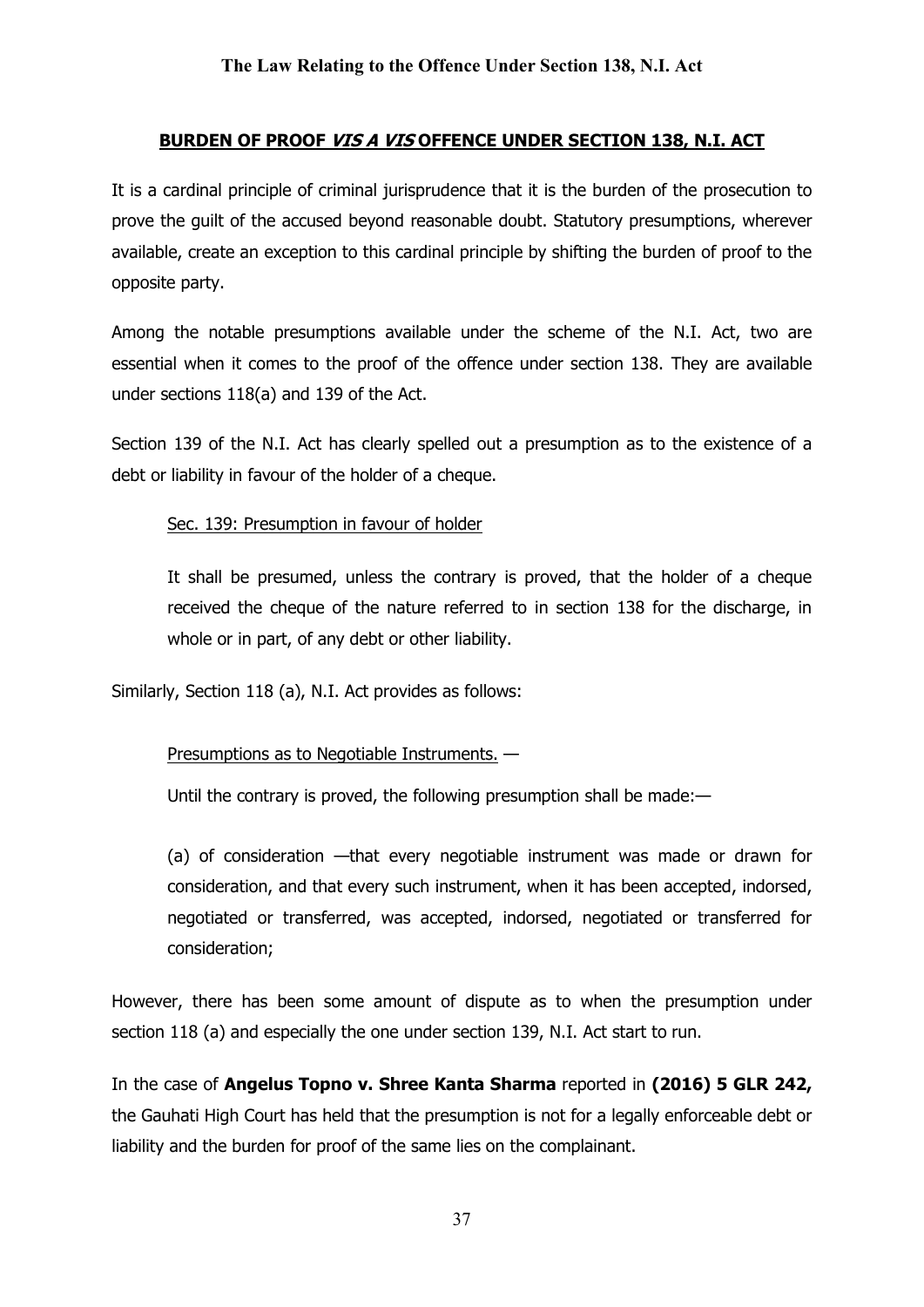## **BURDEN OF PROOF *VIS A VIS* OFFENCE UNDER SECTION 138, N.I. ACT**

It is a cardinal principle of criminal jurisprudence that it is the burden of the prosecution to prove the guilt of the accused beyond reasonable doubt. Statutory presumptions, wherever available, create an exception to this cardinal principle by shifting the burden of proof to the opposite party.

Among the notable presumptions available under the scheme of the N.I. Act, two are essential when it comes to the proof of the offence under section 138. They are available under sections 118(a) and 139 of the Act.

Section 139 of the N.I. Act has clearly spelled out a presumption as to the existence of a debt or liability in favour of the holder of a cheque.

> Sec. 139: Presumption in favour of holder
>
> It shall be presumed, unless the contrary is proved, that the holder of a cheque received the cheque of the nature referred to in section 138 for the discharge, in whole or in part, of any debt or other liability.

Similarly, Section 118 (a), N.I. Act provides as follows:

> Presumptions as to Negotiable Instruments. —
>
> Until the contrary is proved, the following presumption shall be made:—
>
> (a) of consideration —that every negotiable instrument was made or drawn for consideration, and that every such instrument, when it has been accepted, indorsed, negotiated or transferred, was accepted, indorsed, negotiated or transferred for consideration;

However, there has been some amount of dispute as to when the presumption under section 118 (a) and especially the one under section 139, N.I. Act start to run.

In the case of **Angelus Topno v. Shree Kanta Sharma** reported in **(2016) 5 GLR 242,** the Gauhati High Court has held that the presumption is not for a legally enforceable debt or liability and the burden for proof of the same lies on the complainant.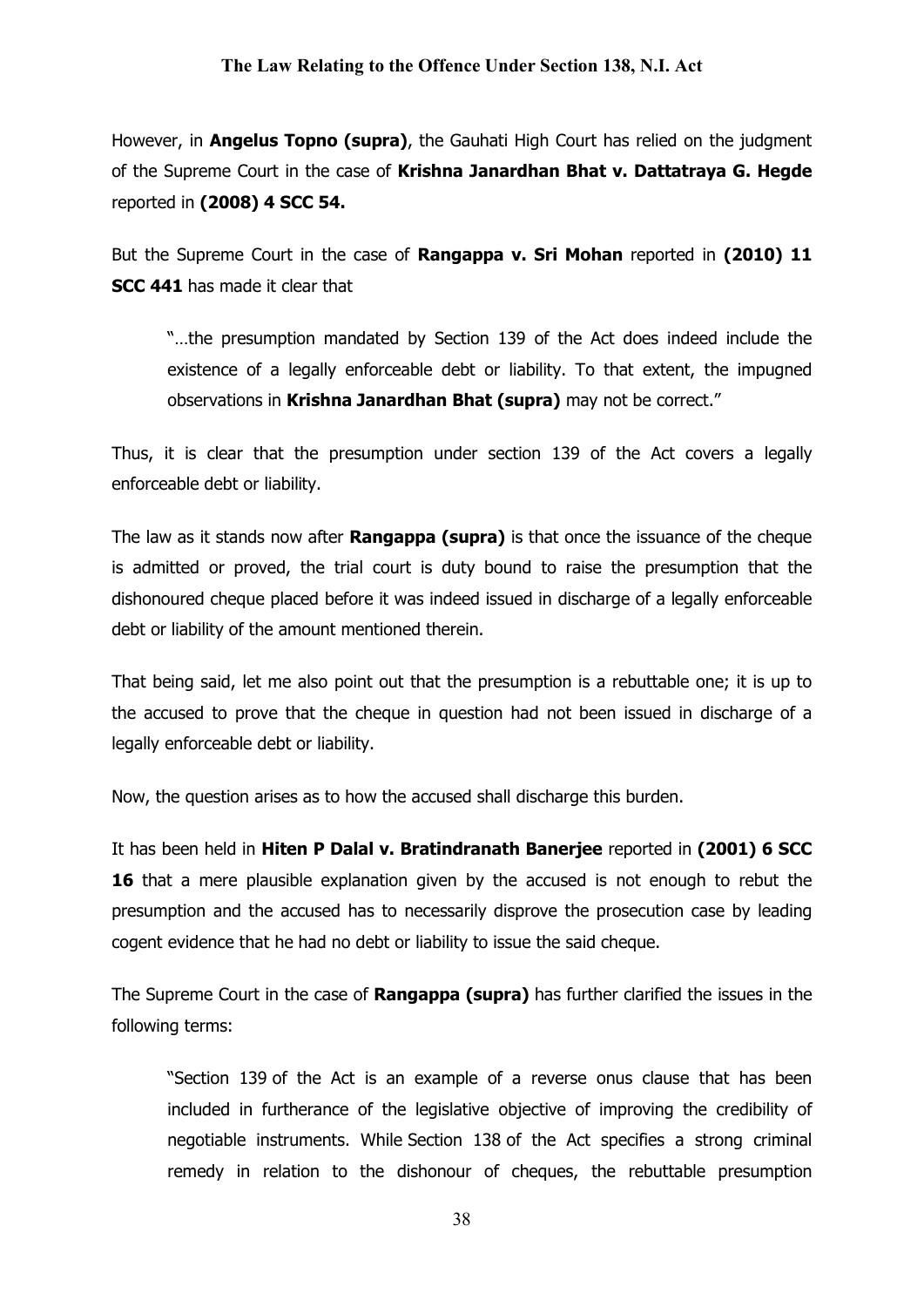However, in **Angelus Topno (supra)**, the Gauhati High Court has relied on the judgment of the Supreme Court in the case of **Krishna Janardhan Bhat v. Dattatraya G. Hegde** reported in **(2008) 4 SCC 54.**

But the Supreme Court in the case of **Rangappa v. Sri Mohan** reported in **(2010) 11 SCC 441** has made it clear that

> "…the presumption mandated by Section 139 of the Act does indeed include the existence of a legally enforceable debt or liability. To that extent, the impugned observations in **Krishna Janardhan Bhat (supra)** may not be correct."

Thus, it is clear that the presumption under section 139 of the Act covers a legally enforceable debt or liability.

The law as it stands now after **Rangappa (supra)** is that once the issuance of the cheque is admitted or proved, the trial court is duty bound to raise the presumption that the dishonoured cheque placed before it was indeed issued in discharge of a legally enforceable debt or liability of the amount mentioned therein.

That being said, let me also point out that the presumption is a rebuttable one; it is up to the accused to prove that the cheque in question had not been issued in discharge of a legally enforceable debt or liability.

Now, the question arises as to how the accused shall discharge this burden.

It has been held in **Hiten P Dalal v. Bratindranath Banerjee** reported in **(2001) 6 SCC 16** that a mere plausible explanation given by the accused is not enough to rebut the presumption and the accused has to necessarily disprove the prosecution case by leading cogent evidence that he had no debt or liability to issue the said cheque.

The Supreme Court in the case of **Rangappa (supra)** has further clarified the issues in the following terms:

> "Section 139 of the Act is an example of a reverse onus clause that has been included in furtherance of the legislative objective of improving the credibility of negotiable instruments. While Section 138 of the Act specifies a strong criminal remedy in relation to the dishonour of cheques, the rebuttable presumption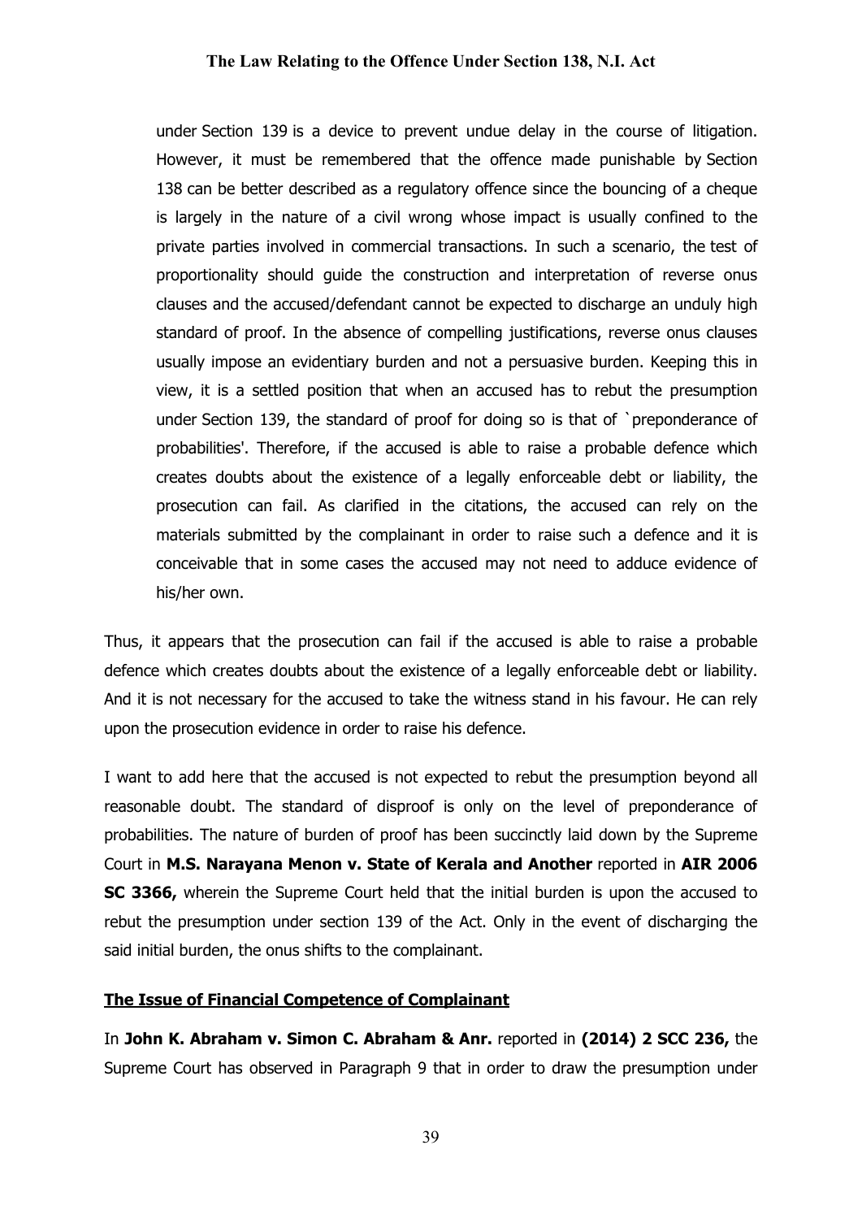> under Section 139 is a device to prevent undue delay in the course of litigation. However, it must be remembered that the offence made punishable by Section 138 can be better described as a regulatory offence since the bouncing of a cheque is largely in the nature of a civil wrong whose impact is usually confined to the private parties involved in commercial transactions. In such a scenario, the test of proportionality should guide the construction and interpretation of reverse onus clauses and the accused/defendant cannot be expected to discharge an unduly high standard of proof. In the absence of compelling justifications, reverse onus clauses usually impose an evidentiary burden and not a persuasive burden. Keeping this in view, it is a settled position that when an accused has to rebut the presumption under Section 139, the standard of proof for doing so is that of `preponderance of probabilities'. Therefore, if the accused is able to raise a probable defence which creates doubts about the existence of a legally enforceable debt or liability, the prosecution can fail. As clarified in the citations, the accused can rely on the materials submitted by the complainant in order to raise such a defence and it is conceivable that in some cases the accused may not need to adduce evidence of his/her own.

Thus, it appears that the prosecution can fail if the accused is able to raise a probable defence which creates doubts about the existence of a legally enforceable debt or liability. And it is not necessary for the accused to take the witness stand in his favour. He can rely upon the prosecution evidence in order to raise his defence.

I want to add here that the accused is not expected to rebut the presumption beyond all reasonable doubt. The standard of disproof is only on the level of preponderance of probabilities. The nature of burden of proof has been succinctly laid down by the Supreme Court in **M.S. Narayana Menon v. State of Kerala and Another** reported in **AIR 2006 SC 3366,** wherein the Supreme Court held that the initial burden is upon the accused to rebut the presumption under section 139 of the Act. Only in the event of discharging the said initial burden, the onus shifts to the complainant.

**<u>The Issue of Financial Competence of Complainant</u>**

In **John K. Abraham v. Simon C. Abraham & Anr.** reported in **(2014) 2 SCC 236,** the Supreme Court has observed in Paragraph 9 that in order to draw the presumption under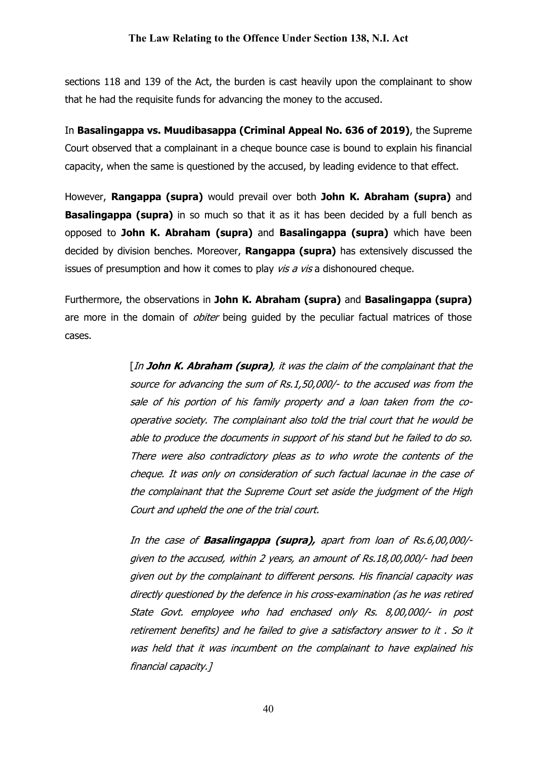sections 118 and 139 of the Act, the burden is cast heavily upon the complainant to show that he had the requisite funds for advancing the money to the accused.

In **Basalingappa vs. Muudibasappa (Criminal Appeal No. 636 of 2019)**, the Supreme Court observed that a complainant in a cheque bounce case is bound to explain his financial capacity, when the same is questioned by the accused, by leading evidence to that effect.

However, **Rangappa (supra)** would prevail over both **John K. Abraham (supra)** and **Basalingappa (supra)** in so much so that it as it has been decided by a full bench as opposed to **John K. Abraham (supra)** and **Basalingappa (supra)** which have been decided by division benches. Moreover, **Rangappa (supra)** has extensively discussed the issues of presumption and how it comes to play *vis a vis* a dishonoured cheque.

Furthermore, the observations in **John K. Abraham (supra)** and **Basalingappa (supra)** are more in the domain of *obiter* being guided by the peculiar factual matrices of those cases.

> [*In* ***John K. Abraham (supra)****, it was the claim of the complainant that the source for advancing the sum of Rs.1,50,000/- to the accused was from the sale of his portion of his family property and a loan taken from the co-operative society. The complainant also told the trial court that he would be able to produce the documents in support of his stand but he failed to do so. There were also contradictory pleas as to who wrote the contents of the cheque. It was only on consideration of such factual lacunae in the case of the complainant that the Supreme Court set aside the judgment of the High Court and upheld the one of the trial court.*
>
> *In the case of* ***Basalingappa (supra),*** *apart from loan of Rs.6,00,000/- given to the accused, within 2 years, an amount of Rs.18,00,000/- had been given out by the complainant to different persons. His financial capacity was directly questioned by the defence in his cross-examination (as he was retired State Govt. employee who had enchased only Rs. 8,00,000/- in post retirement benefits) and he failed to give a satisfactory answer to it . So it was held that it was incumbent on the complainant to have explained his financial capacity.]*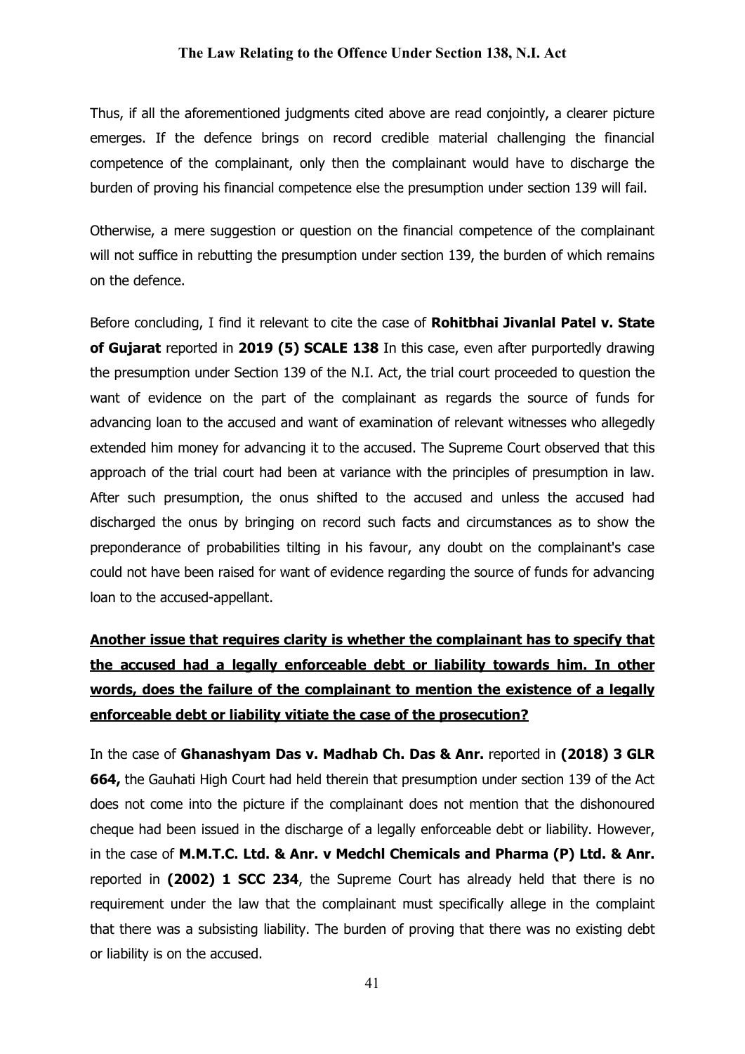Thus, if all the aforementioned judgments cited above are read conjointly, a clearer picture emerges. If the defence brings on record credible material challenging the financial competence of the complainant, only then the complainant would have to discharge the burden of proving his financial competence else the presumption under section 139 will fail.

Otherwise, a mere suggestion or question on the financial competence of the complainant will not suffice in rebutting the presumption under section 139, the burden of which remains on the defence.

Before concluding, I find it relevant to cite the case of **Rohitbhai Jivanlal Patel v. State of Gujarat** reported in **2019 (5) SCALE 138** In this case, even after purportedly drawing the presumption under Section 139 of the N.I. Act, the trial court proceeded to question the want of evidence on the part of the complainant as regards the source of funds for advancing loan to the accused and want of examination of relevant witnesses who allegedly extended him money for advancing it to the accused. The Supreme Court observed that this approach of the trial court had been at variance with the principles of presumption in law. After such presumption, the onus shifted to the accused and unless the accused had discharged the onus by bringing on record such facts and circumstances as to show the preponderance of probabilities tilting in his favour, any doubt on the complainant's case could not have been raised for want of evidence regarding the source of funds for advancing loan to the accused-appellant.

**<u>Another issue that requires clarity is whether the complainant has to specify that the accused had a legally enforceable debt or liability towards him. In other words, does the failure of the complainant to mention the existence of a legally enforceable debt or liability vitiate the case of the prosecution?</u>**

In the case of **Ghanashyam Das v. Madhab Ch. Das & Anr.** reported in **(2018) 3 GLR 664,** the Gauhati High Court had held therein that presumption under section 139 of the Act does not come into the picture if the complainant does not mention that the dishonoured cheque had been issued in the discharge of a legally enforceable debt or liability. However, in the case of **M.M.T.C. Ltd. & Anr. v Medchl Chemicals and Pharma (P) Ltd. & Anr.** reported in **(2002) 1 SCC 234**, the Supreme Court has already held that there is no requirement under the law that the complainant must specifically allege in the complaint that there was a subsisting liability. The burden of proving that there was no existing debt or liability is on the accused.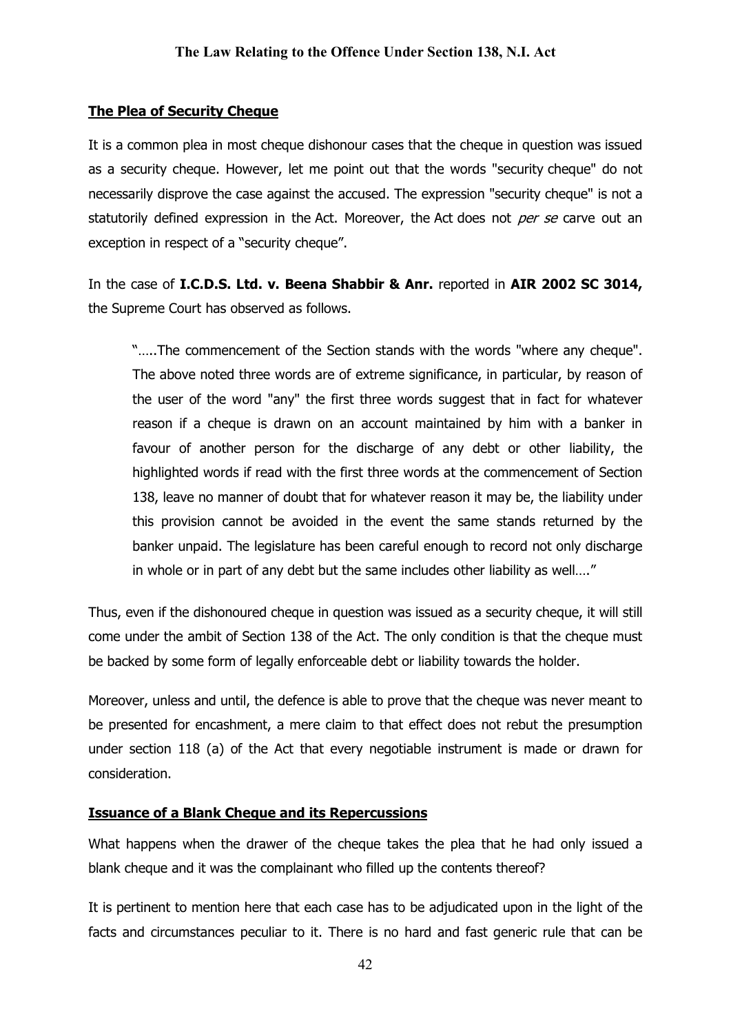## The Plea of Security Cheque

It is a common plea in most cheque dishonour cases that the cheque in question was issued as a security cheque. However, let me point out that the words "security cheque" do not necessarily disprove the case against the accused. The expression "security cheque" is not a statutorily defined expression in the Act. Moreover, the Act does not *per se* carve out an exception in respect of a "security cheque".

In the case of **I.C.D.S. Ltd. v. Beena Shabbir & Anr.** reported in **AIR 2002 SC 3014,** the Supreme Court has observed as follows.

> "…..The commencement of the Section stands with the words "where any cheque". The above noted three words are of extreme significance, in particular, by reason of the user of the word "any" the first three words suggest that in fact for whatever reason if a cheque is drawn on an account maintained by him with a banker in favour of another person for the discharge of any debt or other liability, the highlighted words if read with the first three words at the commencement of Section 138, leave no manner of doubt that for whatever reason it may be, the liability under this provision cannot be avoided in the event the same stands returned by the banker unpaid. The legislature has been careful enough to record not only discharge in whole or in part of any debt but the same includes other liability as well…."

Thus, even if the dishonoured cheque in question was issued as a security cheque, it will still come under the ambit of Section 138 of the Act. The only condition is that the cheque must be backed by some form of legally enforceable debt or liability towards the holder.

Moreover, unless and until, the defence is able to prove that the cheque was never meant to be presented for encashment, a mere claim to that effect does not rebut the presumption under section 118 (a) of the Act that every negotiable instrument is made or drawn for consideration.

## Issuance of a Blank Cheque and its Repercussions

What happens when the drawer of the cheque takes the plea that he had only issued a blank cheque and it was the complainant who filled up the contents thereof?

It is pertinent to mention here that each case has to be adjudicated upon in the light of the facts and circumstances peculiar to it. There is no hard and fast generic rule that can be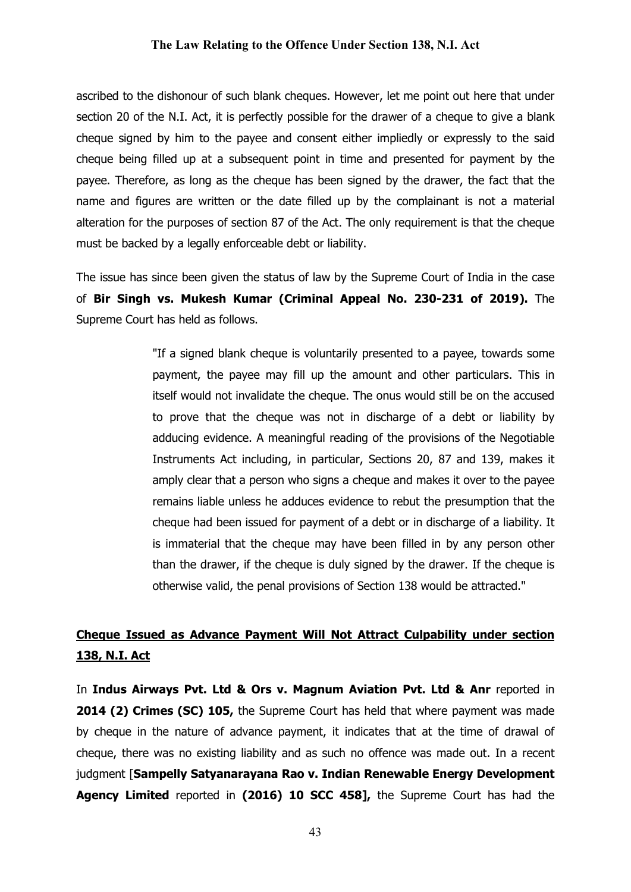ascribed to the dishonour of such blank cheques. However, let me point out here that under section 20 of the N.I. Act, it is perfectly possible for the drawer of a cheque to give a blank cheque signed by him to the payee and consent either impliedly or expressly to the said cheque being filled up at a subsequent point in time and presented for payment by the payee. Therefore, as long as the cheque has been signed by the drawer, the fact that the name and figures are written or the date filled up by the complainant is not a material alteration for the purposes of section 87 of the Act. The only requirement is that the cheque must be backed by a legally enforceable debt or liability.

The issue has since been given the status of law by the Supreme Court of India in the case of **Bir Singh vs. Mukesh Kumar (Criminal Appeal No. 230-231 of 2019).** The Supreme Court has held as follows.

> "If a signed blank cheque is voluntarily presented to a payee, towards some payment, the payee may fill up the amount and other particulars. This in itself would not invalidate the cheque. The onus would still be on the accused to prove that the cheque was not in discharge of a debt or liability by adducing evidence. A meaningful reading of the provisions of the Negotiable Instruments Act including, in particular, Sections 20, 87 and 139, makes it amply clear that a person who signs a cheque and makes it over to the payee remains liable unless he adduces evidence to rebut the presumption that the cheque had been issued for payment of a debt or in discharge of a liability. It is immaterial that the cheque may have been filled in by any person other than the drawer, if the cheque is duly signed by the drawer. If the cheque is otherwise valid, the penal provisions of Section 138 would be attracted."

## Cheque Issued as Advance Payment Will Not Attract Culpability under section 138, N.I. Act

In **Indus Airways Pvt. Ltd & Ors v. Magnum Aviation Pvt. Ltd & Anr** reported in **2014 (2) Crimes (SC) 105,** the Supreme Court has held that where payment was made by cheque in the nature of advance payment, it indicates that at the time of drawal of cheque, there was no existing liability and as such no offence was made out. In a recent judgment [**Sampelly Satyanarayana Rao v. Indian Renewable Energy Development Agency Limited** reported in **(2016) 10 SCC 458],** the Supreme Court has had the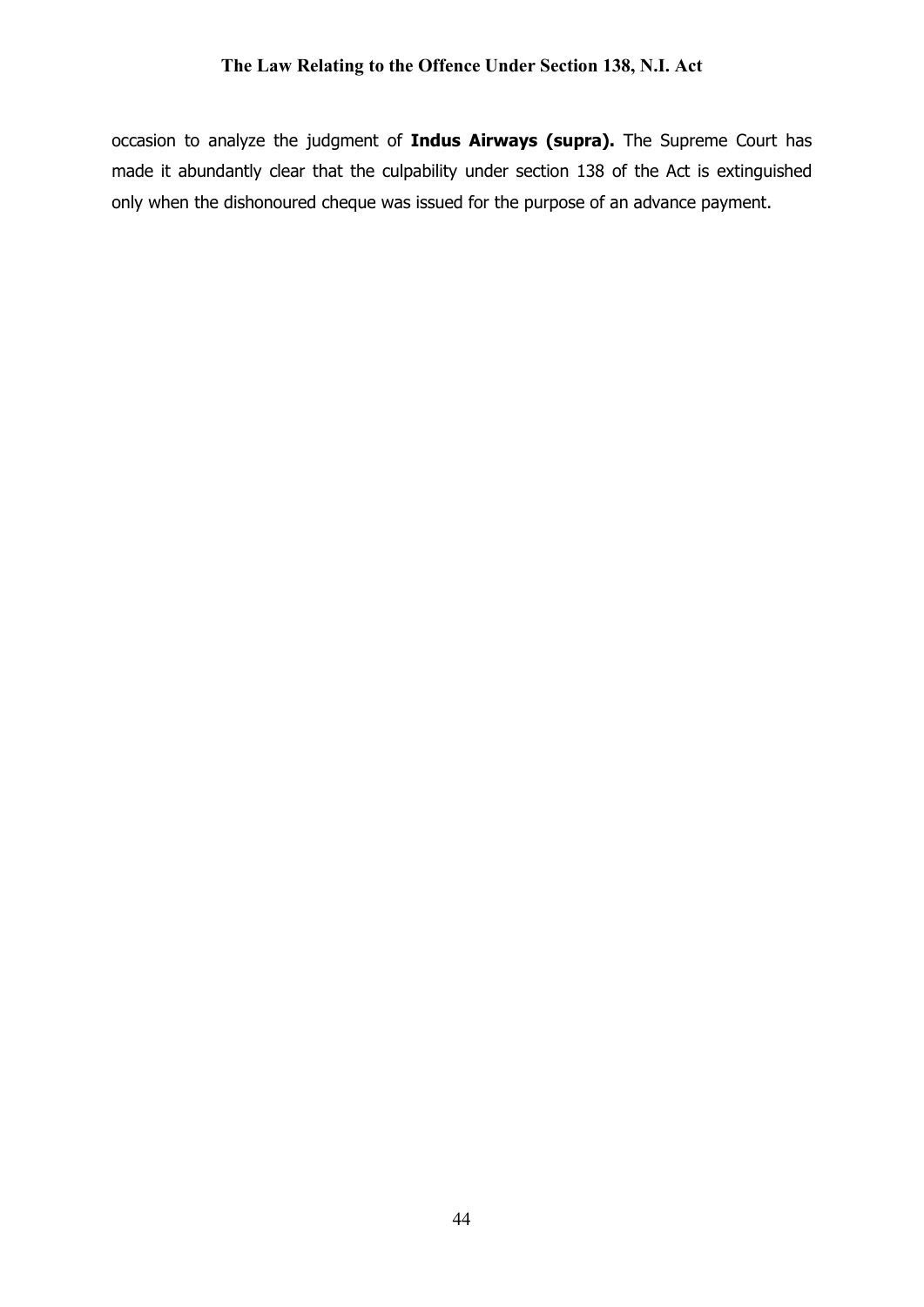occasion to analyze the judgment of **Indus Airways (supra).** The Supreme Court has made it abundantly clear that the culpability under section 138 of the Act is extinguished only when the dishonoured cheque was issued for the purpose of an advance payment.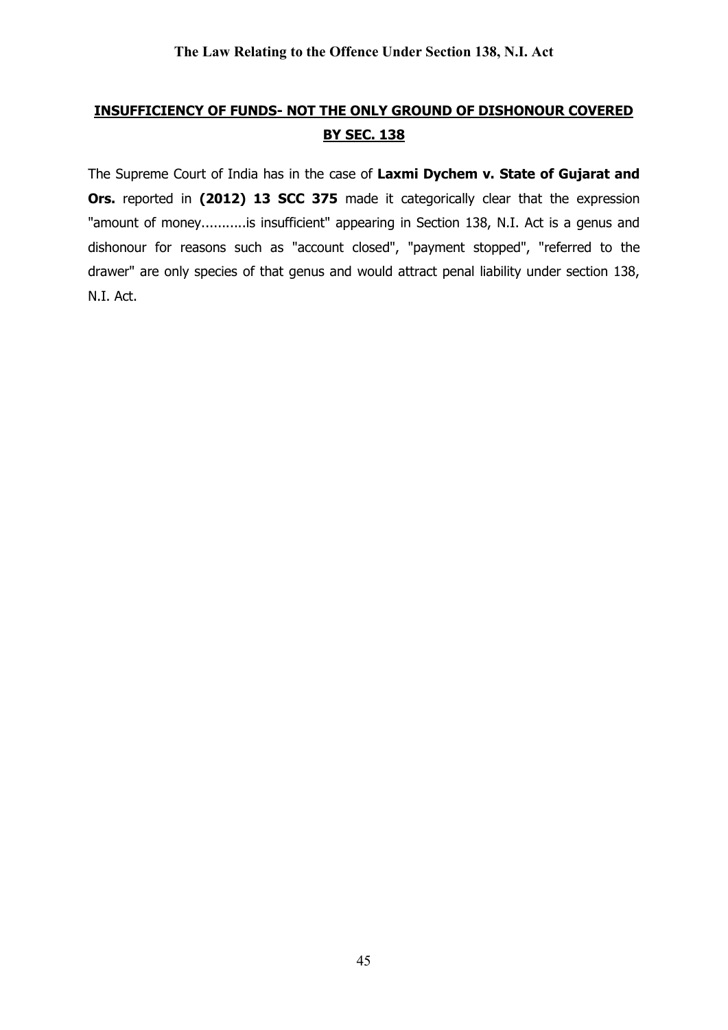## INSUFFICIENCY OF FUNDS- NOT THE ONLY GROUND OF DISHONOUR COVERED BY SEC. 138

The Supreme Court of India has in the case of **Laxmi Dychem v. State of Gujarat and Ors.** reported in **(2012) 13 SCC 375** made it categorically clear that the expression "amount of money...........is insufficient" appearing in Section 138, N.I. Act is a genus and dishonour for reasons such as "account closed", "payment stopped", "referred to the drawer" are only species of that genus and would attract penal liability under section 138, N.I. Act.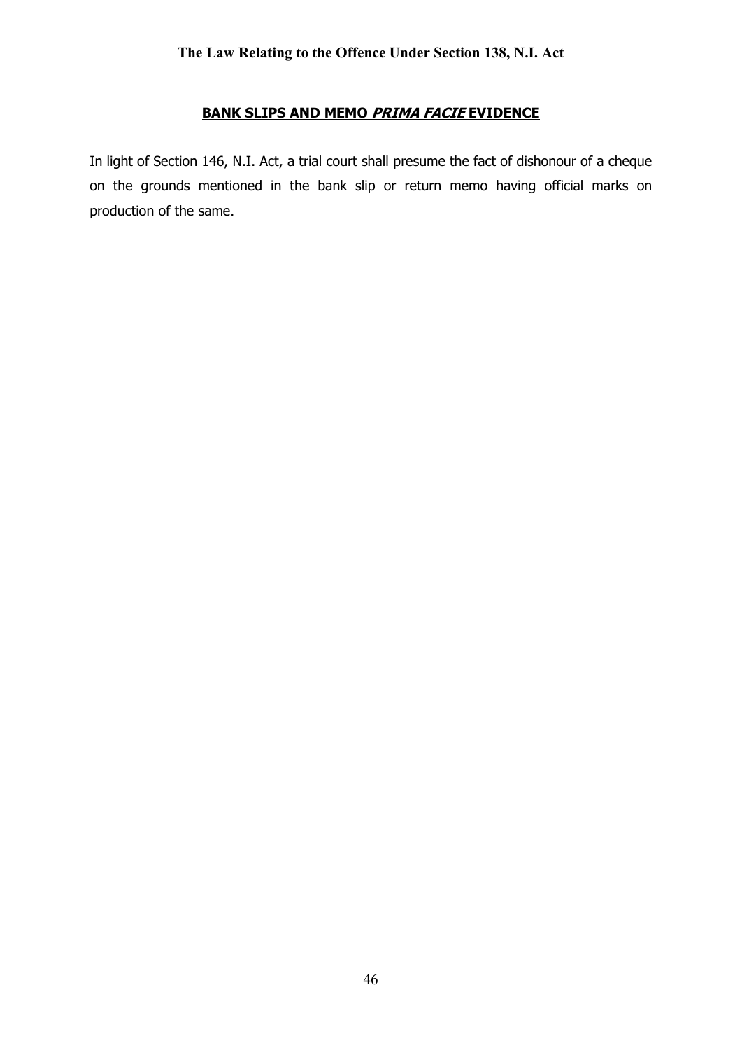## BANK SLIPS AND MEMO *PRIMA FACIE* EVIDENCE

In light of Section 146, N.I. Act, a trial court shall presume the fact of dishonour of a cheque on the grounds mentioned in the bank slip or return memo having official marks on production of the same.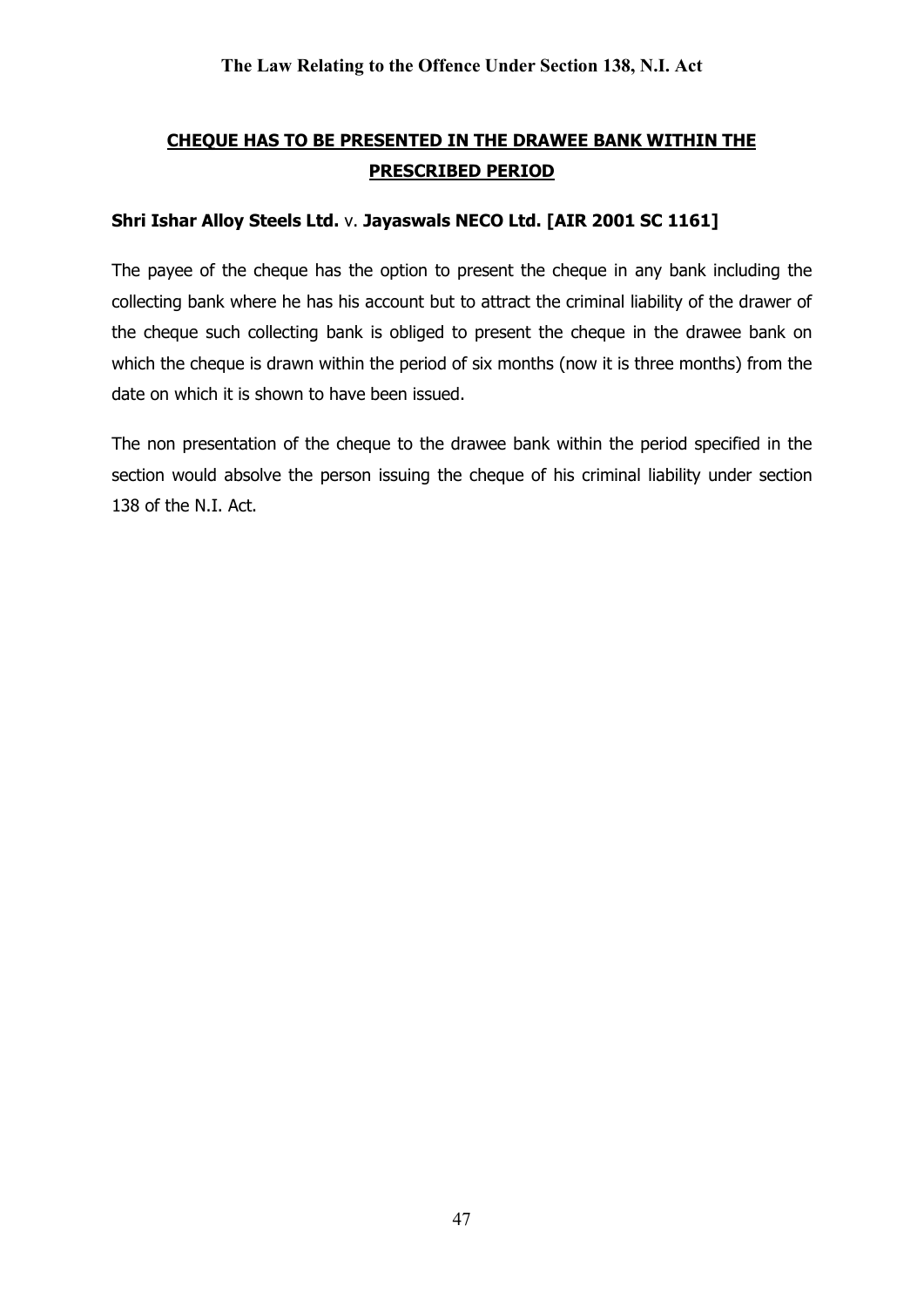## CHEQUE HAS TO BE PRESENTED IN THE DRAWEE BANK WITHIN THE PRESCRIBED PERIOD

**Shri Ishar Alloy Steels Ltd.** v. **Jayaswals NECO Ltd. [AIR 2001 SC 1161]**

The payee of the cheque has the option to present the cheque in any bank including the collecting bank where he has his account but to attract the criminal liability of the drawer of the cheque such collecting bank is obliged to present the cheque in the drawee bank on which the cheque is drawn within the period of six months (now it is three months) from the date on which it is shown to have been issued.

The non presentation of the cheque to the drawee bank within the period specified in the section would absolve the person issuing the cheque of his criminal liability under section 138 of the N.I. Act.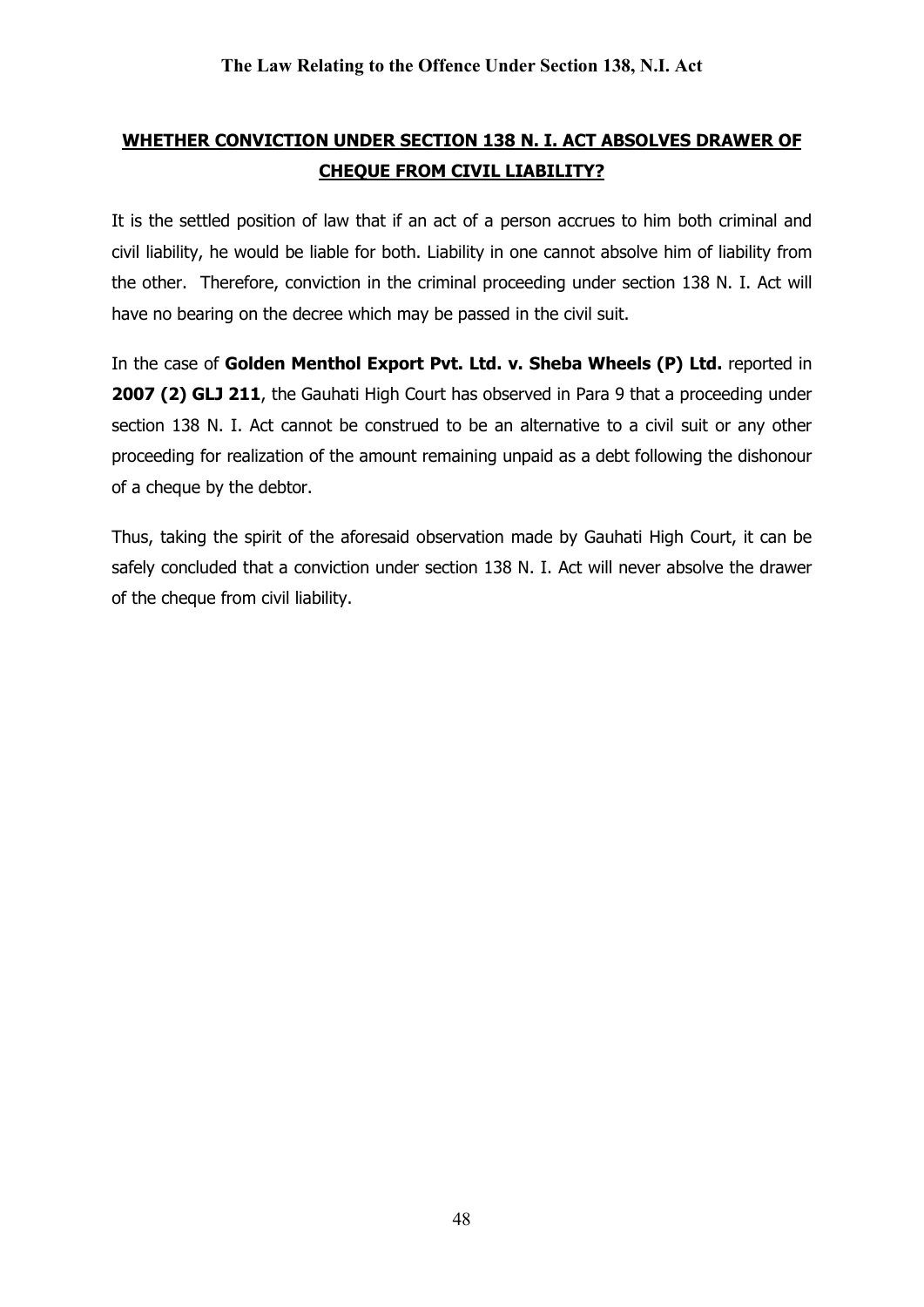## WHETHER CONVICTION UNDER SECTION 138 N. I. ACT ABSOLVES DRAWER OF CHEQUE FROM CIVIL LIABILITY?

It is the settled position of law that if an act of a person accrues to him both criminal and civil liability, he would be liable for both. Liability in one cannot absolve him of liability from the other. Therefore, conviction in the criminal proceeding under section 138 N. I. Act will have no bearing on the decree which may be passed in the civil suit.

In the case of **Golden Menthol Export Pvt. Ltd. v. Sheba Wheels (P) Ltd.** reported in **2007 (2) GLJ 211**, the Gauhati High Court has observed in Para 9 that a proceeding under section 138 N. I. Act cannot be construed to be an alternative to a civil suit or any other proceeding for realization of the amount remaining unpaid as a debt following the dishonour of a cheque by the debtor.

Thus, taking the spirit of the aforesaid observation made by Gauhati High Court, it can be safely concluded that a conviction under section 138 N. I. Act will never absolve the drawer of the cheque from civil liability.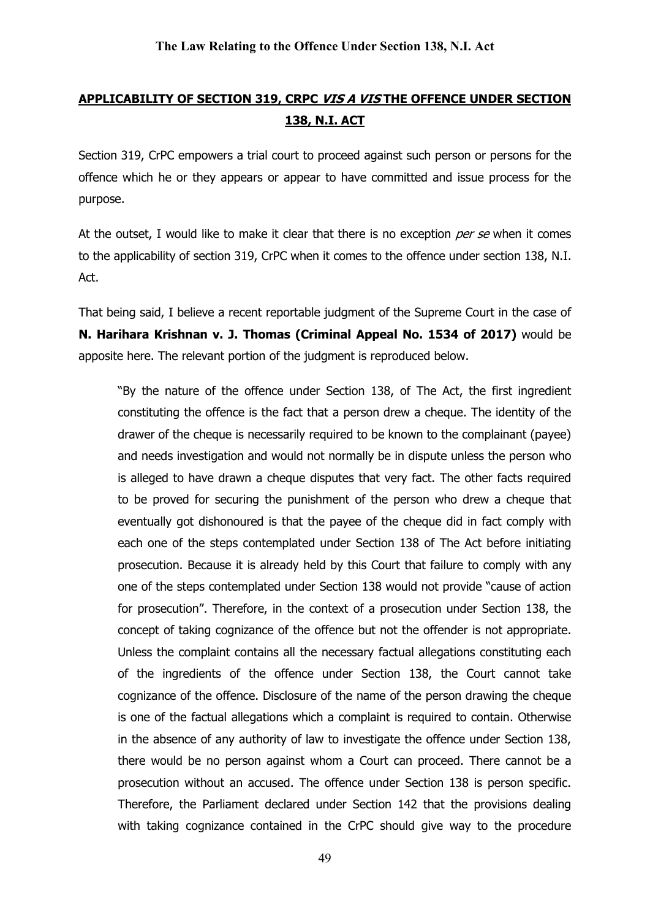## APPLICABILITY OF SECTION 319, CRPC *VIS A VIS* THE OFFENCE UNDER SECTION 138, N.I. ACT

Section 319, CrPC empowers a trial court to proceed against such person or persons for the offence which he or they appears or appear to have committed and issue process for the purpose.

At the outset, I would like to make it clear that there is no exception *per se* when it comes to the applicability of section 319, CrPC when it comes to the offence under section 138, N.I. Act.

That being said, I believe a recent reportable judgment of the Supreme Court in the case of **N. Harihara Krishnan v. J. Thomas (Criminal Appeal No. 1534 of 2017)** would be apposite here. The relevant portion of the judgment is reproduced below.

> "By the nature of the offence under Section 138, of The Act, the first ingredient constituting the offence is the fact that a person drew a cheque. The identity of the drawer of the cheque is necessarily required to be known to the complainant (payee) and needs investigation and would not normally be in dispute unless the person who is alleged to have drawn a cheque disputes that very fact. The other facts required to be proved for securing the punishment of the person who drew a cheque that eventually got dishonoured is that the payee of the cheque did in fact comply with each one of the steps contemplated under Section 138 of The Act before initiating prosecution. Because it is already held by this Court that failure to comply with any one of the steps contemplated under Section 138 would not provide "cause of action for prosecution". Therefore, in the context of a prosecution under Section 138, the concept of taking cognizance of the offence but not the offender is not appropriate. Unless the complaint contains all the necessary factual allegations constituting each of the ingredients of the offence under Section 138, the Court cannot take cognizance of the offence. Disclosure of the name of the person drawing the cheque is one of the factual allegations which a complaint is required to contain. Otherwise in the absence of any authority of law to investigate the offence under Section 138, there would be no person against whom a Court can proceed. There cannot be a prosecution without an accused. The offence under Section 138 is person specific. Therefore, the Parliament declared under Section 142 that the provisions dealing with taking cognizance contained in the CrPC should give way to the procedure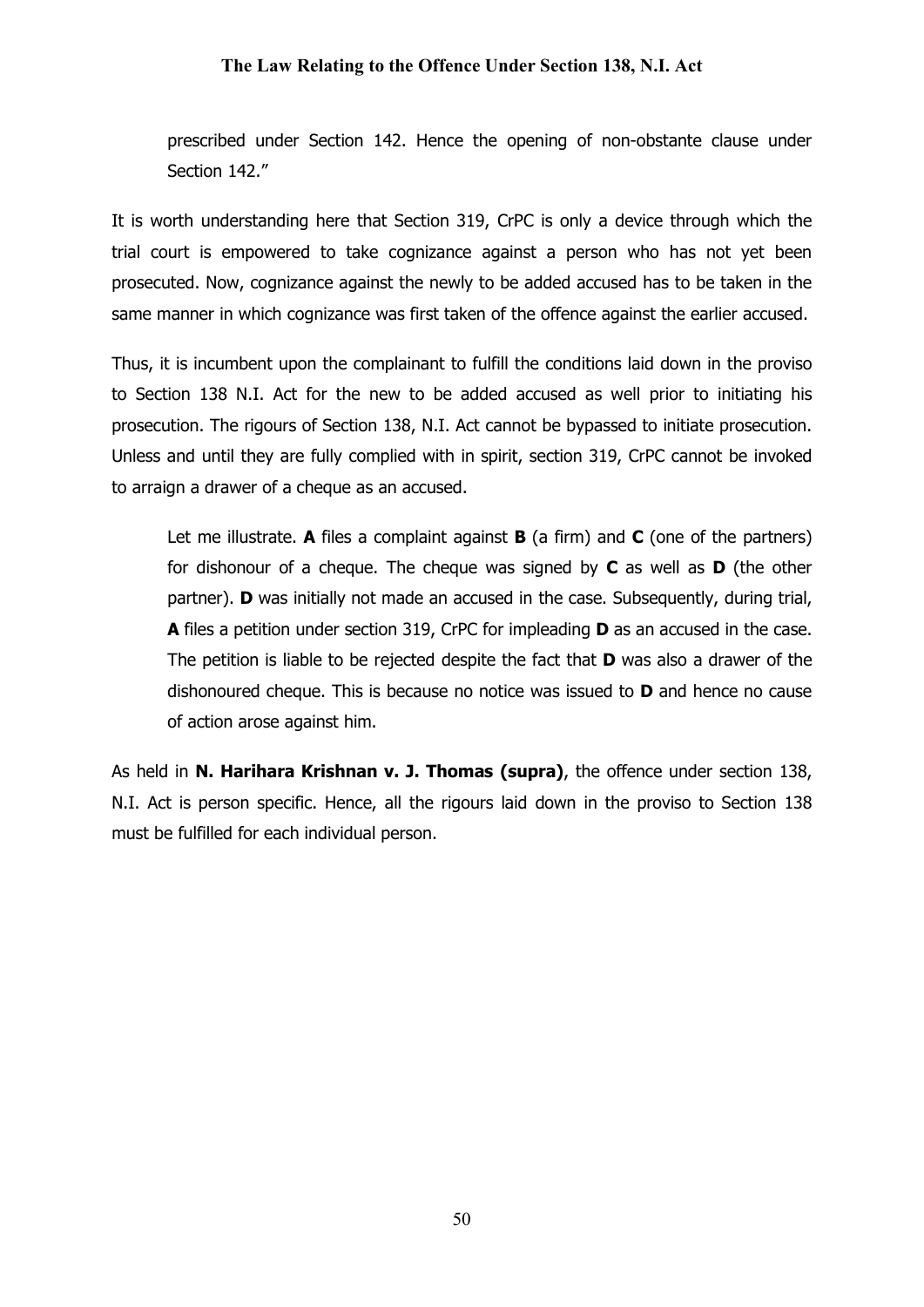> prescribed under Section 142. Hence the opening of non-obstante clause under Section 142."

It is worth understanding here that Section 319, CrPC is only a device through which the trial court is empowered to take cognizance against a person who has not yet been prosecuted. Now, cognizance against the newly to be added accused has to be taken in the same manner in which cognizance was first taken of the offence against the earlier accused.

Thus, it is incumbent upon the complainant to fulfill the conditions laid down in the proviso to Section 138 N.I. Act for the new to be added accused as well prior to initiating his prosecution. The rigours of Section 138, N.I. Act cannot be bypassed to initiate prosecution. Unless and until they are fully complied with in spirit, section 319, CrPC cannot be invoked to arraign a drawer of a cheque as an accused.

> Let me illustrate. **A** files a complaint against **B** (a firm) and **C** (one of the partners) for dishonour of a cheque. The cheque was signed by **C** as well as **D** (the other partner). **D** was initially not made an accused in the case. Subsequently, during trial, **A** files a petition under section 319, CrPC for impleading **D** as an accused in the case. The petition is liable to be rejected despite the fact that **D** was also a drawer of the dishonoured cheque. This is because no notice was issued to **D** and hence no cause of action arose against him.

As held in **N. Harihara Krishnan v. J. Thomas (supra)**, the offence under section 138, N.I. Act is person specific. Hence, all the rigours laid down in the proviso to Section 138 must be fulfilled for each individual person.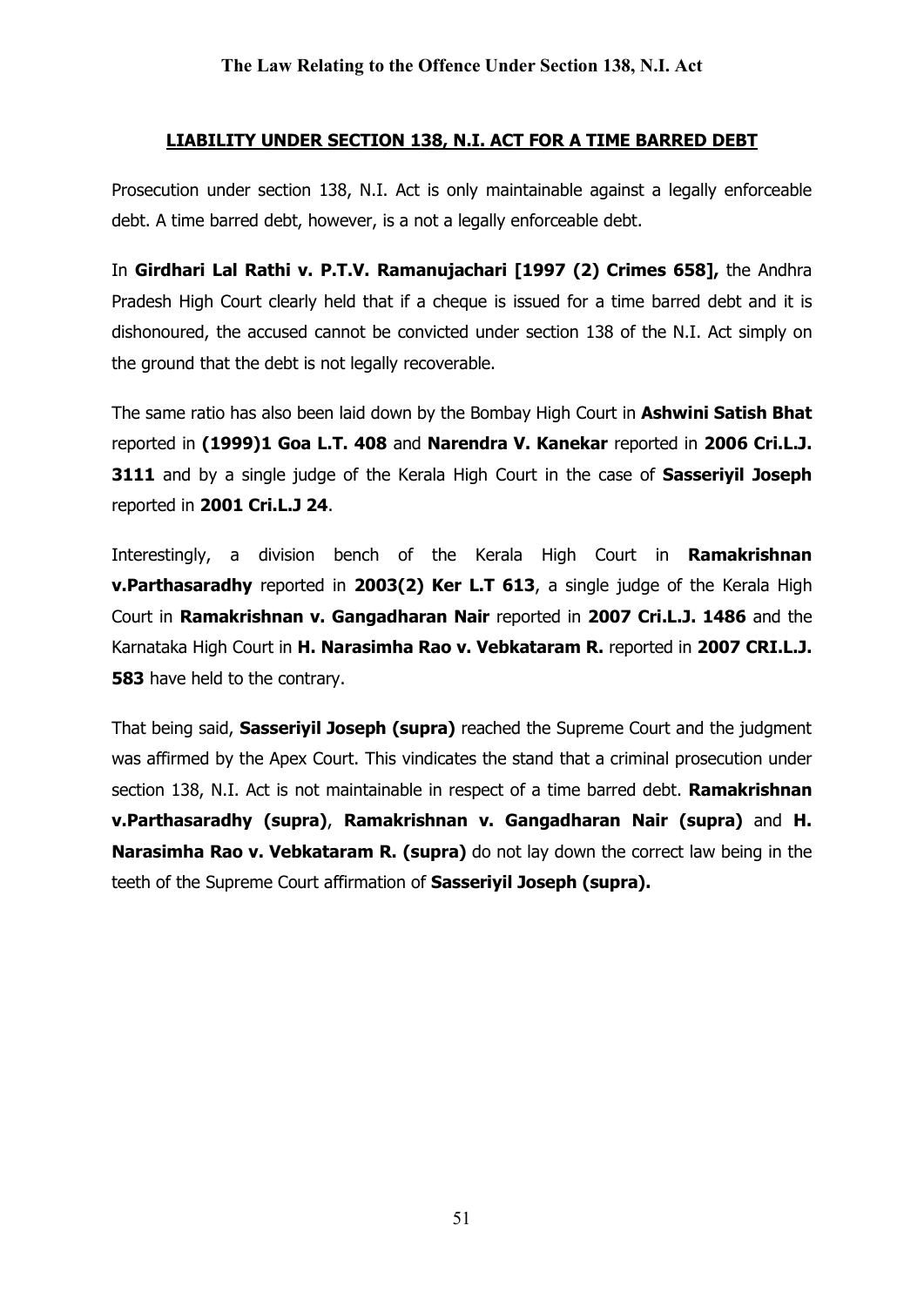## LIABILITY UNDER SECTION 138, N.I. ACT FOR A TIME BARRED DEBT

Prosecution under section 138, N.I. Act is only maintainable against a legally enforceable debt. A time barred debt, however, is a not a legally enforceable debt.

In **Girdhari Lal Rathi v. P.T.V. Ramanujachari [1997 (2) Crimes 658],** the Andhra Pradesh High Court clearly held that if a cheque is issued for a time barred debt and it is dishonoured, the accused cannot be convicted under section 138 of the N.I. Act simply on the ground that the debt is not legally recoverable.

The same ratio has also been laid down by the Bombay High Court in **Ashwini Satish Bhat** reported in **(1999)1 Goa L.T. 408** and **Narendra V. Kanekar** reported in **2006 Cri.L.J. 3111** and by a single judge of the Kerala High Court in the case of **Sasseriyil Joseph** reported in **2001 Cri.L.J 24**.

Interestingly, a division bench of the Kerala High Court in **Ramakrishnan v.Parthasaradhy** reported in **2003(2) Ker L.T 613**, a single judge of the Kerala High Court in **Ramakrishnan v. Gangadharan Nair** reported in **2007 Cri.L.J. 1486** and the Karnataka High Court in **H. Narasimha Rao v. Vebkataram R.** reported in **2007 CRI.L.J. 583** have held to the contrary.

That being said, **Sasseriyil Joseph (supra)** reached the Supreme Court and the judgment was affirmed by the Apex Court. This vindicates the stand that a criminal prosecution under section 138, N.I. Act is not maintainable in respect of a time barred debt. **Ramakrishnan v.Parthasaradhy (supra)**, **Ramakrishnan v. Gangadharan Nair (supra)** and **H. Narasimha Rao v. Vebkataram R. (supra)** do not lay down the correct law being in the teeth of the Supreme Court affirmation of **Sasseriyil Joseph (supra).**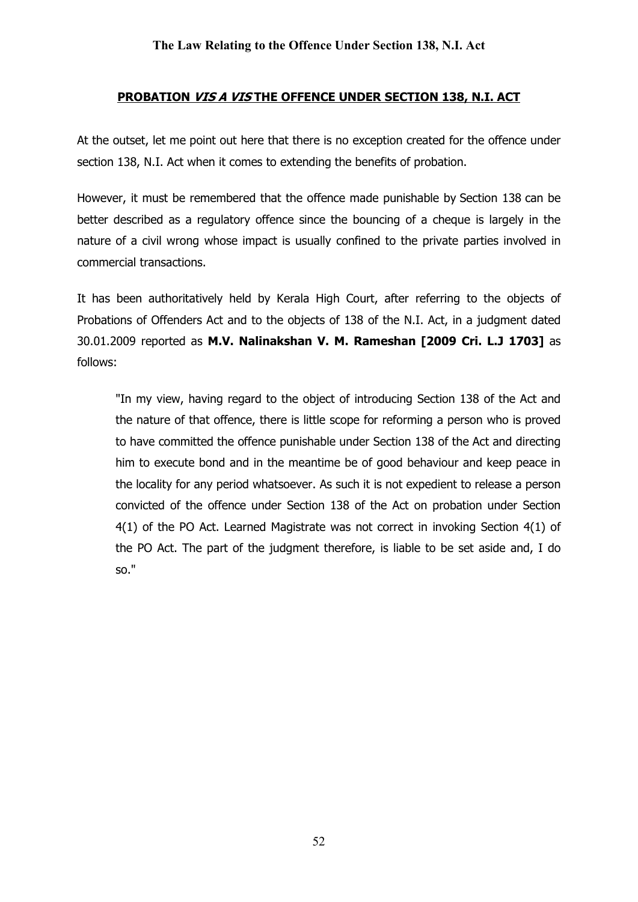## PROBATION *VIS A VIS* THE OFFENCE UNDER SECTION 138, N.I. ACT

At the outset, let me point out here that there is no exception created for the offence under section 138, N.I. Act when it comes to extending the benefits of probation.

However, it must be remembered that the offence made punishable by Section 138 can be better described as a regulatory offence since the bouncing of a cheque is largely in the nature of a civil wrong whose impact is usually confined to the private parties involved in commercial transactions.

It has been authoritatively held by Kerala High Court, after referring to the objects of Probations of Offenders Act and to the objects of 138 of the N.I. Act, in a judgment dated 30.01.2009 reported as **M.V. Nalinakshan V. M. Rameshan [2009 Cri. L.J 1703]** as follows:

> "In my view, having regard to the object of introducing Section 138 of the Act and the nature of that offence, there is little scope for reforming a person who is proved to have committed the offence punishable under Section 138 of the Act and directing him to execute bond and in the meantime be of good behaviour and keep peace in the locality for any period whatsoever. As such it is not expedient to release a person convicted of the offence under Section 138 of the Act on probation under Section 4(1) of the PO Act. Learned Magistrate was not correct in invoking Section 4(1) of the PO Act. The part of the judgment therefore, is liable to be set aside and, I do so."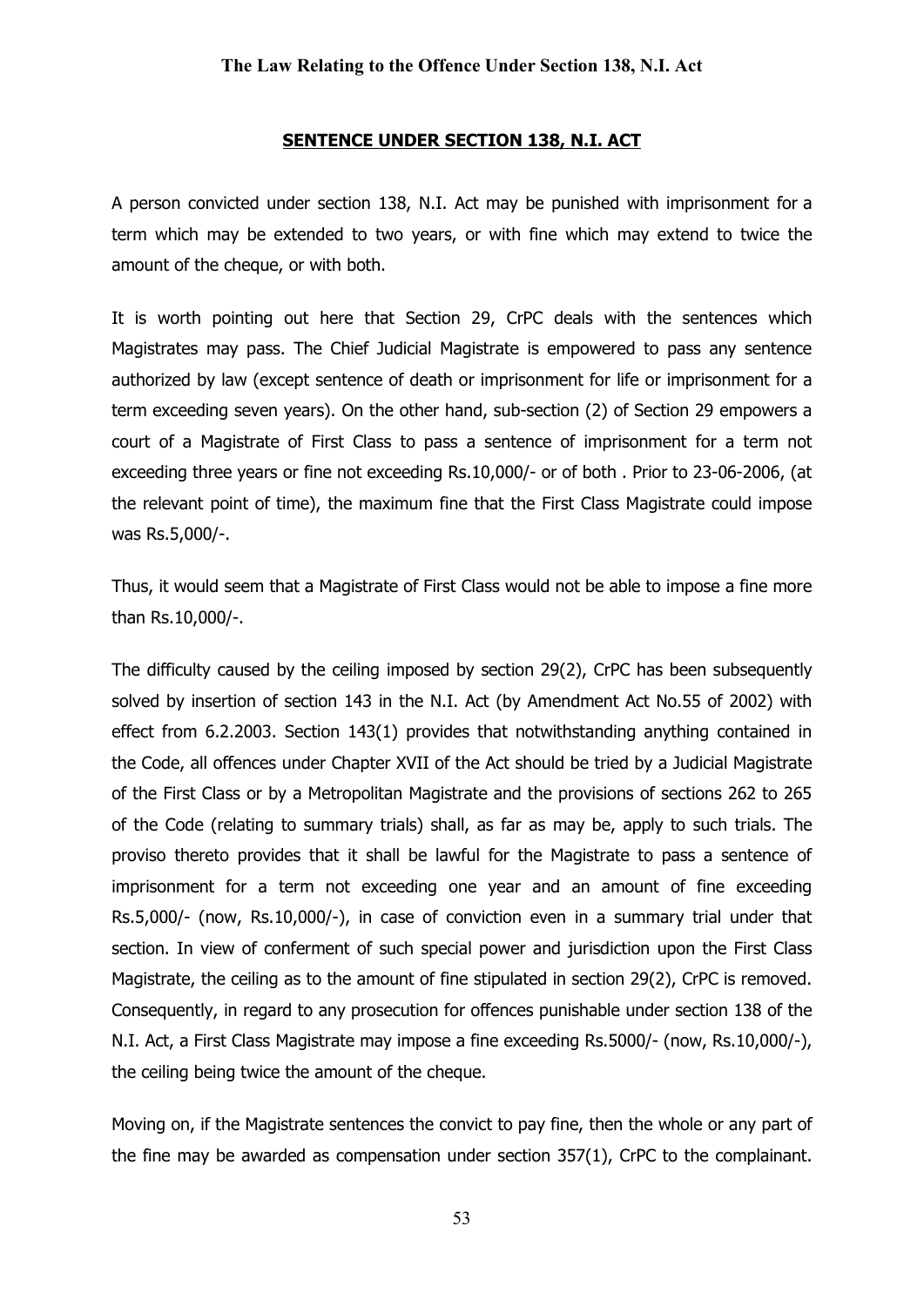## SENTENCE UNDER SECTION 138, N.I. ACT

A person convicted under section 138, N.I. Act may be punished with imprisonment for a term which may be extended to two years, or with fine which may extend to twice the amount of the cheque, or with both.

It is worth pointing out here that Section 29, CrPC deals with the sentences which Magistrates may pass. The Chief Judicial Magistrate is empowered to pass any sentence authorized by law (except sentence of death or imprisonment for life or imprisonment for a term exceeding seven years). On the other hand, sub-section (2) of Section 29 empowers a court of a Magistrate of First Class to pass a sentence of imprisonment for a term not exceeding three years or fine not exceeding Rs.10,000/- or of both . Prior to 23-06-2006, (at the relevant point of time), the maximum fine that the First Class Magistrate could impose was Rs.5,000/-.

Thus, it would seem that a Magistrate of First Class would not be able to impose a fine more than Rs.10,000/-.

The difficulty caused by the ceiling imposed by section 29(2), CrPC has been subsequently solved by insertion of section 143 in the N.I. Act (by Amendment Act No.55 of 2002) with effect from 6.2.2003. Section 143(1) provides that notwithstanding anything contained in the Code, all offences under Chapter XVII of the Act should be tried by a Judicial Magistrate of the First Class or by a Metropolitan Magistrate and the provisions of sections 262 to 265 of the Code (relating to summary trials) shall, as far as may be, apply to such trials. The proviso thereto provides that it shall be lawful for the Magistrate to pass a sentence of imprisonment for a term not exceeding one year and an amount of fine exceeding Rs.5,000/- (now, Rs.10,000/-), in case of conviction even in a summary trial under that section. In view of conferment of such special power and jurisdiction upon the First Class Magistrate, the ceiling as to the amount of fine stipulated in section 29(2), CrPC is removed. Consequently, in regard to any prosecution for offences punishable under section 138 of the N.I. Act, a First Class Magistrate may impose a fine exceeding Rs.5000/- (now, Rs.10,000/-), the ceiling being twice the amount of the cheque.

Moving on, if the Magistrate sentences the convict to pay fine, then the whole or any part of the fine may be awarded as compensation under section 357(1), CrPC to the complainant.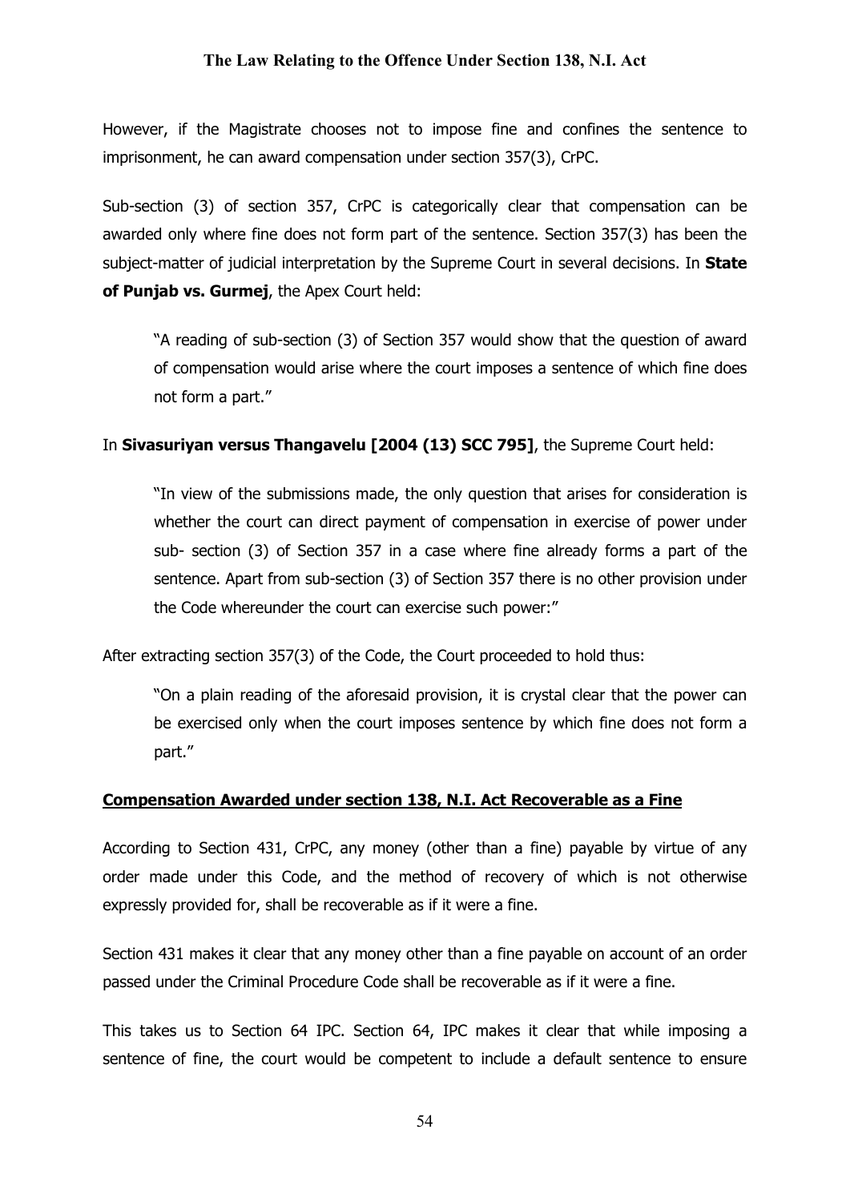However, if the Magistrate chooses not to impose fine and confines the sentence to imprisonment, he can award compensation under section 357(3), CrPC.

Sub-section (3) of section 357, CrPC is categorically clear that compensation can be awarded only where fine does not form part of the sentence. Section 357(3) has been the subject-matter of judicial interpretation by the Supreme Court in several decisions. In **State of Punjab vs. Gurmej**, the Apex Court held:

> "A reading of sub-section (3) of Section 357 would show that the question of award of compensation would arise where the court imposes a sentence of which fine does not form a part."

In **Sivasuriyan versus Thangavelu [2004 (13) SCC 795]**, the Supreme Court held:

> "In view of the submissions made, the only question that arises for consideration is whether the court can direct payment of compensation in exercise of power under sub- section (3) of Section 357 in a case where fine already forms a part of the sentence. Apart from sub-section (3) of Section 357 there is no other provision under the Code whereunder the court can exercise such power:"

After extracting section 357(3) of the Code, the Court proceeded to hold thus:

> "On a plain reading of the aforesaid provision, it is crystal clear that the power can be exercised only when the court imposes sentence by which fine does not form a part."

## Compensation Awarded under section 138, N.I. Act Recoverable as a Fine

According to Section 431, CrPC, any money (other than a fine) payable by virtue of any order made under this Code, and the method of recovery of which is not otherwise expressly provided for, shall be recoverable as if it were a fine.

Section 431 makes it clear that any money other than a fine payable on account of an order passed under the Criminal Procedure Code shall be recoverable as if it were a fine.

This takes us to Section 64 IPC. Section 64, IPC makes it clear that while imposing a sentence of fine, the court would be competent to include a default sentence to ensure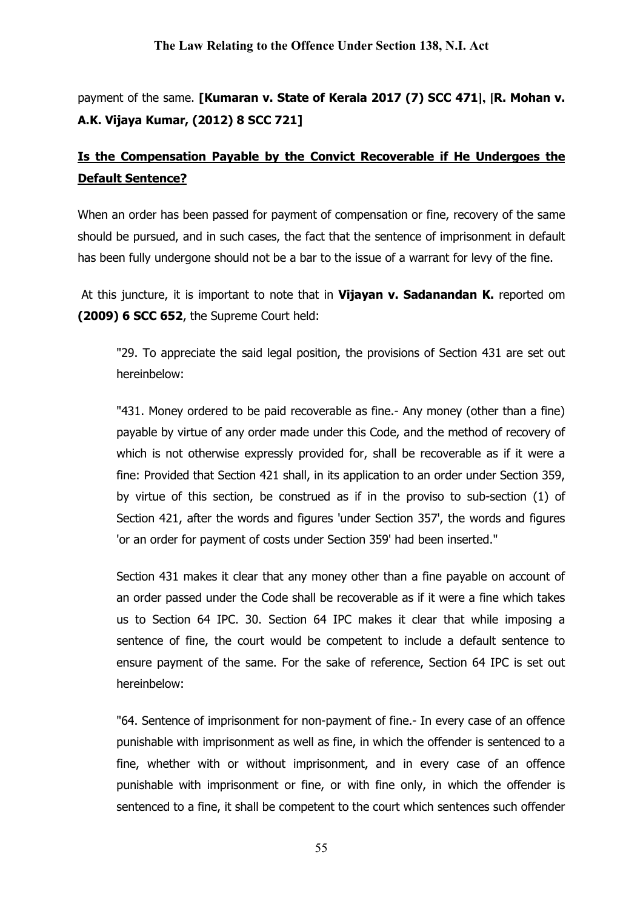payment of the same. **[Kumaran v. State of Kerala 2017 (7) SCC 471]**, **[R. Mohan v. A.K. Vijaya Kumar, (2012) 8 SCC 721]**

## Is the Compensation Payable by the Convict Recoverable if He Undergoes the Default Sentence?

When an order has been passed for payment of compensation or fine, recovery of the same should be pursued, and in such cases, the fact that the sentence of imprisonment in default has been fully undergone should not be a bar to the issue of a warrant for levy of the fine.

At this juncture, it is important to note that in **Vijayan v. Sadanandan K.** reported om **(2009) 6 SCC 652**, the Supreme Court held:

> "29. To appreciate the said legal position, the provisions of Section 431 are set out hereinbelow:
>
> "431. Money ordered to be paid recoverable as fine.- Any money (other than a fine) payable by virtue of any order made under this Code, and the method of recovery of which is not otherwise expressly provided for, shall be recoverable as if it were a fine: Provided that Section 421 shall, in its application to an order under Section 359, by virtue of this section, be construed as if in the proviso to sub-section (1) of Section 421, after the words and figures 'under Section 357', the words and figures 'or an order for payment of costs under Section 359' had been inserted."
>
> Section 431 makes it clear that any money other than a fine payable on account of an order passed under the Code shall be recoverable as if it were a fine which takes us to Section 64 IPC. 30. Section 64 IPC makes it clear that while imposing a sentence of fine, the court would be competent to include a default sentence to ensure payment of the same. For the sake of reference, Section 64 IPC is set out hereinbelow:
>
> "64. Sentence of imprisonment for non-payment of fine.- In every case of an offence punishable with imprisonment as well as fine, in which the offender is sentenced to a fine, whether with or without imprisonment, and in every case of an offence punishable with imprisonment or fine, or with fine only, in which the offender is sentenced to a fine, it shall be competent to the court which sentences such offender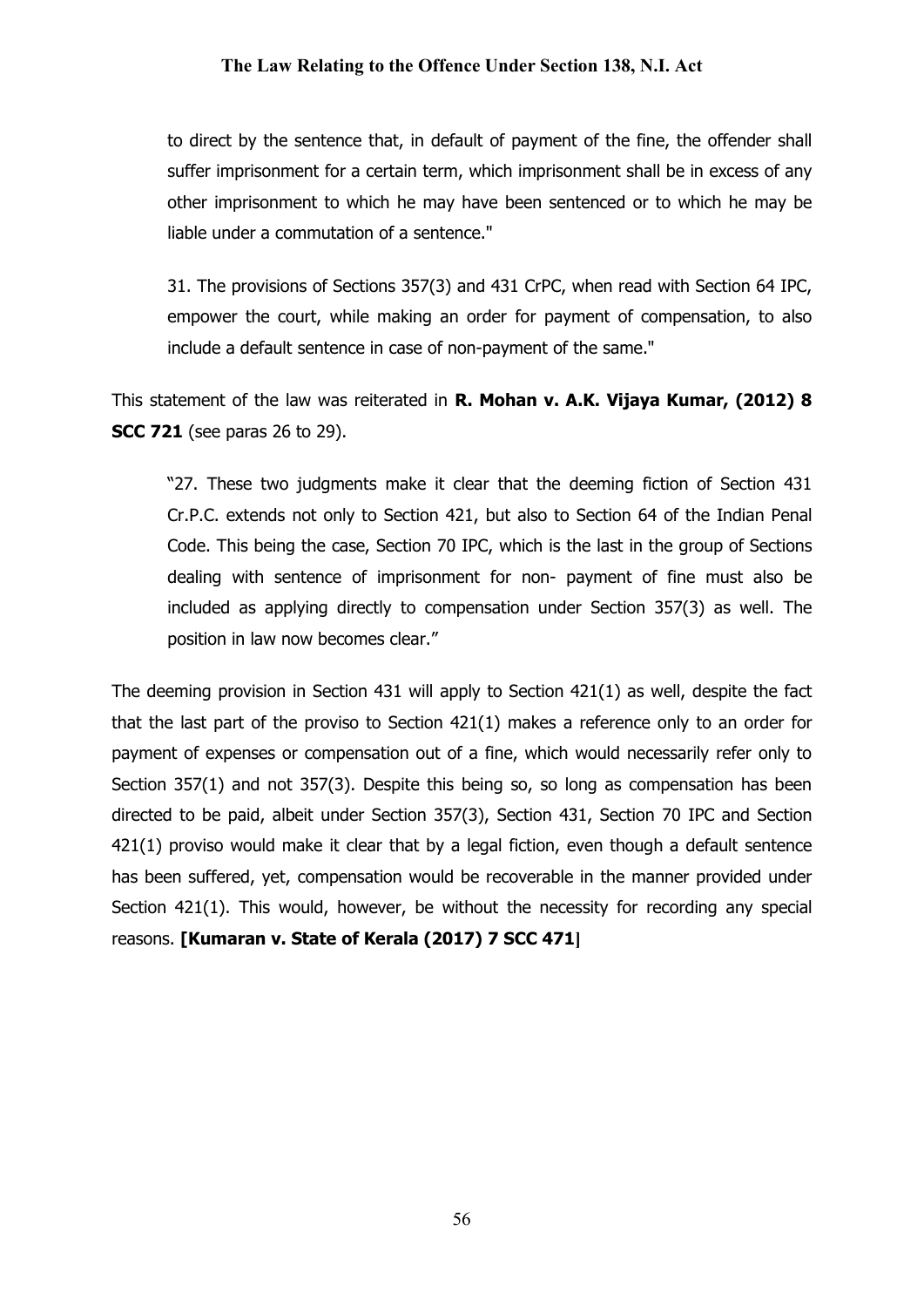> to direct by the sentence that, in default of payment of the fine, the offender shall suffer imprisonment for a certain term, which imprisonment shall be in excess of any other imprisonment to which he may have been sentenced or to which he may be liable under a commutation of a sentence."
>
> 31. The provisions of Sections 357(3) and 431 CrPC, when read with Section 64 IPC, empower the court, while making an order for payment of compensation, to also include a default sentence in case of non-payment of the same."

This statement of the law was reiterated in **R. Mohan v. A.K. Vijaya Kumar, (2012) 8 SCC 721** (see paras 26 to 29).

> "27. These two judgments make it clear that the deeming fiction of Section 431 Cr.P.C. extends not only to Section 421, but also to Section 64 of the Indian Penal Code. This being the case, Section 70 IPC, which is the last in the group of Sections dealing with sentence of imprisonment for non- payment of fine must also be included as applying directly to compensation under Section 357(3) as well. The position in law now becomes clear."

The deeming provision in Section 431 will apply to Section 421(1) as well, despite the fact that the last part of the proviso to Section 421(1) makes a reference only to an order for payment of expenses or compensation out of a fine, which would necessarily refer only to Section 357(1) and not 357(3). Despite this being so, so long as compensation has been directed to be paid, albeit under Section 357(3), Section 431, Section 70 IPC and Section 421(1) proviso would make it clear that by a legal fiction, even though a default sentence has been suffered, yet, compensation would be recoverable in the manner provided under Section 421(1). This would, however, be without the necessity for recording any special reasons. **[Kumaran v. State of Kerala (2017) 7 SCC 471]**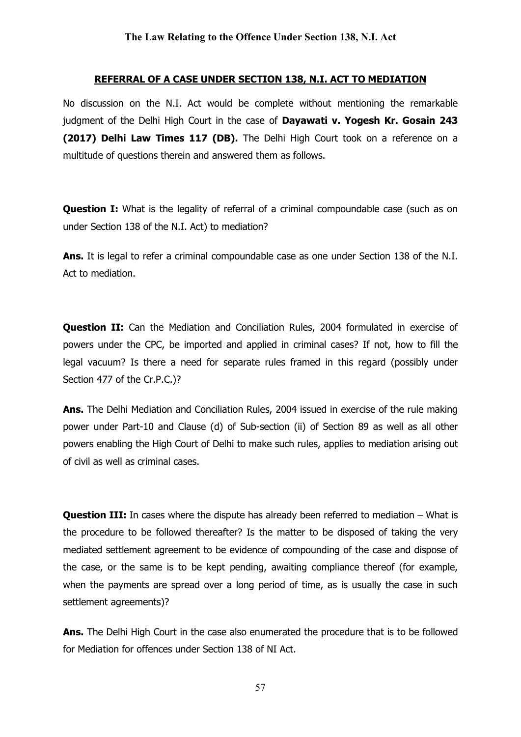## REFERRAL OF A CASE UNDER SECTION 138, N.I. ACT TO MEDIATION

No discussion on the N.I. Act would be complete without mentioning the remarkable judgment of the Delhi High Court in the case of **Dayawati v. Yogesh Kr. Gosain 243 (2017) Delhi Law Times 117 (DB).** The Delhi High Court took on a reference on a multitude of questions therein and answered them as follows.

**Question I:** What is the legality of referral of a criminal compoundable case (such as on under Section 138 of the N.I. Act) to mediation?

**Ans.** It is legal to refer a criminal compoundable case as one under Section 138 of the N.I. Act to mediation.

**Question II:** Can the Mediation and Conciliation Rules, 2004 formulated in exercise of powers under the CPC, be imported and applied in criminal cases? If not, how to fill the legal vacuum? Is there a need for separate rules framed in this regard (possibly under Section 477 of the Cr.P.C.)?

**Ans.** The Delhi Mediation and Conciliation Rules, 2004 issued in exercise of the rule making power under Part-10 and Clause (d) of Sub-section (ii) of Section 89 as well as all other powers enabling the High Court of Delhi to make such rules, applies to mediation arising out of civil as well as criminal cases.

**Question III:** In cases where the dispute has already been referred to mediation – What is the procedure to be followed thereafter? Is the matter to be disposed of taking the very mediated settlement agreement to be evidence of compounding of the case and dispose of the case, or the same is to be kept pending, awaiting compliance thereof (for example, when the payments are spread over a long period of time, as is usually the case in such settlement agreements)?

**Ans.** The Delhi High Court in the case also enumerated the procedure that is to be followed for Mediation for offences under Section 138 of NI Act.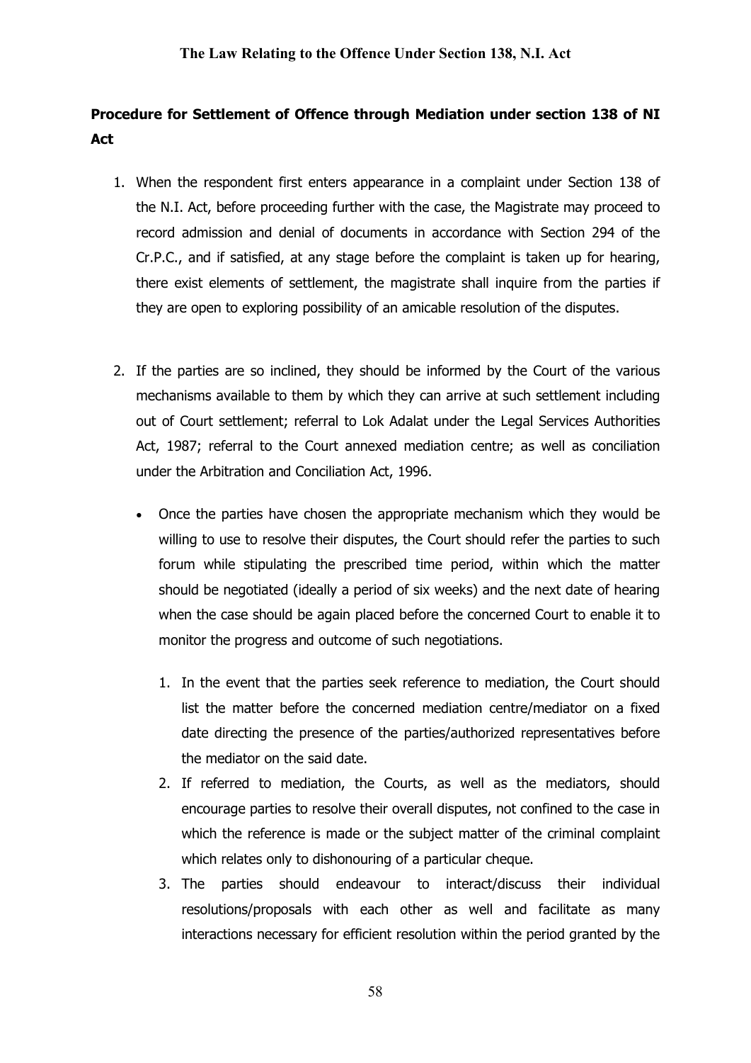**Procedure for Settlement of Offence through Mediation under section 138 of NI Act**

1. When the respondent first enters appearance in a complaint under Section 138 of the N.I. Act, before proceeding further with the case, the Magistrate may proceed to record admission and denial of documents in accordance with Section 294 of the Cr.P.C., and if satisfied, at any stage before the complaint is taken up for hearing, there exist elements of settlement, the magistrate shall inquire from the parties if they are open to exploring possibility of an amicable resolution of the disputes.

2. If the parties are so inclined, they should be informed by the Court of the various mechanisms available to them by which they can arrive at such settlement including out of Court settlement; referral to Lok Adalat under the Legal Services Authorities Act, 1987; referral to the Court annexed mediation centre; as well as conciliation under the Arbitration and Conciliation Act, 1996.

   - Once the parties have chosen the appropriate mechanism which they would be willing to use to resolve their disputes, the Court should refer the parties to such forum while stipulating the prescribed time period, within which the matter should be negotiated (ideally a period of six weeks) and the next date of hearing when the case should be again placed before the concerned Court to enable it to monitor the progress and outcome of such negotiations.

     1. In the event that the parties seek reference to mediation, the Court should list the matter before the concerned mediation centre/mediator on a fixed date directing the presence of the parties/authorized representatives before the mediator on the said date.
     2. If referred to mediation, the Courts, as well as the mediators, should encourage parties to resolve their overall disputes, not confined to the case in which the reference is made or the subject matter of the criminal complaint which relates only to dishonouring of a particular cheque.
     3. The parties should endeavour to interact/discuss their individual resolutions/proposals with each other as well and facilitate as many interactions necessary for efficient resolution within the period granted by the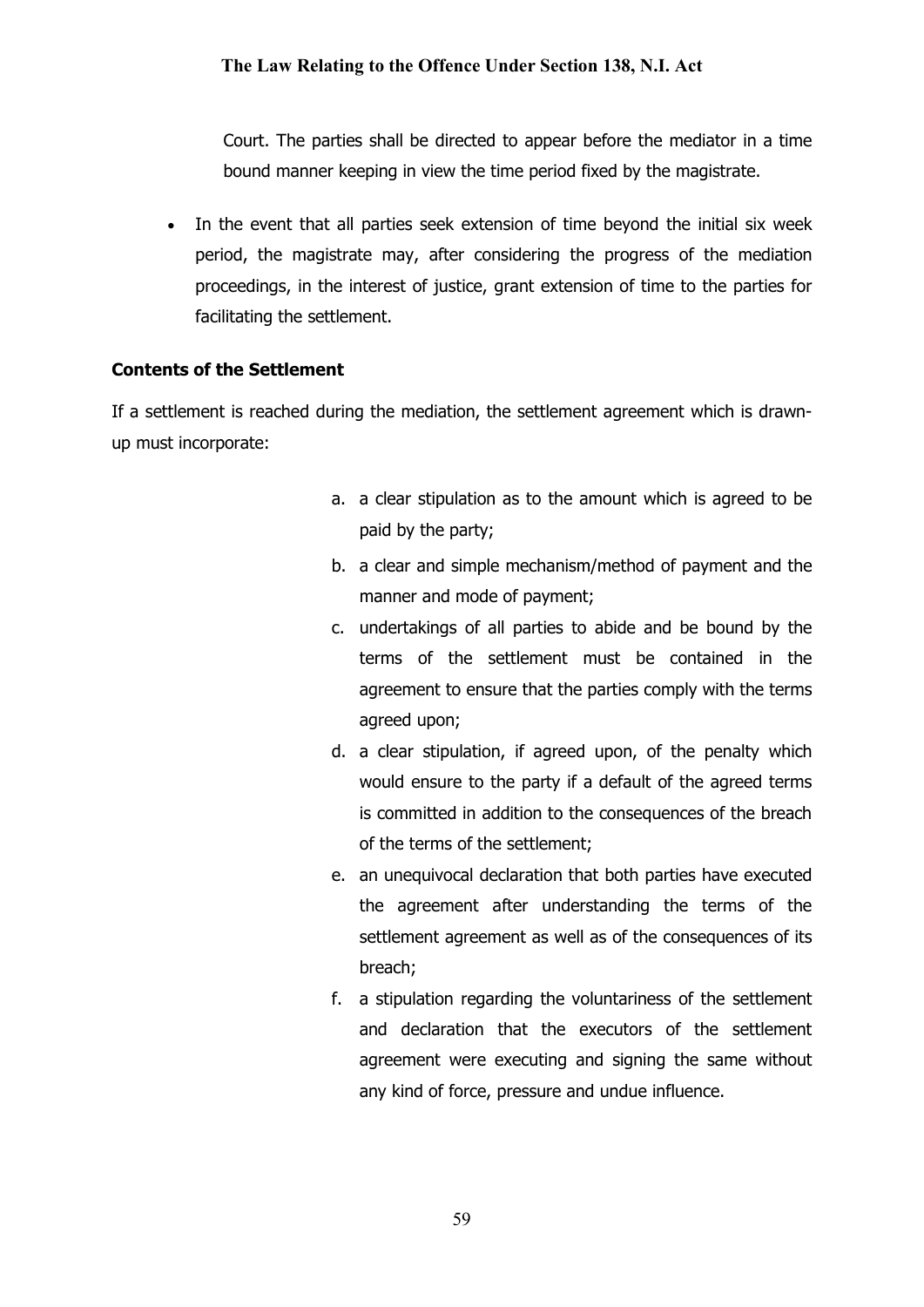Court. The parties shall be directed to appear before the mediator in a time bound manner keeping in view the time period fixed by the magistrate.

- In the event that all parties seek extension of time beyond the initial six week period, the magistrate may, after considering the progress of the mediation proceedings, in the interest of justice, grant extension of time to the parties for facilitating the settlement.

**Contents of the Settlement**

If a settlement is reached during the mediation, the settlement agreement which is drawn-up must incorporate:

a. a clear stipulation as to the amount which is agreed to be paid by the party;

b. a clear and simple mechanism/method of payment and the manner and mode of payment;

c. undertakings of all parties to abide and be bound by the terms of the settlement must be contained in the agreement to ensure that the parties comply with the terms agreed upon;

d. a clear stipulation, if agreed upon, of the penalty which would ensure to the party if a default of the agreed terms is committed in addition to the consequences of the breach of the terms of the settlement;

e. an unequivocal declaration that both parties have executed the agreement after understanding the terms of the settlement agreement as well as of the consequences of its breach;

f. a stipulation regarding the voluntariness of the settlement and declaration that the executors of the settlement agreement were executing and signing the same without any kind of force, pressure and undue influence.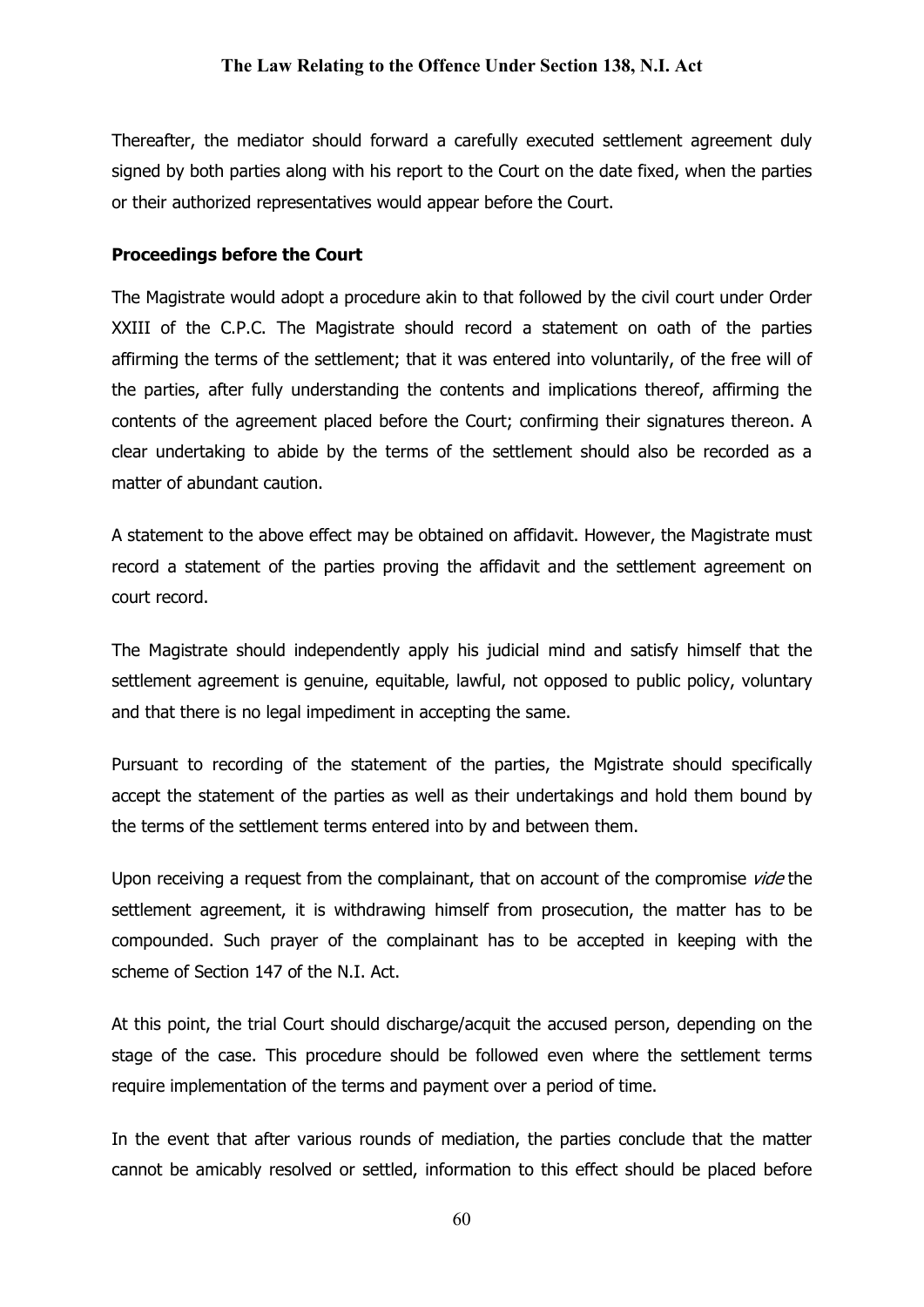Thereafter, the mediator should forward a carefully executed settlement agreement duly signed by both parties along with his report to the Court on the date fixed, when the parties or their authorized representatives would appear before the Court.

### Proceedings before the Court

The Magistrate would adopt a procedure akin to that followed by the civil court under Order XXIII of the C.P.C. The Magistrate should record a statement on oath of the parties affirming the terms of the settlement; that it was entered into voluntarily, of the free will of the parties, after fully understanding the contents and implications thereof, affirming the contents of the agreement placed before the Court; confirming their signatures thereon. A clear undertaking to abide by the terms of the settlement should also be recorded as a matter of abundant caution.

A statement to the above effect may be obtained on affidavit. However, the Magistrate must record a statement of the parties proving the affidavit and the settlement agreement on court record.

The Magistrate should independently apply his judicial mind and satisfy himself that the settlement agreement is genuine, equitable, lawful, not opposed to public policy, voluntary and that there is no legal impediment in accepting the same.

Pursuant to recording of the statement of the parties, the Mgistrate should specifically accept the statement of the parties as well as their undertakings and hold them bound by the terms of the settlement terms entered into by and between them.

Upon receiving a request from the complainant, that on account of the compromise *vide* the settlement agreement, it is withdrawing himself from prosecution, the matter has to be compounded. Such prayer of the complainant has to be accepted in keeping with the scheme of Section 147 of the N.I. Act.

At this point, the trial Court should discharge/acquit the accused person, depending on the stage of the case. This procedure should be followed even where the settlement terms require implementation of the terms and payment over a period of time.

In the event that after various rounds of mediation, the parties conclude that the matter cannot be amicably resolved or settled, information to this effect should be placed before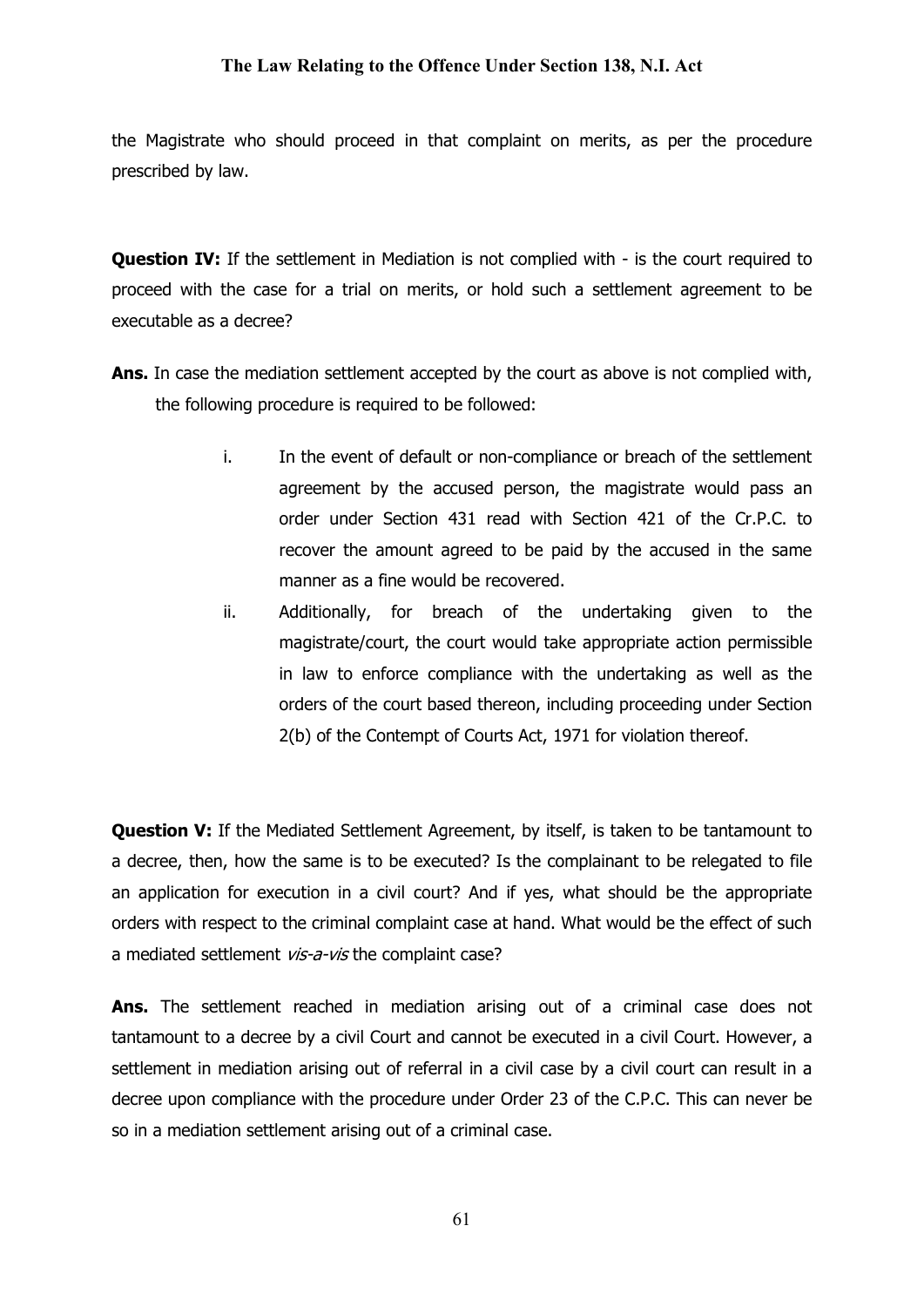the Magistrate who should proceed in that complaint on merits, as per the procedure prescribed by law.

**Question IV:** If the settlement in Mediation is not complied with - is the court required to proceed with the case for a trial on merits, or hold such a settlement agreement to be executable as a decree?

**Ans.** In case the mediation settlement accepted by the court as above is not complied with, the following procedure is required to be followed:

i. In the event of default or non-compliance or breach of the settlement agreement by the accused person, the magistrate would pass an order under Section 431 read with Section 421 of the Cr.P.C. to recover the amount agreed to be paid by the accused in the same manner as a fine would be recovered.

ii. Additionally, for breach of the undertaking given to the magistrate/court, the court would take appropriate action permissible in law to enforce compliance with the undertaking as well as the orders of the court based thereon, including proceeding under Section 2(b) of the Contempt of Courts Act, 1971 for violation thereof.

**Question V:** If the Mediated Settlement Agreement, by itself, is taken to be tantamount to a decree, then, how the same is to be executed? Is the complainant to be relegated to file an application for execution in a civil court? And if yes, what should be the appropriate orders with respect to the criminal complaint case at hand. What would be the effect of such a mediated settlement *vis-a-vis* the complaint case?

**Ans.** The settlement reached in mediation arising out of a criminal case does not tantamount to a decree by a civil Court and cannot be executed in a civil Court. However, a settlement in mediation arising out of referral in a civil case by a civil court can result in a decree upon compliance with the procedure under Order 23 of the C.P.C. This can never be so in a mediation settlement arising out of a criminal case.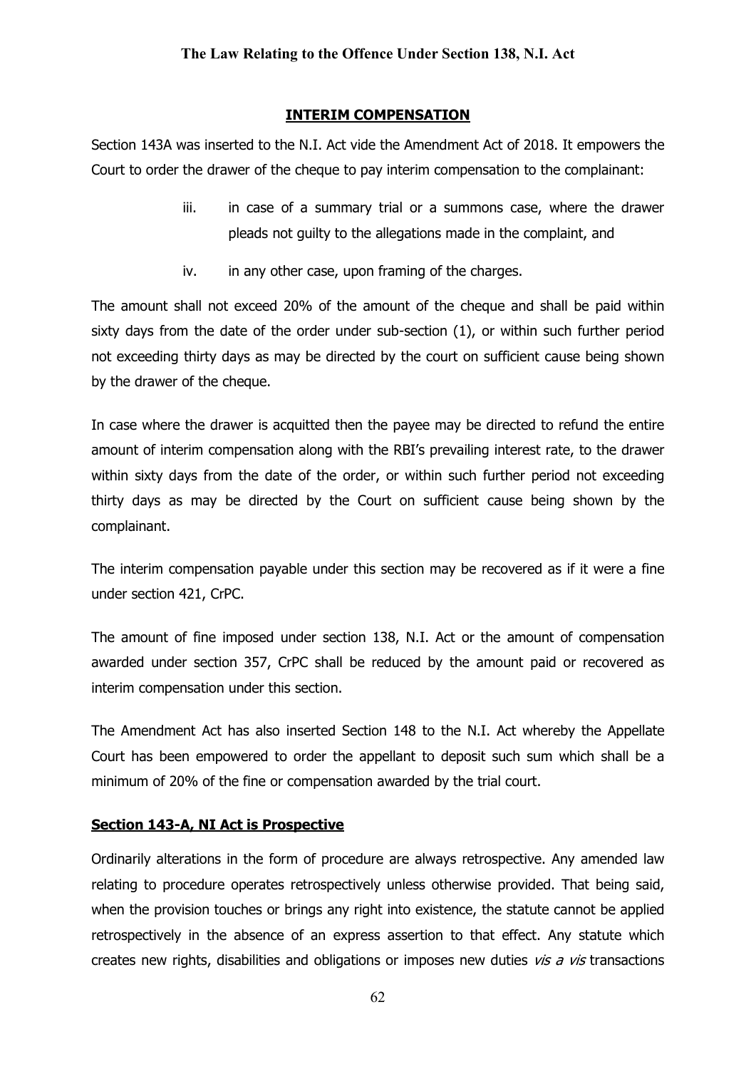## INTERIM COMPENSATION

Section 143A was inserted to the N.I. Act vide the Amendment Act of 2018. It empowers the Court to order the drawer of the cheque to pay interim compensation to the complainant:

iii. in case of a summary trial or a summons case, where the drawer pleads not guilty to the allegations made in the complaint, and

iv. in any other case, upon framing of the charges.

The amount shall not exceed 20% of the amount of the cheque and shall be paid within sixty days from the date of the order under sub-section (1), or within such further period not exceeding thirty days as may be directed by the court on sufficient cause being shown by the drawer of the cheque.

In case where the drawer is acquitted then the payee may be directed to refund the entire amount of interim compensation along with the RBI's prevailing interest rate, to the drawer within sixty days from the date of the order, or within such further period not exceeding thirty days as may be directed by the Court on sufficient cause being shown by the complainant.

The interim compensation payable under this section may be recovered as if it were a fine under section 421, CrPC.

The amount of fine imposed under section 138, N.I. Act or the amount of compensation awarded under section 357, CrPC shall be reduced by the amount paid or recovered as interim compensation under this section.

The Amendment Act has also inserted Section 148 to the N.I. Act whereby the Appellate Court has been empowered to order the appellant to deposit such sum which shall be a minimum of 20% of the fine or compensation awarded by the trial court.

### Section 143-A, NI Act is Prospective

Ordinarily alterations in the form of procedure are always retrospective. Any amended law relating to procedure operates retrospectively unless otherwise provided. That being said, when the provision touches or brings any right into existence, the statute cannot be applied retrospectively in the absence of an express assertion to that effect. Any statute which creates new rights, disabilities and obligations or imposes new duties *vis a vis* transactions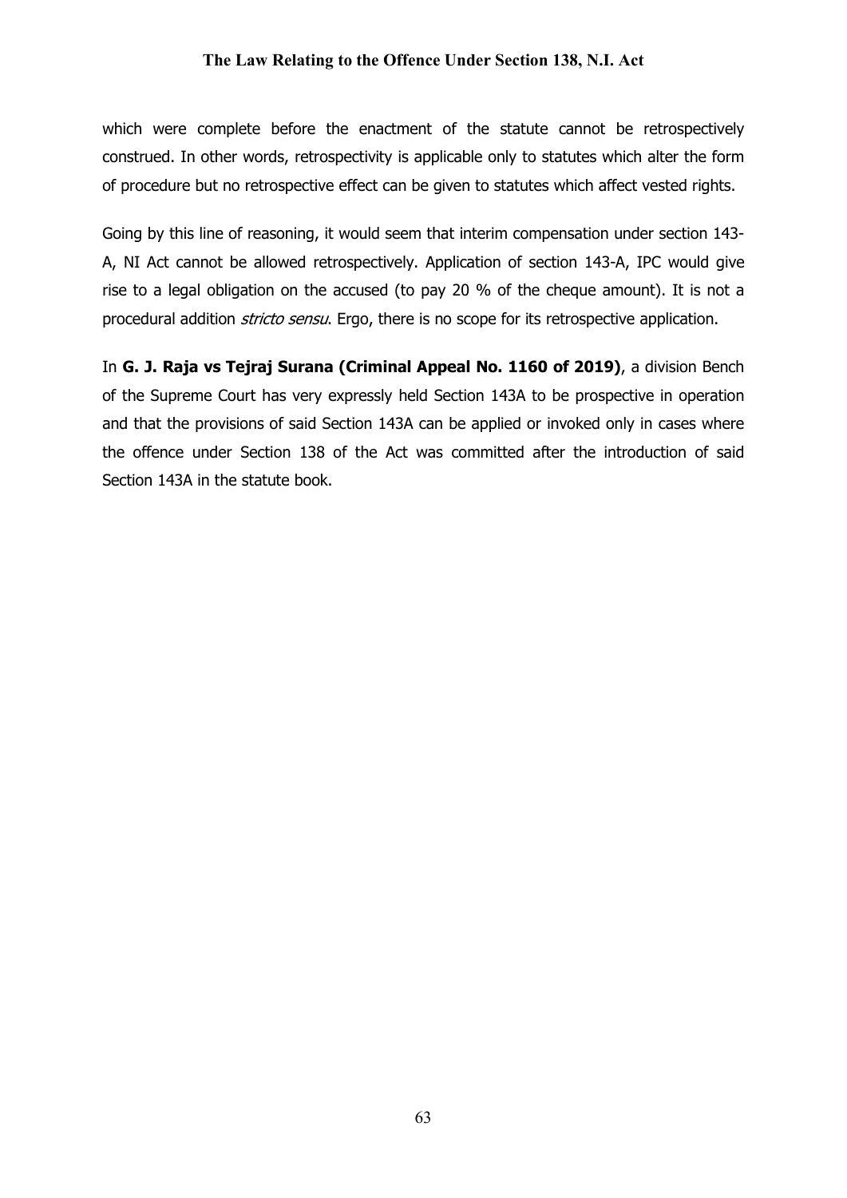which were complete before the enactment of the statute cannot be retrospectively construed. In other words, retrospectivity is applicable only to statutes which alter the form of procedure but no retrospective effect can be given to statutes which affect vested rights.

Going by this line of reasoning, it would seem that interim compensation under section 143-A, NI Act cannot be allowed retrospectively. Application of section 143-A, IPC would give rise to a legal obligation on the accused (to pay 20 % of the cheque amount). It is not a procedural addition *stricto sensu*. Ergo, there is no scope for its retrospective application.

In **G. J. Raja vs Tejraj Surana (Criminal Appeal No. 1160 of 2019)**, a division Bench of the Supreme Court has very expressly held Section 143A to be prospective in operation and that the provisions of said Section 143A can be applied or invoked only in cases where the offence under Section 138 of the Act was committed after the introduction of said Section 143A in the statute book.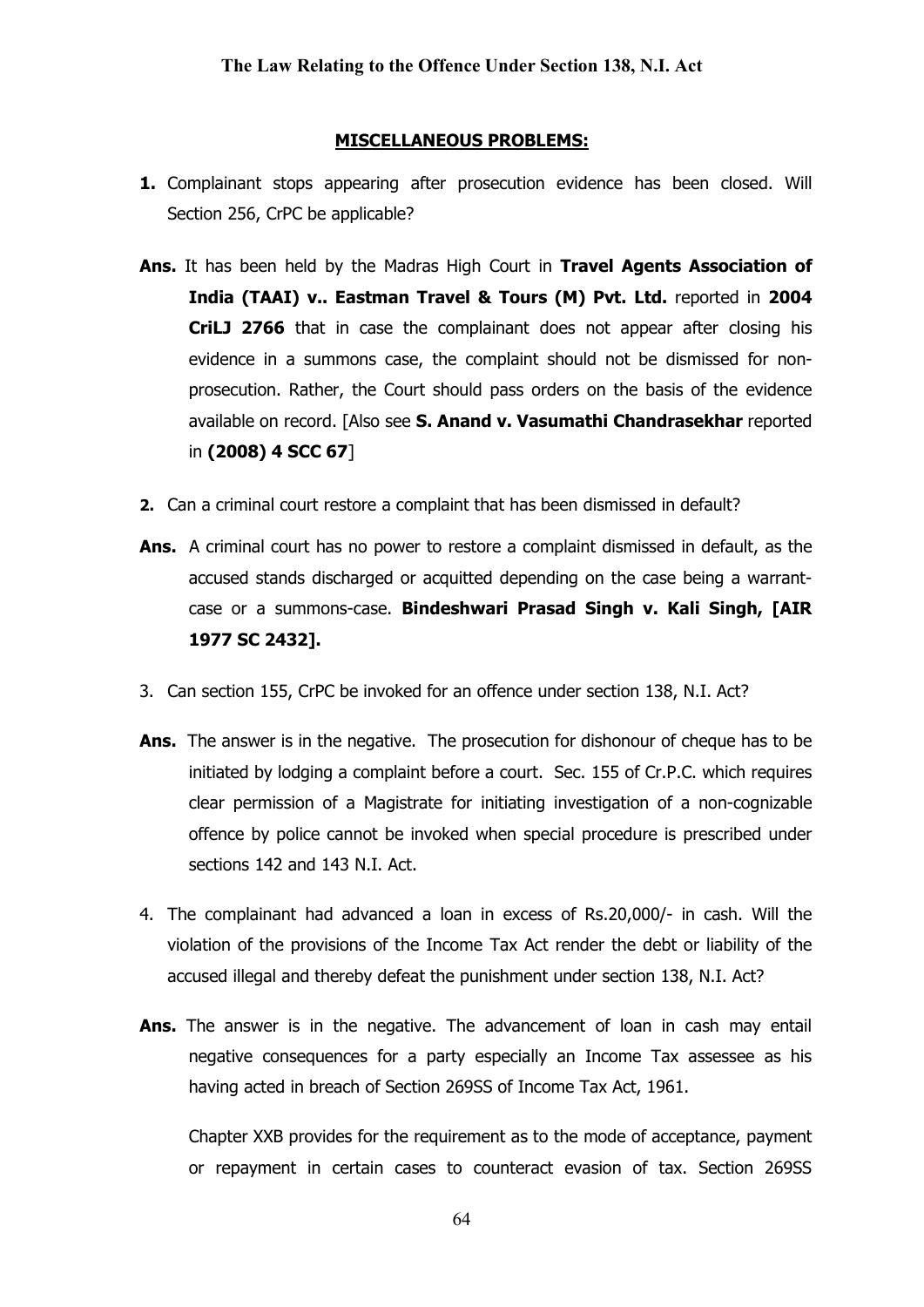**MISCELLANEOUS PROBLEMS:**

**1.** Complainant stops appearing after prosecution evidence has been closed. Will Section 256, CrPC be applicable?

**Ans.** It has been held by the Madras High Court in **Travel Agents Association of India (TAAI) v.. Eastman Travel & Tours (M) Pvt. Ltd.** reported in **2004 CriLJ 2766** that in case the complainant does not appear after closing his evidence in a summons case, the complaint should not be dismissed for non-prosecution. Rather, the Court should pass orders on the basis of the evidence available on record. [Also see **S. Anand v. Vasumathi Chandrasekhar** reported in **(2008) 4 SCC 67**]

**2.** Can a criminal court restore a complaint that has been dismissed in default?

**Ans.** A criminal court has no power to restore a complaint dismissed in default, as the accused stands discharged or acquitted depending on the case being a warrant-case or a summons-case. **Bindeshwari Prasad Singh v. Kali Singh, [AIR 1977 SC 2432].**

3. Can section 155, CrPC be invoked for an offence under section 138, N.I. Act?

**Ans.** The answer is in the negative. The prosecution for dishonour of cheque has to be initiated by lodging a complaint before a court. Sec. 155 of Cr.P.C. which requires clear permission of a Magistrate for initiating investigation of a non-cognizable offence by police cannot be invoked when special procedure is prescribed under sections 142 and 143 N.I. Act.

4. The complainant had advanced a loan in excess of Rs.20,000/- in cash. Will the violation of the provisions of the Income Tax Act render the debt or liability of the accused illegal and thereby defeat the punishment under section 138, N.I. Act?

**Ans.** The answer is in the negative. The advancement of loan in cash may entail negative consequences for a party especially an Income Tax assessee as his having acted in breach of Section 269SS of Income Tax Act, 1961.

Chapter XXB provides for the requirement as to the mode of acceptance, payment or repayment in certain cases to counteract evasion of tax. Section 269SS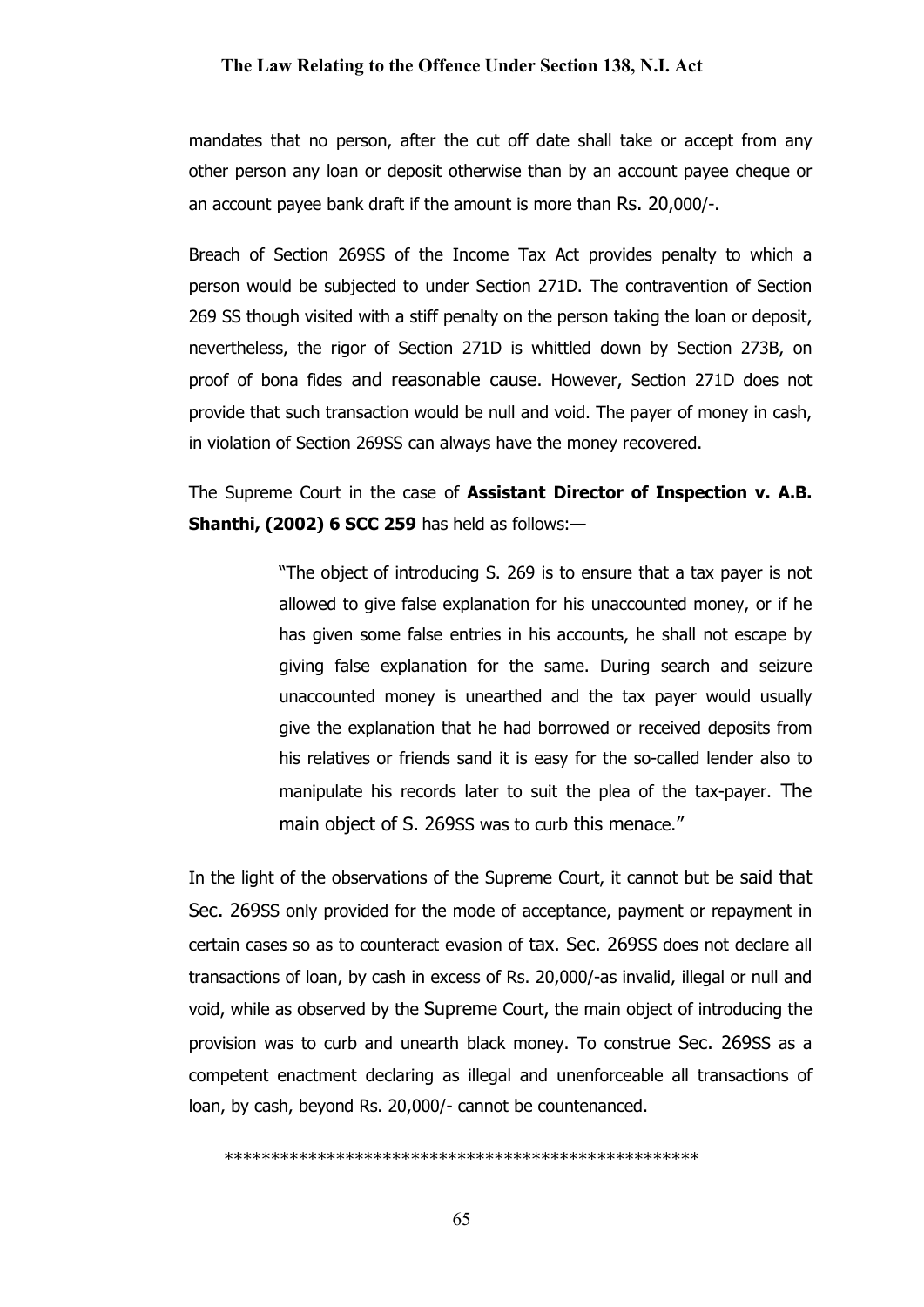mandates that no person, after the cut off date shall take or accept from any other person any loan or deposit otherwise than by an account payee cheque or an account payee bank draft if the amount is more than Rs. 20,000/-.

Breach of Section 269SS of the Income Tax Act provides penalty to which a person would be subjected to under Section 271D. The contravention of Section 269 SS though visited with a stiff penalty on the person taking the loan or deposit, nevertheless, the rigor of Section 271D is whittled down by Section 273B, on proof of bona fides and reasonable cause. However, Section 271D does not provide that such transaction would be null and void. The payer of money in cash, in violation of Section 269SS can always have the money recovered.

The Supreme Court in the case of **Assistant Director of Inspection v. A.B. Shanthi, (2002) 6 SCC 259** has held as follows:—

> "The object of introducing S. 269 is to ensure that a tax payer is not allowed to give false explanation for his unaccounted money, or if he has given some false entries in his accounts, he shall not escape by giving false explanation for the same. During search and seizure unaccounted money is unearthed and the tax payer would usually give the explanation that he had borrowed or received deposits from his relatives or friends sand it is easy for the so-called lender also to manipulate his records later to suit the plea of the tax-payer. The main object of S. 269SS was to curb this menace."

In the light of the observations of the Supreme Court, it cannot but be said that Sec. 269SS only provided for the mode of acceptance, payment or repayment in certain cases so as to counteract evasion of tax. Sec. 269SS does not declare all transactions of loan, by cash in excess of Rs. 20,000/-as invalid, illegal or null and void, while as observed by the Supreme Court, the main object of introducing the provision was to curb and unearth black money. To construe Sec. 269SS as a competent enactment declaring as illegal and unenforceable all transactions of loan, by cash, beyond Rs. 20,000/- cannot be countenanced.

***************************************************